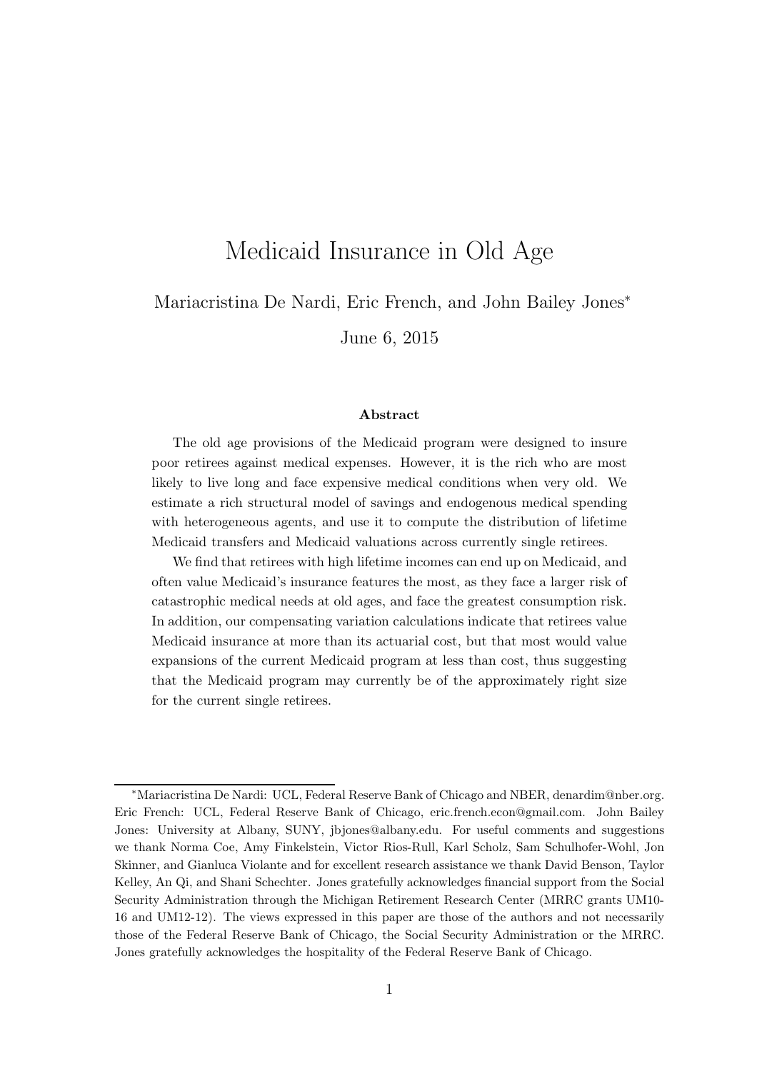# Medicaid Insurance in Old Age

Mariacristina De Nardi, Eric French, and John Bailey Jones*

June 6, 2015

### Abstract

The old age provisions of the Medicaid program were designed to insure poor retirees against medical expenses. However, it is the rich who are most likely to live long and face expensive medical conditions when very old. We estimate a rich structural model of savings and endogenous medical spending with heterogeneous agents, and use it to compute the distribution of lifetime Medicaid transfers and Medicaid valuations across currently single retirees.

We find that retirees with high lifetime incomes can end up on Medicaid, and often value Medicaid's insurance features the most, as they face a larger risk of catastrophic medical needs at old ages, and face the greatest consumption risk. In addition, our compensating variation calculations indicate that retirees value Medicaid insurance at more than its actuarial cost, but that most would value expansions of the current Medicaid program at less than cost, thus suggesting that the Medicaid program may currently be of the approximately right size for the current single retirees.

---

*Mariacristina De Nardi: UCL, Federal Reserve Bank of Chicago and NBER, denardim@nber.org. Eric French: UCL, Federal Reserve Bank of Chicago, eric.french.econ@gmail.com. John Bailey Jones: University at Albany, SUNY, jbjones@albany.edu. For useful comments and suggestions we thank Norma Coe, Amy Finkelstein, Victor Rios-Rull, Karl Scholz, Sam Schulhofer-Wohl, Jon Skinner, and Gianluca Violante and for excellent research assistance we thank David Benson, Taylor Kelley, An Qi, and Shani Schechter. Jones gratefully acknowledges financial support from the Social Security Administration through the Michigan Retirement Research Center (MRRC grants UM10-16 and UM12-12). The views expressed in this paper are those of the authors and not necessarily those of the Federal Reserve Bank of Chicago, the Social Security Administration or the MRRC. Jones gratefully acknowledges the hospitality of the Federal Reserve Bank of Chicago.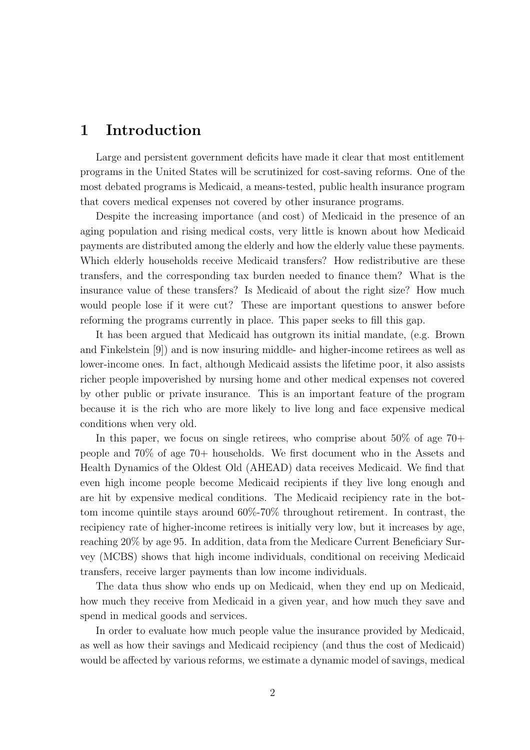# 1 Introduction

Large and persistent government deficits have made it clear that most entitlement programs in the United States will be scrutinized for cost-saving reforms. One of the most debated programs is Medicaid, a means-tested, public health insurance program that covers medical expenses not covered by other insurance programs.

Despite the increasing importance (and cost) of Medicaid in the presence of an aging population and rising medical costs, very little is known about how Medicaid payments are distributed among the elderly and how the elderly value these payments. Which elderly households receive Medicaid transfers? How redistributive are these transfers, and the corresponding tax burden needed to finance them? What is the insurance value of these transfers? Is Medicaid of about the right size? How much would people lose if it were cut? These are important questions to answer before reforming the programs currently in place. This paper seeks to fill this gap.

It has been argued that Medicaid has outgrown its initial mandate, (e.g. Brown and Finkelstein [9]) and is now insuring middle- and higher-income retirees as well as lower-income ones. In fact, although Medicaid assists the lifetime poor, it also assists richer people impoverished by nursing home and other medical expenses not covered by other public or private insurance. This is an important feature of the program because it is the rich who are more likely to live long and face expensive medical conditions when very old.

In this paper, we focus on single retirees, who comprise about 50% of age 70+ people and 70% of age 70+ households. We first document who in the Assets and Health Dynamics of the Oldest Old (AHEAD) data receives Medicaid. We find that even high income people become Medicaid recipients if they live long enough and are hit by expensive medical conditions. The Medicaid recipiency rate in the bottom income quintile stays around 60%-70% throughout retirement. In contrast, the recipiency rate of higher-income retirees is initially very low, but it increases by age, reaching 20% by age 95. In addition, data from the Medicare Current Beneficiary Survey (MCBS) shows that high income individuals, conditional on receiving Medicaid transfers, receive larger payments than low income individuals.

The data thus show who ends up on Medicaid, when they end up on Medicaid, how much they receive from Medicaid in a given year, and how much they save and spend in medical goods and services.

In order to evaluate how much people value the insurance provided by Medicaid, as well as how their savings and Medicaid recipiency (and thus the cost of Medicaid) would be affected by various reforms, we estimate a dynamic model of savings, medical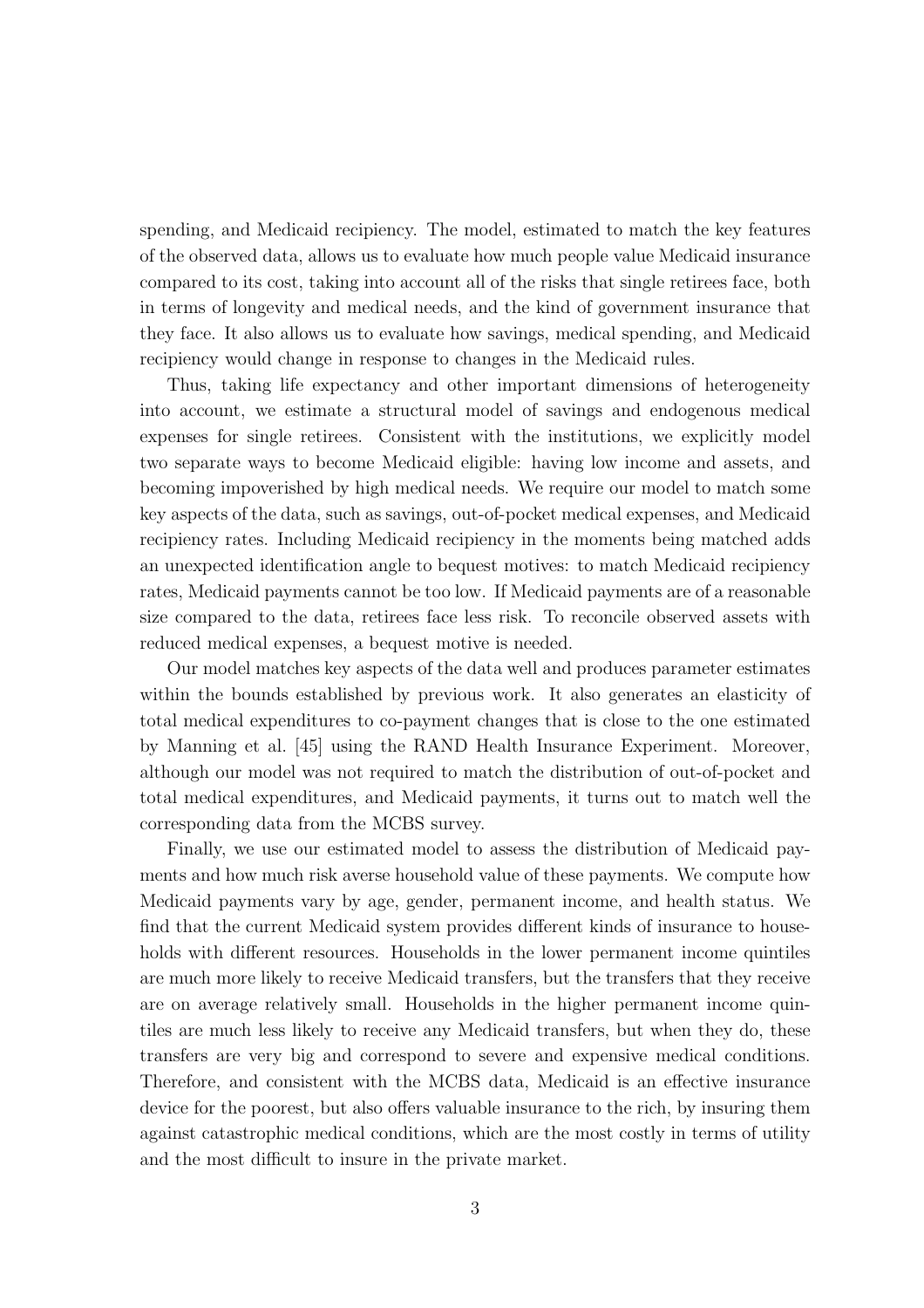spending, and Medicaid recipiency. The model, estimated to match the key features of the observed data, allows us to evaluate how much people value Medicaid insurance compared to its cost, taking into account all of the risks that single retirees face, both in terms of longevity and medical needs, and the kind of government insurance that they face. It also allows us to evaluate how savings, medical spending, and Medicaid recipiency would change in response to changes in the Medicaid rules.

Thus, taking life expectancy and other important dimensions of heterogeneity into account, we estimate a structural model of savings and endogenous medical expenses for single retirees. Consistent with the institutions, we explicitly model two separate ways to become Medicaid eligible: having low income and assets, and becoming impoverished by high medical needs. We require our model to match some key aspects of the data, such as savings, out-of-pocket medical expenses, and Medicaid recipiency rates. Including Medicaid recipiency in the moments being matched adds an unexpected identification angle to bequest motives: to match Medicaid recipiency rates, Medicaid payments cannot be too low. If Medicaid payments are of a reasonable size compared to the data, retirees face less risk. To reconcile observed assets with reduced medical expenses, a bequest motive is needed.

Our model matches key aspects of the data well and produces parameter estimates within the bounds established by previous work. It also generates an elasticity of total medical expenditures to co-payment changes that is close to the one estimated by Manning et al. [45] using the RAND Health Insurance Experiment. Moreover, although our model was not required to match the distribution of out-of-pocket and total medical expenditures, and Medicaid payments, it turns out to match well the corresponding data from the MCBS survey.

Finally, we use our estimated model to assess the distribution of Medicaid payments and how much risk averse household value of these payments. We compute how Medicaid payments vary by age, gender, permanent income, and health status. We find that the current Medicaid system provides different kinds of insurance to households with different resources. Households in the lower permanent income quintiles are much more likely to receive Medicaid transfers, but the transfers that they receive are on average relatively small. Households in the higher permanent income quintiles are much less likely to receive any Medicaid transfers, but when they do, these transfers are very big and correspond to severe and expensive medical conditions. Therefore, and consistent with the MCBS data, Medicaid is an effective insurance device for the poorest, but also offers valuable insurance to the rich, by insuring them against catastrophic medical conditions, which are the most costly in terms of utility and the most difficult to insure in the private market.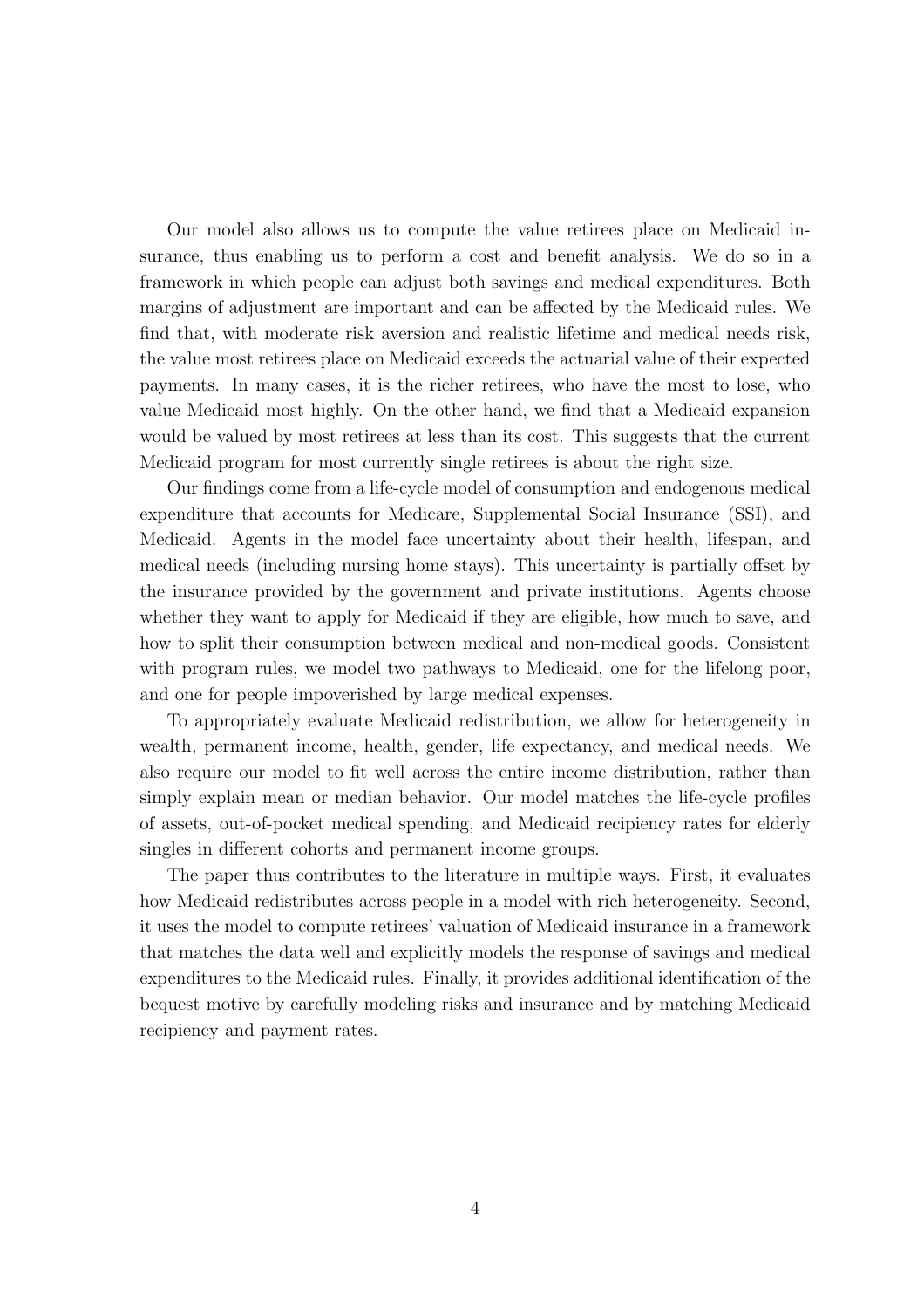Our model also allows us to compute the value retirees place on Medicaid insurance, thus enabling us to perform a cost and benefit analysis. We do so in a framework in which people can adjust both savings and medical expenditures. Both margins of adjustment are important and can be affected by the Medicaid rules. We find that, with moderate risk aversion and realistic lifetime and medical needs risk, the value most retirees place on Medicaid exceeds the actuarial value of their expected payments. In many cases, it is the richer retirees, who have the most to lose, who value Medicaid most highly. On the other hand, we find that a Medicaid expansion would be valued by most retirees at less than its cost. This suggests that the current Medicaid program for most currently single retirees is about the right size.

Our findings come from a life-cycle model of consumption and endogenous medical expenditure that accounts for Medicare, Supplemental Social Insurance (SSI), and Medicaid. Agents in the model face uncertainty about their health, lifespan, and medical needs (including nursing home stays). This uncertainty is partially offset by the insurance provided by the government and private institutions. Agents choose whether they want to apply for Medicaid if they are eligible, how much to save, and how to split their consumption between medical and non-medical goods. Consistent with program rules, we model two pathways to Medicaid, one for the lifelong poor, and one for people impoverished by large medical expenses.

To appropriately evaluate Medicaid redistribution, we allow for heterogeneity in wealth, permanent income, health, gender, life expectancy, and medical needs. We also require our model to fit well across the entire income distribution, rather than simply explain mean or median behavior. Our model matches the life-cycle profiles of assets, out-of-pocket medical spending, and Medicaid recipiency rates for elderly singles in different cohorts and permanent income groups.

The paper thus contributes to the literature in multiple ways. First, it evaluates how Medicaid redistributes across people in a model with rich heterogeneity. Second, it uses the model to compute retirees' valuation of Medicaid insurance in a framework that matches the data well and explicitly models the response of savings and medical expenditures to the Medicaid rules. Finally, it provides additional identification of the bequest motive by carefully modeling risks and insurance and by matching Medicaid recipiency and payment rates.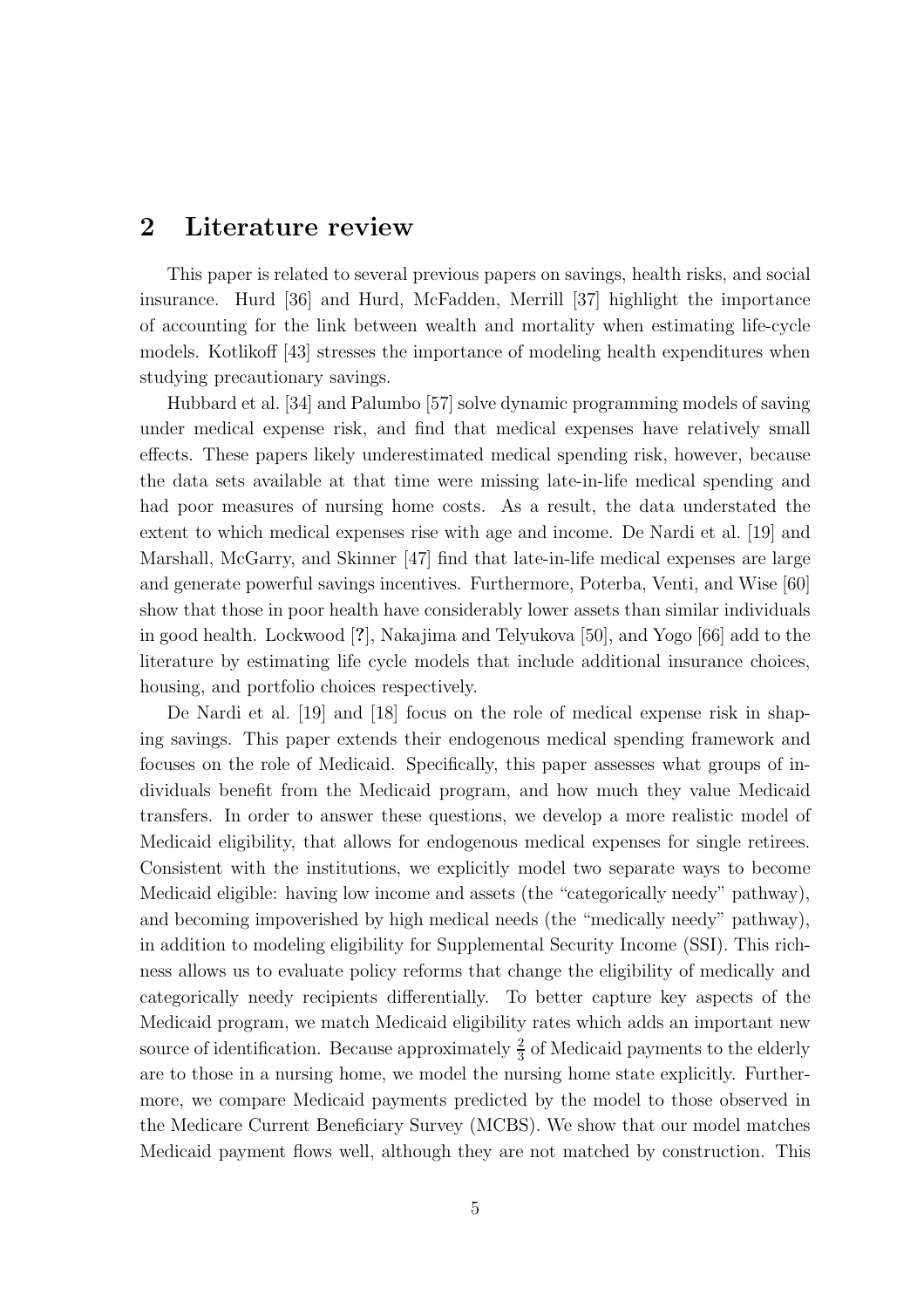## 2 Literature review

This paper is related to several previous papers on savings, health risks, and social insurance. Hurd [36] and Hurd, McFadden, Merrill [37] highlight the importance of accounting for the link between wealth and mortality when estimating life-cycle models. Kotlikoff [43] stresses the importance of modeling health expenditures when studying precautionary savings.

Hubbard et al. [34] and Palumbo [57] solve dynamic programming models of saving under medical expense risk, and find that medical expenses have relatively small effects. These papers likely underestimated medical spending risk, however, because the data sets available at that time were missing late-in-life medical spending and had poor measures of nursing home costs. As a result, the data understated the extent to which medical expenses rise with age and income. De Nardi et al. [19] and Marshall, McGarry, and Skinner [47] find that late-in-life medical expenses are large and generate powerful savings incentives. Furthermore, Poterba, Venti, and Wise [60] show that those in poor health have considerably lower assets than similar individuals in good health. Lockwood [**?**], Nakajima and Telyukova [50], and Yogo [66] add to the literature by estimating life cycle models that include additional insurance choices, housing, and portfolio choices respectively.

De Nardi et al. [19] and [18] focus on the role of medical expense risk in shaping savings. This paper extends their endogenous medical spending framework and focuses on the role of Medicaid. Specifically, this paper assesses what groups of individuals benefit from the Medicaid program, and how much they value Medicaid transfers. In order to answer these questions, we develop a more realistic model of Medicaid eligibility, that allows for endogenous medical expenses for single retirees. Consistent with the institutions, we explicitly model two separate ways to become Medicaid eligible: having low income and assets (the "categorically needy" pathway), and becoming impoverished by high medical needs (the "medically needy" pathway), in addition to modeling eligibility for Supplemental Security Income (SSI). This richness allows us to evaluate policy reforms that change the eligibility of medically and categorically needy recipients differentially. To better capture key aspects of the Medicaid program, we match Medicaid eligibility rates which adds an important new source of identification. Because approximately $\frac{2}{3}$ of Medicaid payments to the elderly are to those in a nursing home, we model the nursing home state explicitly. Furthermore, we compare Medicaid payments predicted by the model to those observed in the Medicare Current Beneficiary Survey (MCBS). We show that our model matches Medicaid payment flows well, although they are not matched by construction. This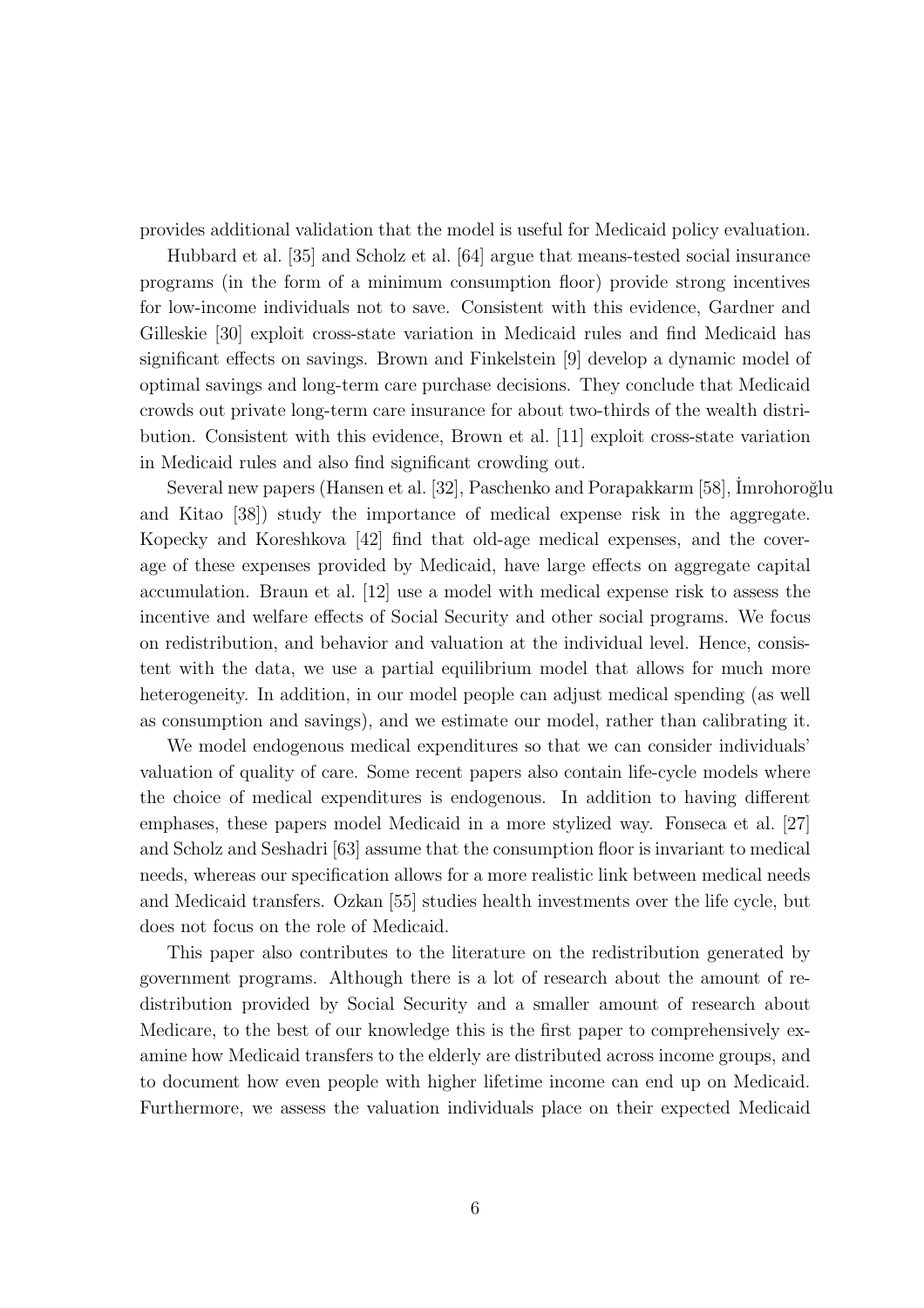provides additional validation that the model is useful for Medicaid policy evaluation.

Hubbard et al. [35] and Scholz et al. [64] argue that means-tested social insurance programs (in the form of a minimum consumption floor) provide strong incentives for low-income individuals not to save. Consistent with this evidence, Gardner and Gilleskie [30] exploit cross-state variation in Medicaid rules and find Medicaid has significant effects on savings. Brown and Finkelstein [9] develop a dynamic model of optimal savings and long-term care purchase decisions. They conclude that Medicaid crowds out private long-term care insurance for about two-thirds of the wealth distribution. Consistent with this evidence, Brown et al. [11] exploit cross-state variation in Medicaid rules and also find significant crowding out.

Several new papers (Hansen et al. [32], Paschenko and Porapakkarm [58], İmrohoroğlu and Kitao [38]) study the importance of medical expense risk in the aggregate. Kopecky and Koreshkova [42] find that old-age medical expenses, and the coverage of these expenses provided by Medicaid, have large effects on aggregate capital accumulation. Braun et al. [12] use a model with medical expense risk to assess the incentive and welfare effects of Social Security and other social programs. We focus on redistribution, and behavior and valuation at the individual level. Hence, consistent with the data, we use a partial equilibrium model that allows for much more heterogeneity. In addition, in our model people can adjust medical spending (as well as consumption and savings), and we estimate our model, rather than calibrating it.

We model endogenous medical expenditures so that we can consider individuals' valuation of quality of care. Some recent papers also contain life-cycle models where the choice of medical expenditures is endogenous. In addition to having different emphases, these papers model Medicaid in a more stylized way. Fonseca et al. [27] and Scholz and Seshadri [63] assume that the consumption floor is invariant to medical needs, whereas our specification allows for a more realistic link between medical needs and Medicaid transfers. Ozkan [55] studies health investments over the life cycle, but does not focus on the role of Medicaid.

This paper also contributes to the literature on the redistribution generated by government programs. Although there is a lot of research about the amount of redistribution provided by Social Security and a smaller amount of research about Medicare, to the best of our knowledge this is the first paper to comprehensively examine how Medicaid transfers to the elderly are distributed across income groups, and to document how even people with higher lifetime income can end up on Medicaid. Furthermore, we assess the valuation individuals place on their expected Medicaid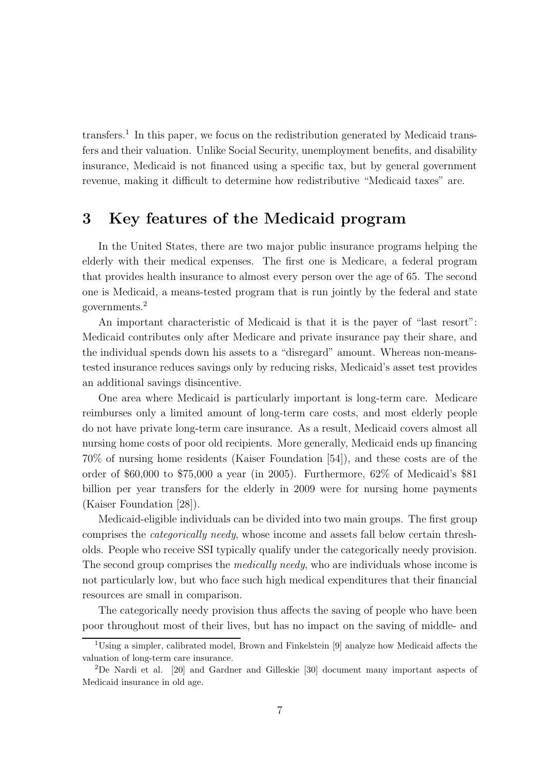transfers.[1] In this paper, we focus on the redistribution generated by Medicaid transfers and their valuation. Unlike Social Security, unemployment benefits, and disability insurance, Medicaid is not financed using a specific tax, but by general government revenue, making it difficult to determine how redistributive "Medicaid taxes" are.

# 3 Key features of the Medicaid program

In the United States, there are two major public insurance programs helping the elderly with their medical expenses. The first one is Medicare, a federal program that provides health insurance to almost every person over the age of 65. The second one is Medicaid, a means-tested program that is run jointly by the federal and state governments.[2]

An important characteristic of Medicaid is that it is the payer of "last resort": Medicaid contributes only after Medicare and private insurance pay their share, and the individual spends down his assets to a "disregard" amount. Whereas non-means-tested insurance reduces savings only by reducing risks, Medicaid's asset test provides an additional savings disincentive.

One area where Medicaid is particularly important is long-term care. Medicare reimburses only a limited amount of long-term care costs, and most elderly people do not have private long-term care insurance. As a result, Medicaid covers almost all nursing home costs of poor old recipients. More generally, Medicaid ends up financing 70% of nursing home residents (Kaiser Foundation [54]), and these costs are of the order of $60,000 to $75,000 a year (in 2005). Furthermore, 62% of Medicaid's $81 billion per year transfers for the elderly in 2009 were for nursing home payments (Kaiser Foundation [28]).

Medicaid-eligible individuals can be divided into two main groups. The first group comprises the *categorically needy*, whose income and assets fall below certain thresholds. People who receive SSI typically qualify under the categorically needy provision. The second group comprises the *medically needy*, who are individuals whose income is not particularly low, but who face such high medical expenditures that their financial resources are small in comparison.

The categorically needy provision thus affects the saving of people who have been poor throughout most of their lives, but has no impact on the saving of middle- and

[1] Using a simpler, calibrated model, Brown and Finkelstein [9] analyze how Medicaid affects the valuation of long-term care insurance.

[2] De Nardi et al. [20] and Gardner and Gilleskie [30] document many important aspects of Medicaid insurance in old age.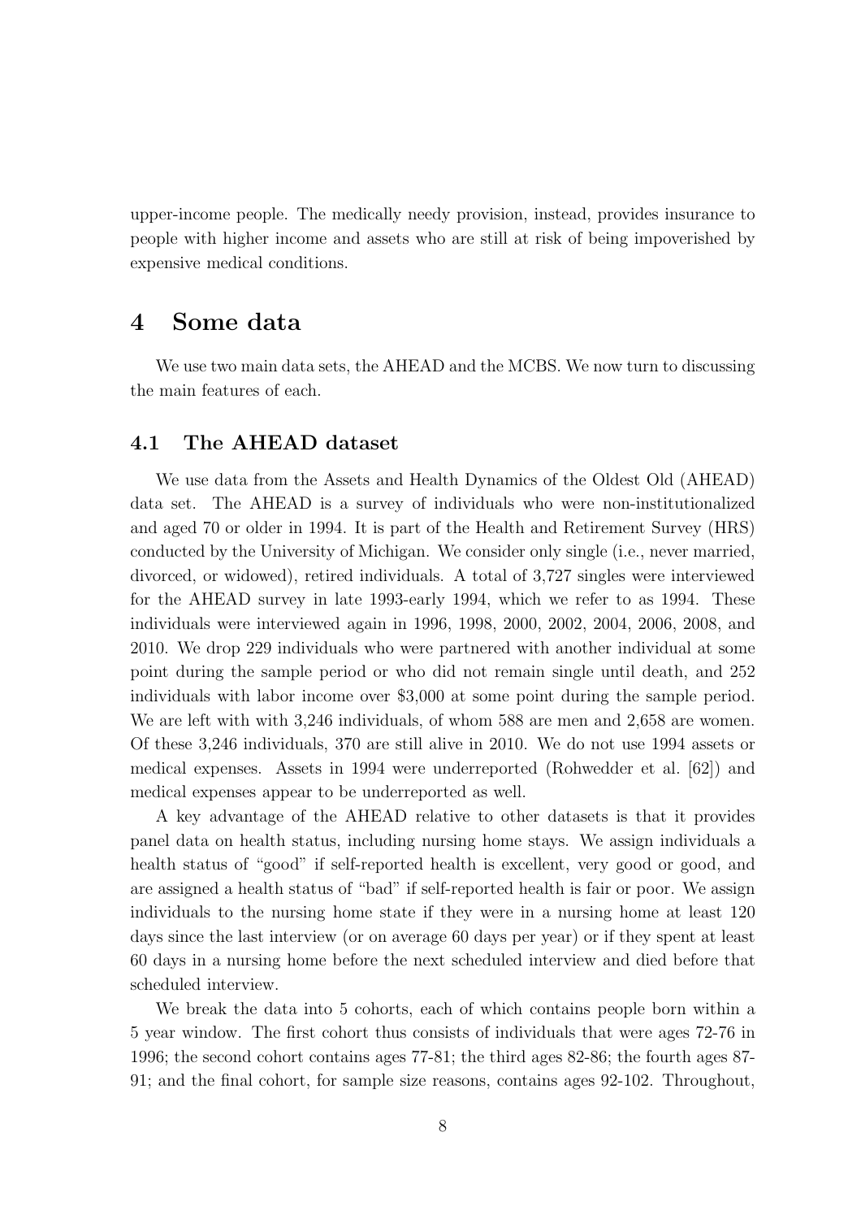upper-income people. The medically needy provision, instead, provides insurance to people with higher income and assets who are still at risk of being impoverished by expensive medical conditions.

# 4 Some data

We use two main data sets, the AHEAD and the MCBS. We now turn to discussing the main features of each.

## 4.1 The AHEAD dataset

We use data from the Assets and Health Dynamics of the Oldest Old (AHEAD) data set. The AHEAD is a survey of individuals who were non-institutionalized and aged 70 or older in 1994. It is part of the Health and Retirement Survey (HRS) conducted by the University of Michigan. We consider only single (i.e., never married, divorced, or widowed), retired individuals. A total of 3,727 singles were interviewed for the AHEAD survey in late 1993-early 1994, which we refer to as 1994. These individuals were interviewed again in 1996, 1998, 2000, 2002, 2004, 2006, 2008, and 2010. We drop 229 individuals who were partnered with another individual at some point during the sample period or who did not remain single until death, and 252 individuals with labor income over \$3,000 at some point during the sample period. We are left with with 3,246 individuals, of whom 588 are men and 2,658 are women. Of these 3,246 individuals, 370 are still alive in 2010. We do not use 1994 assets or medical expenses. Assets in 1994 were underreported (Rohwedder et al. [62]) and medical expenses appear to be underreported as well.

A key advantage of the AHEAD relative to other datasets is that it provides panel data on health status, including nursing home stays. We assign individuals a health status of "good" if self-reported health is excellent, very good or good, and are assigned a health status of "bad" if self-reported health is fair or poor. We assign individuals to the nursing home state if they were in a nursing home at least 120 days since the last interview (or on average 60 days per year) or if they spent at least 60 days in a nursing home before the next scheduled interview and died before that scheduled interview.

We break the data into 5 cohorts, each of which contains people born within a 5 year window. The first cohort thus consists of individuals that were ages 72-76 in 1996; the second cohort contains ages 77-81; the third ages 82-86; the fourth ages 87-91; and the final cohort, for sample size reasons, contains ages 92-102. Throughout,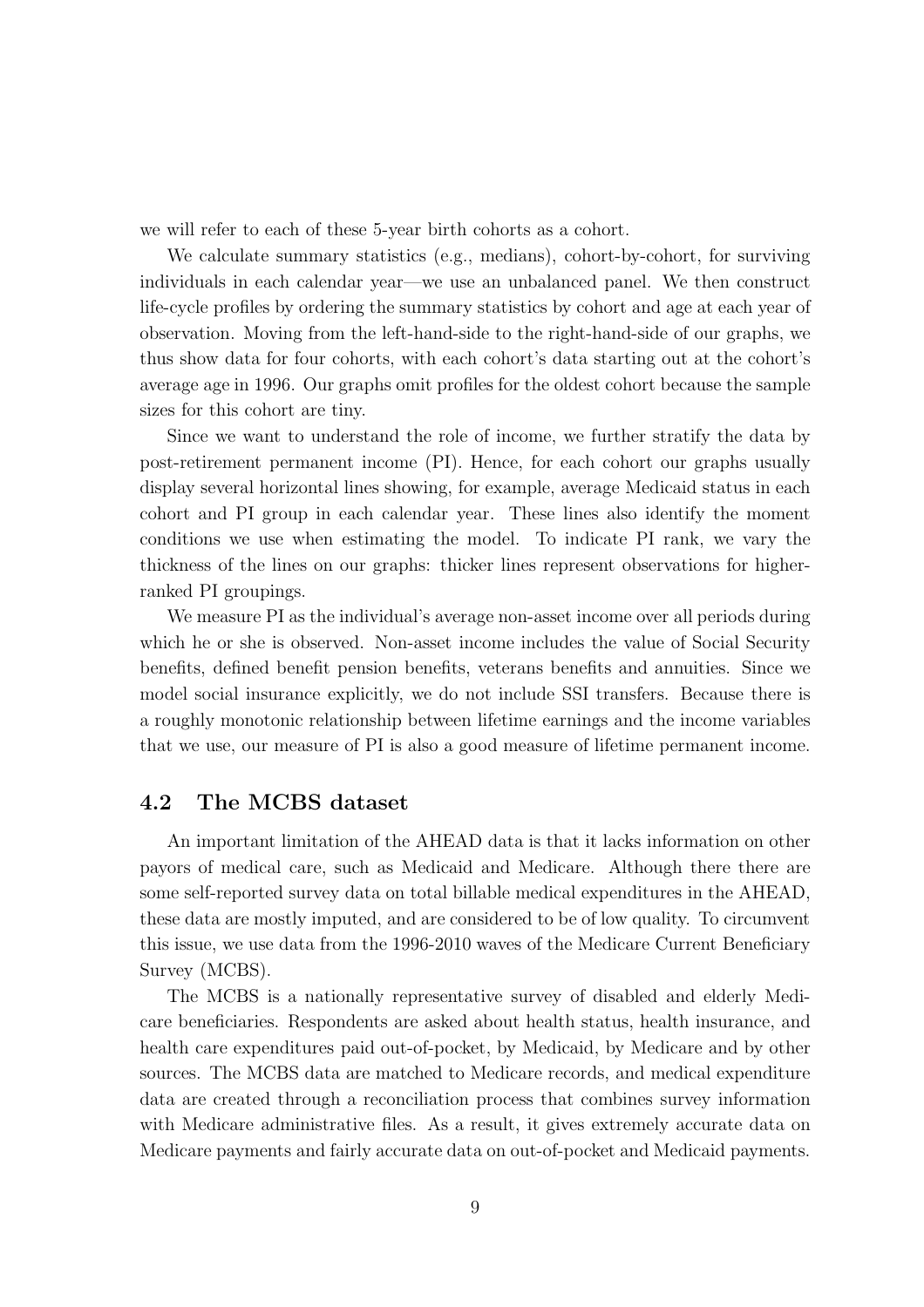we will refer to each of these 5-year birth cohorts as a cohort.

We calculate summary statistics (e.g., medians), cohort-by-cohort, for surviving individuals in each calendar year—we use an unbalanced panel. We then construct life-cycle profiles by ordering the summary statistics by cohort and age at each year of observation. Moving from the left-hand-side to the right-hand-side of our graphs, we thus show data for four cohorts, with each cohort's data starting out at the cohort's average age in 1996. Our graphs omit profiles for the oldest cohort because the sample sizes for this cohort are tiny.

Since we want to understand the role of income, we further stratify the data by post-retirement permanent income (PI). Hence, for each cohort our graphs usually display several horizontal lines showing, for example, average Medicaid status in each cohort and PI group in each calendar year. These lines also identify the moment conditions we use when estimating the model. To indicate PI rank, we vary the thickness of the lines on our graphs: thicker lines represent observations for higher-ranked PI groupings.

We measure PI as the individual's average non-asset income over all periods during which he or she is observed. Non-asset income includes the value of Social Security benefits, defined benefit pension benefits, veterans benefits and annuities. Since we model social insurance explicitly, we do not include SSI transfers. Because there is a roughly monotonic relationship between lifetime earnings and the income variables that we use, our measure of PI is also a good measure of lifetime permanent income.

## 4.2 The MCBS dataset

An important limitation of the AHEAD data is that it lacks information on other payors of medical care, such as Medicaid and Medicare. Although there there are some self-reported survey data on total billable medical expenditures in the AHEAD, these data are mostly imputed, and are considered to be of low quality. To circumvent this issue, we use data from the 1996-2010 waves of the Medicare Current Beneficiary Survey (MCBS).

The MCBS is a nationally representative survey of disabled and elderly Medicare beneficiaries. Respondents are asked about health status, health insurance, and health care expenditures paid out-of-pocket, by Medicaid, by Medicare and by other sources. The MCBS data are matched to Medicare records, and medical expenditure data are created through a reconciliation process that combines survey information with Medicare administrative files. As a result, it gives extremely accurate data on Medicare payments and fairly accurate data on out-of-pocket and Medicaid payments.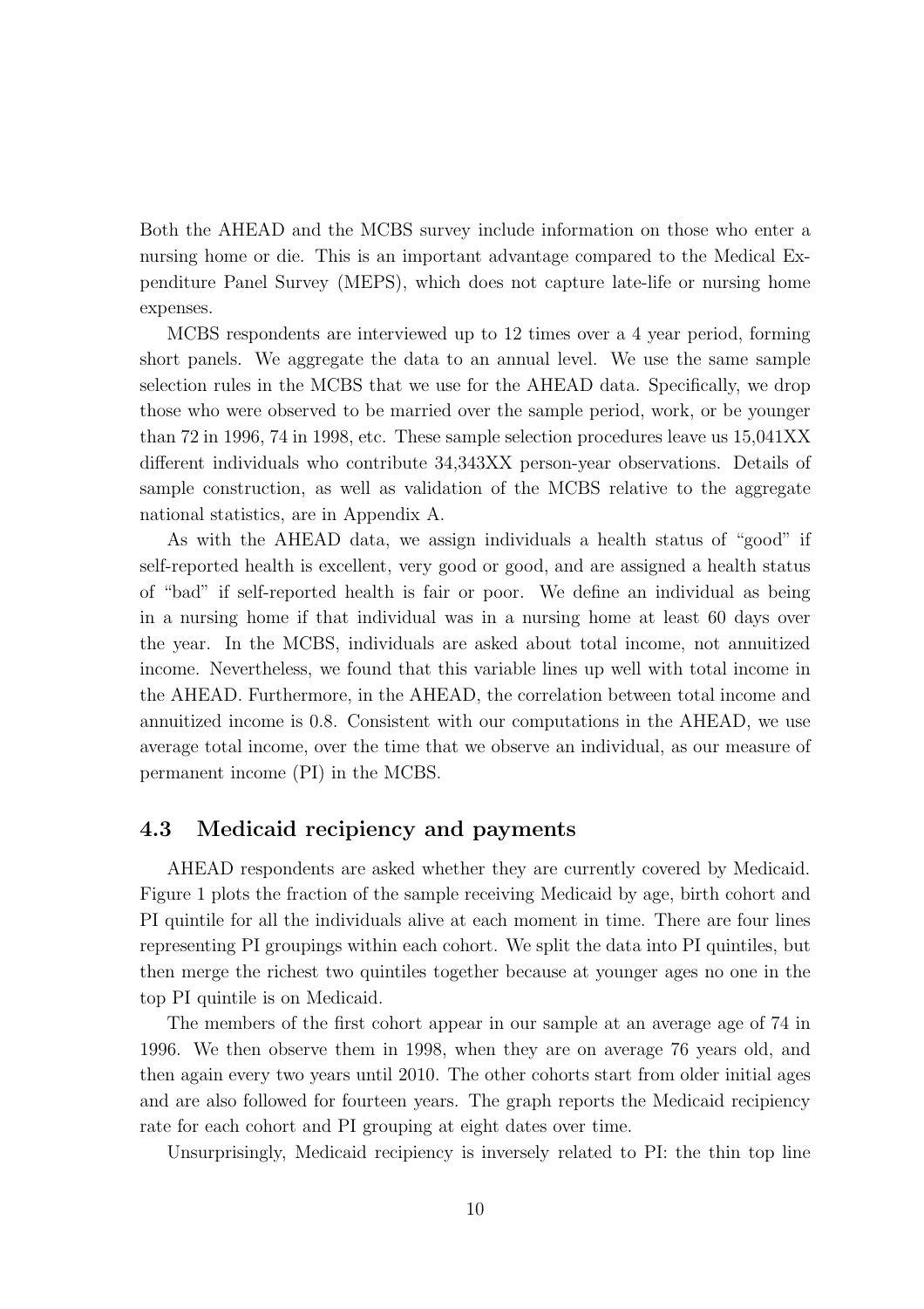Both the AHEAD and the MCBS survey include information on those who enter a nursing home or die. This is an important advantage compared to the Medical Expenditure Panel Survey (MEPS), which does not capture late-life or nursing home expenses.

MCBS respondents are interviewed up to 12 times over a 4 year period, forming short panels. We aggregate the data to an annual level. We use the same sample selection rules in the MCBS that we use for the AHEAD data. Specifically, we drop those who were observed to be married over the sample period, work, or be younger than 72 in 1996, 74 in 1998, etc. These sample selection procedures leave us 15,041XX different individuals who contribute 34,343XX person-year observations. Details of sample construction, as well as validation of the MCBS relative to the aggregate national statistics, are in Appendix A.

As with the AHEAD data, we assign individuals a health status of "good" if self-reported health is excellent, very good or good, and are assigned a health status of "bad" if self-reported health is fair or poor. We define an individual as being in a nursing home if that individual was in a nursing home at least 60 days over the year. In the MCBS, individuals are asked about total income, not annuitized income. Nevertheless, we found that this variable lines up well with total income in the AHEAD. Furthermore, in the AHEAD, the correlation between total income and annuitized income is 0.8. Consistent with our computations in the AHEAD, we use average total income, over the time that we observe an individual, as our measure of permanent income (PI) in the MCBS.

## 4.3 Medicaid recipiency and payments

AHEAD respondents are asked whether they are currently covered by Medicaid. Figure 1 plots the fraction of the sample receiving Medicaid by age, birth cohort and PI quintile for all the individuals alive at each moment in time. There are four lines representing PI groupings within each cohort. We split the data into PI quintiles, but then merge the richest two quintiles together because at younger ages no one in the top PI quintile is on Medicaid.

The members of the first cohort appear in our sample at an average age of 74 in 1996. We then observe them in 1998, when they are on average 76 years old, and then again every two years until 2010. The other cohorts start from older initial ages and are also followed for fourteen years. The graph reports the Medicaid recipiency rate for each cohort and PI grouping at eight dates over time.

Unsurprisingly, Medicaid recipiency is inversely related to PI: the thin top line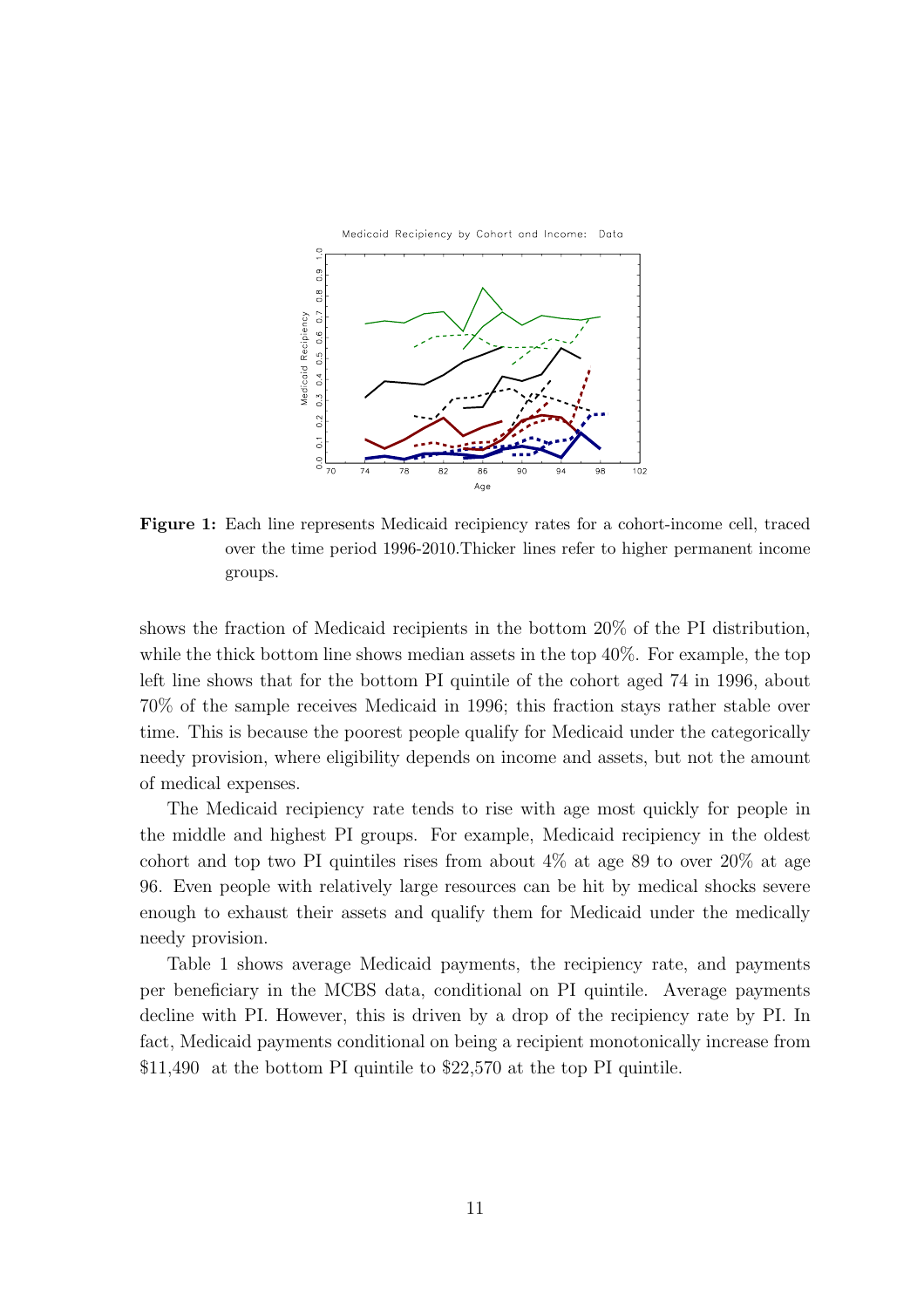**Figure 1:** Each line represents Medicaid recipiency rates for a cohort-income cell, traced over the time period 1996-2010.Thicker lines refer to higher permanent income groups.

shows the fraction of Medicaid recipients in the bottom 20% of the PI distribution, while the thick bottom line shows median assets in the top 40%. For example, the top left line shows that for the bottom PI quintile of the cohort aged 74 in 1996, about 70% of the sample receives Medicaid in 1996; this fraction stays rather stable over time. This is because the poorest people qualify for Medicaid under the categorically needy provision, where eligibility depends on income and assets, but not the amount of medical expenses.

The Medicaid recipiency rate tends to rise with age most quickly for people in the middle and highest PI groups. For example, Medicaid recipiency in the oldest cohort and top two PI quintiles rises from about 4% at age 89 to over 20% at age 96. Even people with relatively large resources can be hit by medical shocks severe enough to exhaust their assets and qualify them for Medicaid under the medically needy provision.

Table 1 shows average Medicaid payments, the recipiency rate, and payments per beneficiary in the MCBS data, conditional on PI quintile. Average payments decline with PI. However, this is driven by a drop of the recipiency rate by PI. In fact, Medicaid payments conditional on being a recipient monotonically increase from \$11,490 at the bottom PI quintile to \$22,570 at the top PI quintile.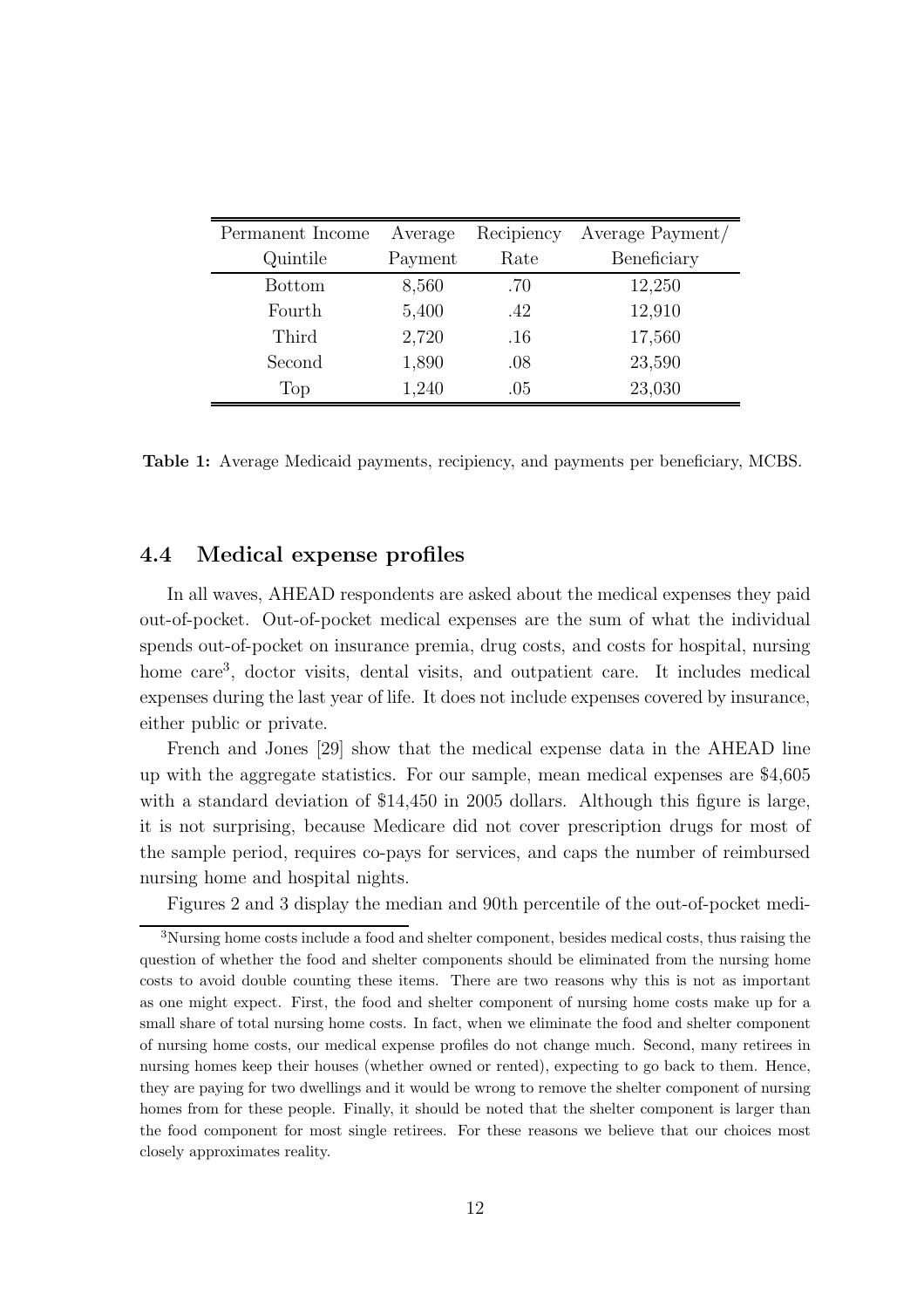| Permanent Income Quintile | Average Payment | Recipiency Rate | Average Payment/ Beneficiary |
|---|---|---|---|
| Bottom | 8,560 | .70 | 12,250 |
| Fourth | 5,400 | .42 | 12,910 |
| Third | 2,720 | .16 | 17,560 |
| Second | 1,890 | .08 | 23,590 |
| Top | 1,240 | .05 | 23,030 |

**Table 1:** Average Medicaid payments, recipiency, and payments per beneficiary, MCBS.

### 4.4 Medical expense profiles

In all waves, AHEAD respondents are asked about the medical expenses they paid out-of-pocket. Out-of-pocket medical expenses are the sum of what the individual spends out-of-pocket on insurance premia, drug costs, and costs for hospital, nursing home care[3], doctor visits, dental visits, and outpatient care. It includes medical expenses during the last year of life. It does not include expenses covered by insurance, either public or private.

French and Jones [29] show that the medical expense data in the AHEAD line up with the aggregate statistics. For our sample, mean medical expenses are $4,605 with a standard deviation of $14,450 in 2005 dollars. Although this figure is large, it is not surprising, because Medicare did not cover prescription drugs for most of the sample period, requires co-pays for services, and caps the number of reimbursed nursing home and hospital nights.

Figures 2 and 3 display the median and 90th percentile of the out-of-pocket medi-

[3]Nursing home costs include a food and shelter component, besides medical costs, thus raising the question of whether the food and shelter components should be eliminated from the nursing home costs to avoid double counting these items. There are two reasons why this is not as important as one might expect. First, the food and shelter component of nursing home costs make up for a small share of total nursing home costs. In fact, when we eliminate the food and shelter component of nursing home costs, our medical expense profiles do not change much. Second, many retirees in nursing homes keep their houses (whether owned or rented), expecting to go back to them. Hence, they are paying for two dwellings and it would be wrong to remove the shelter component of nursing homes from for these people. Finally, it should be noted that the shelter component is larger than the food component for most single retirees. For these reasons we believe that our choices most closely approximates reality.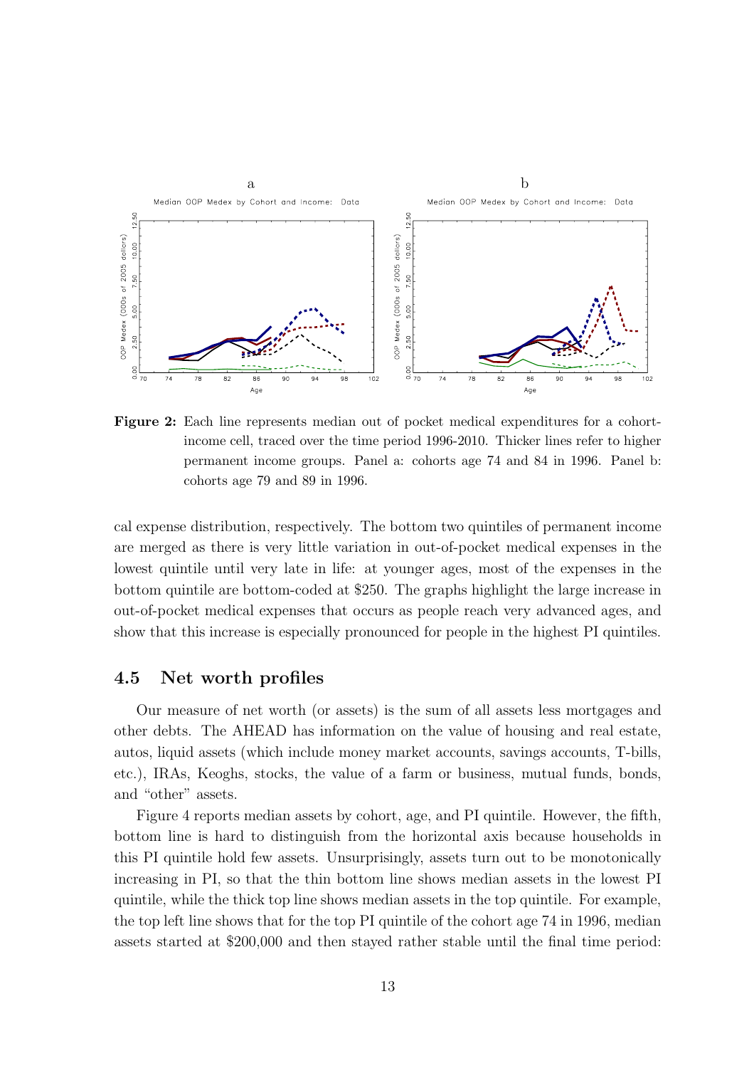**Figure 2:** Each line represents median out of pocket medical expenditures for a cohort-income cell, traced over the time period 1996-2010. Thicker lines refer to higher permanent income groups. Panel a: cohorts age 74 and 84 in 1996. Panel b: cohorts age 79 and 89 in 1996.

cal expense distribution, respectively. The bottom two quintiles of permanent income are merged as there is very little variation in out-of-pocket medical expenses in the lowest quintile until very late in life: at younger ages, most of the expenses in the bottom quintile are bottom-coded at \$250. The graphs highlight the large increase in out-of-pocket medical expenses that occurs as people reach very advanced ages, and show that this increase is especially pronounced for people in the highest PI quintiles.

## 4.5 Net worth profiles

Our measure of net worth (or assets) is the sum of all assets less mortgages and other debts. The AHEAD has information on the value of housing and real estate, autos, liquid assets (which include money market accounts, savings accounts, T-bills, etc.), IRAs, Keoghs, stocks, the value of a farm or business, mutual funds, bonds, and "other" assets.

Figure 4 reports median assets by cohort, age, and PI quintile. However, the fifth, bottom line is hard to distinguish from the horizontal axis because households in this PI quintile hold few assets. Unsurprisingly, assets turn out to be monotonically increasing in PI, so that the thin bottom line shows median assets in the lowest PI quintile, while the thick top line shows median assets in the top quintile. For example, the top left line shows that for the top PI quintile of the cohort age 74 in 1996, median assets started at \$200,000 and then stayed rather stable until the final time period: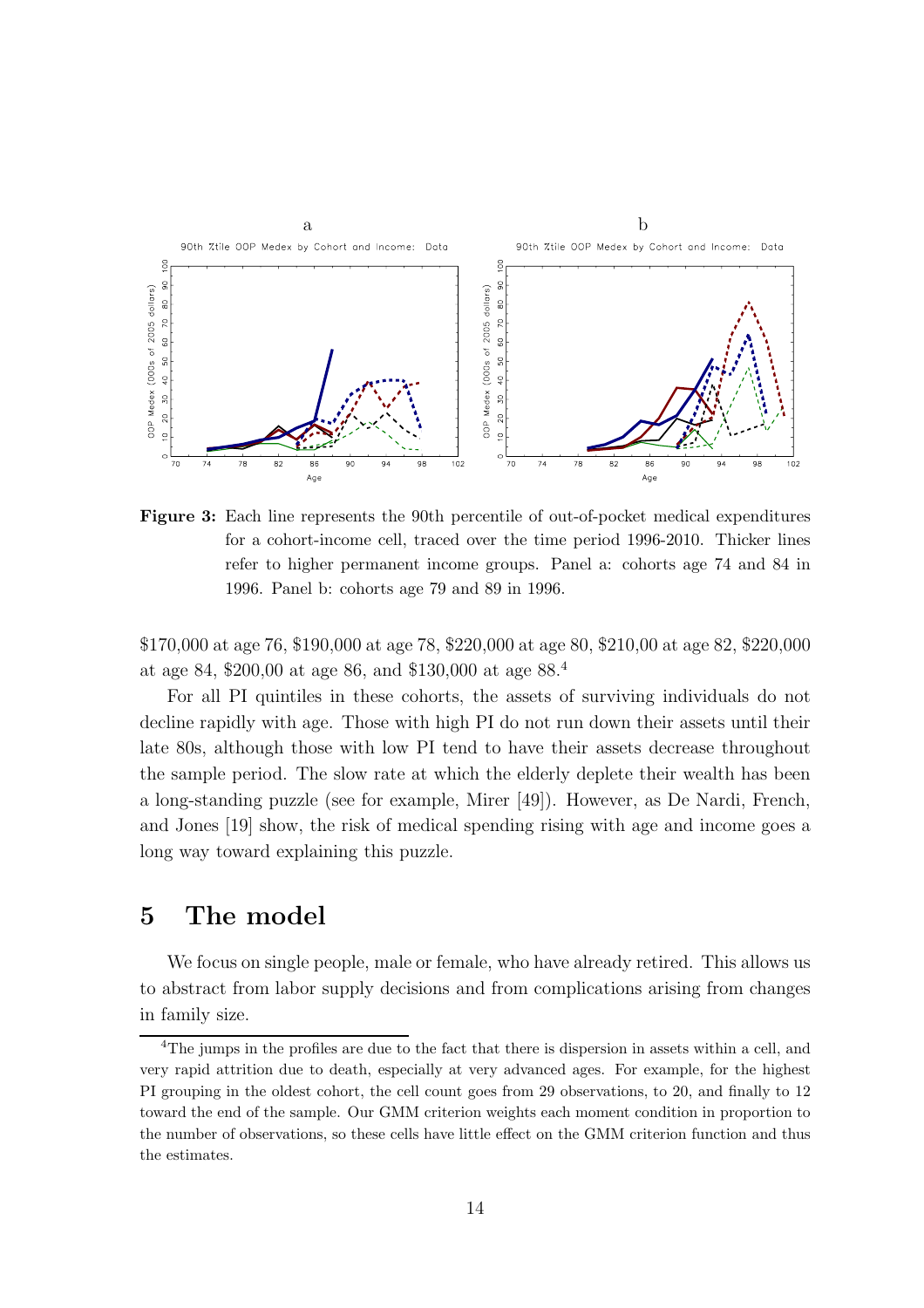**Figure 3:** Each line represents the 90th percentile of out-of-pocket medical expenditures for a cohort-income cell, traced over the time period 1996-2010. Thicker lines refer to higher permanent income groups. Panel a: cohorts age 74 and 84 in 1996. Panel b: cohorts age 79 and 89 in 1996.

$170,000 at age 76, $190,000 at age 78, $220,000 at age 80, $210,00 at age 82, $220,000 at age 84, $200,00 at age 86, and $130,000 at age 88.[4]

For all PI quintiles in these cohorts, the assets of surviving individuals do not decline rapidly with age. Those with high PI do not run down their assets until their late 80s, although those with low PI tend to have their assets decrease throughout the sample period. The slow rate at which the elderly deplete their wealth has been a long-standing puzzle (see for example, Mirer [49]). However, as De Nardi, French, and Jones [19] show, the risk of medical spending rising with age and income goes a long way toward explaining this puzzle.

# 5 The model

We focus on single people, male or female, who have already retired. This allows us to abstract from labor supply decisions and from complications arising from changes in family size.

[4]The jumps in the profiles are due to the fact that there is dispersion in assets within a cell, and very rapid attrition due to death, especially at very advanced ages. For example, for the highest PI grouping in the oldest cohort, the cell count goes from 29 observations, to 20, and finally to 12 toward the end of the sample. Our GMM criterion weights each moment condition in proportion to the number of observations, so these cells have little effect on the GMM criterion function and thus the estimates.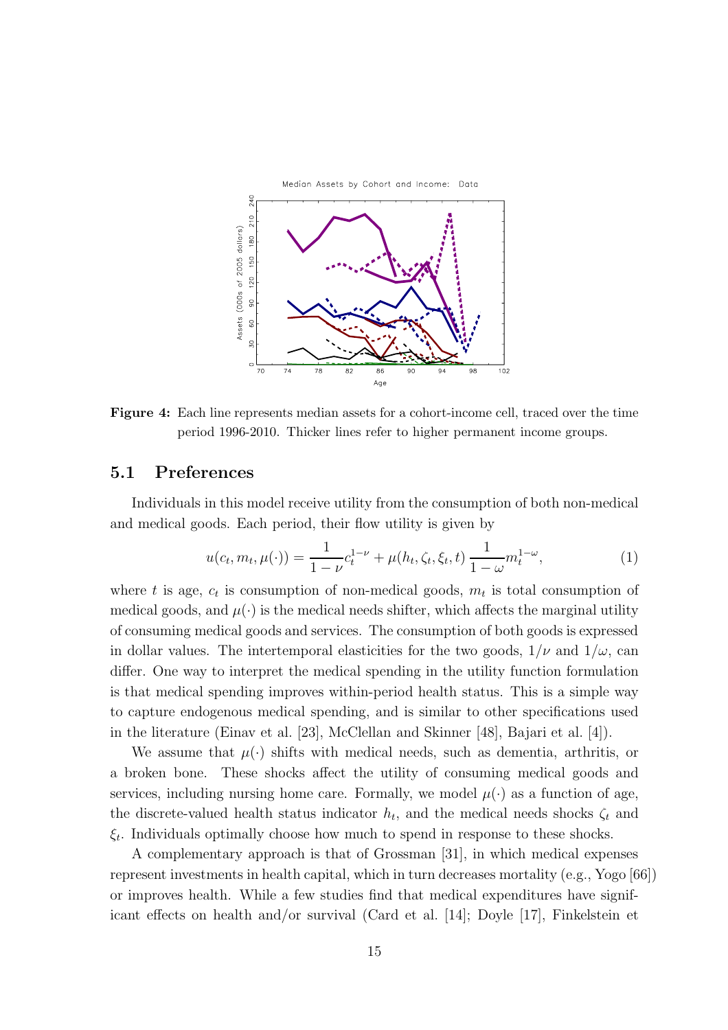Figure 4: Each line represents median assets for a cohort-income cell, traced over the time period 1996-2010. Thicker lines refer to higher permanent income groups.

## 5.1 Preferences

Individuals in this model receive utility from the consumption of both non-medical and medical goods. Each period, their flow utility is given by

$$u(c_t, m_t, \mu(\cdot)) = \frac{1}{1-\nu} c_t^{1-\nu} + \mu(h_t, \zeta_t, \xi_t, t) \frac{1}{1-\omega} m_t^{1-\omega}, \tag{1}$$

where $t$ is age, $c_t$ is consumption of non-medical goods, $m_t$ is total consumption of medical goods, and $\mu(\cdot)$ is the medical needs shifter, which affects the marginal utility of consuming medical goods and services. The consumption of both goods is expressed in dollar values. The intertemporal elasticities for the two goods, $1/\nu$ and $1/\omega$, can differ. One way to interpret the medical spending in the utility function formulation is that medical spending improves within-period health status. This is a simple way to capture endogenous medical spending, and is similar to other specifications used in the literature (Einav et al. [23], McClellan and Skinner [48], Bajari et al. [4]).

We assume that $\mu(\cdot)$ shifts with medical needs, such as dementia, arthritis, or a broken bone. These shocks affect the utility of consuming medical goods and services, including nursing home care. Formally, we model $\mu(\cdot)$ as a function of age, the discrete-valued health status indicator $h_t$, and the medical needs shocks $\zeta_t$ and $\xi_t$. Individuals optimally choose how much to spend in response to these shocks.

A complementary approach is that of Grossman [31], in which medical expenses represent investments in health capital, which in turn decreases mortality (e.g., Yogo [66]) or improves health. While a few studies find that medical expenditures have significant effects on health and/or survival (Card et al. [14]; Doyle [17], Finkelstein et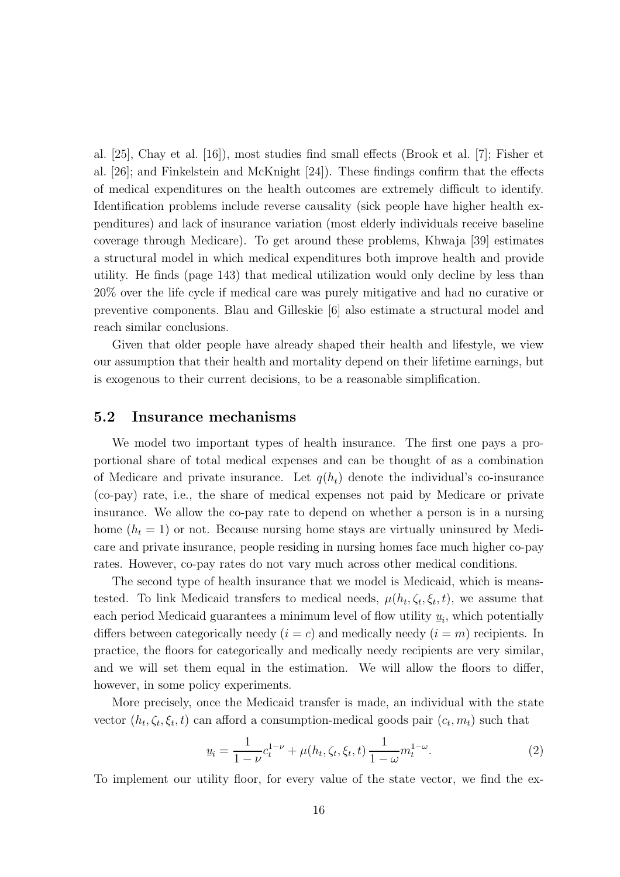al. [25], Chay et al. [16]), most studies find small effects (Brook et al. [7]; Fisher et al. [26]; and Finkelstein and McKnight [24]). These findings confirm that the effects of medical expenditures on the health outcomes are extremely difficult to identify. Identification problems include reverse causality (sick people have higher health expenditures) and lack of insurance variation (most elderly individuals receive baseline coverage through Medicare). To get around these problems, Khwaja [39] estimates a structural model in which medical expenditures both improve health and provide utility. He finds (page 143) that medical utilization would only decline by less than 20% over the life cycle if medical care was purely mitigative and had no curative or preventive components. Blau and Gilleskie [6] also estimate a structural model and reach similar conclusions.

Given that older people have already shaped their health and lifestyle, we view our assumption that their health and mortality depend on their lifetime earnings, but is exogenous to their current decisions, to be a reasonable simplification.

## 5.2 Insurance mechanisms

We model two important types of health insurance. The first one pays a proportional share of total medical expenses and can be thought of as a combination of Medicare and private insurance. Let $q(h_t)$ denote the individual's co-insurance (co-pay) rate, i.e., the share of medical expenses not paid by Medicare or private insurance. We allow the co-pay rate to depend on whether a person is in a nursing home ($h_t = 1$) or not. Because nursing home stays are virtually uninsured by Medicare and private insurance, people residing in nursing homes face much higher co-pay rates. However, co-pay rates do not vary much across other medical conditions.

The second type of health insurance that we model is Medicaid, which is means-tested. To link Medicaid transfers to medical needs, $\mu(h_t, \zeta_t, \xi_t, t)$, we assume that each period Medicaid guarantees a minimum level of flow utility $\underline{u}_i$, which potentially differs between categorically needy ($i = c$) and medically needy ($i = m$) recipients. In practice, the floors for categorically and medically needy recipients are very similar, and we will set them equal in the estimation. We will allow the floors to differ, however, in some policy experiments.

More precisely, once the Medicaid transfer is made, an individual with the state vector $(h_t, \zeta_t, \xi_t, t)$ can afford a consumption-medical goods pair $(c_t, m_t)$ such that

$$\underline{u}_i = \frac{1}{1-\nu} c_t^{1-\nu} + \mu(h_t, \zeta_t, \xi_t, t) \frac{1}{1-\omega} m_t^{1-\omega}. \tag{2}$$

To implement our utility floor, for every value of the state vector, we find the ex-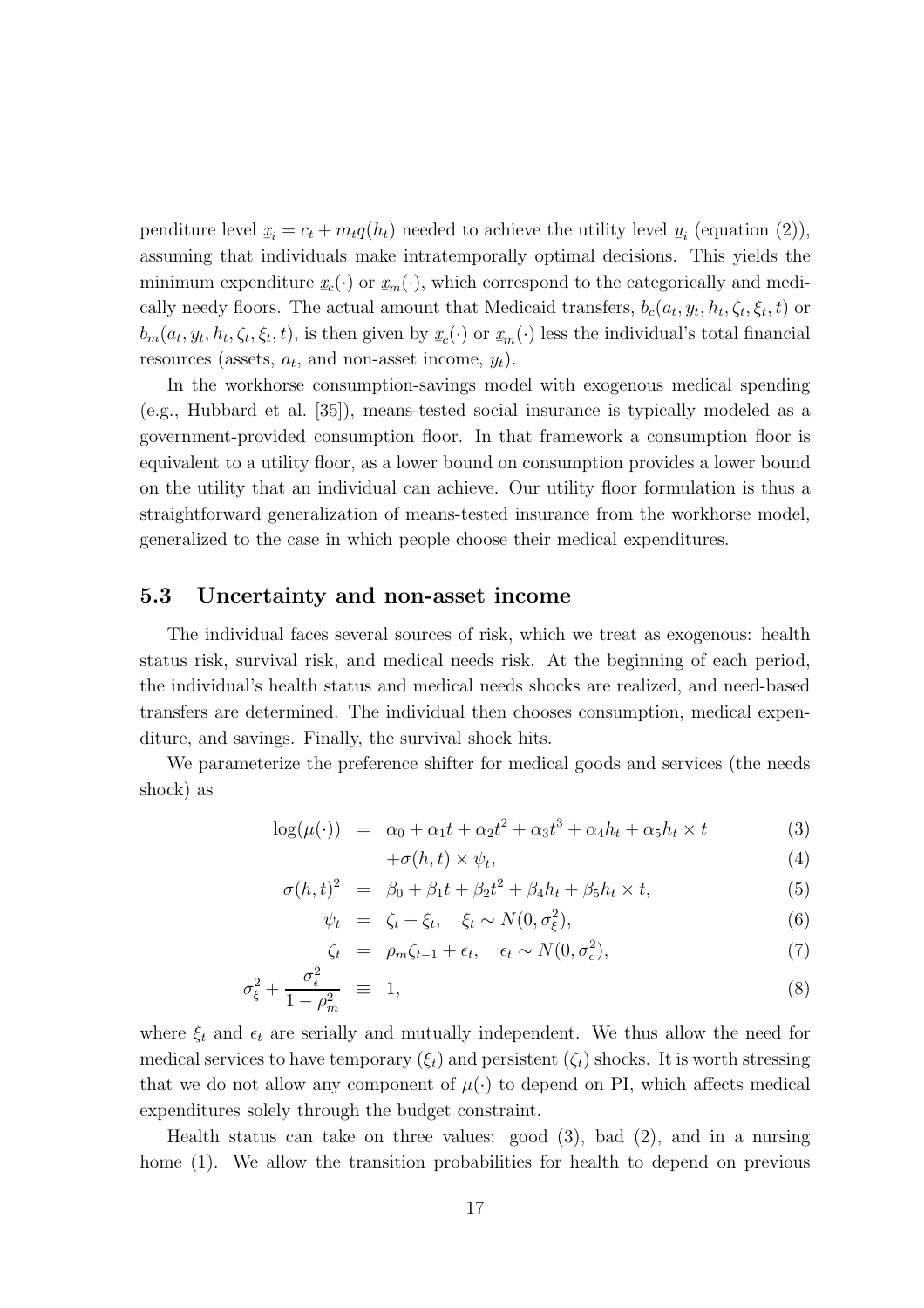penditure level $\underline{x}_i = c_t + m_t q(h_t)$ needed to achieve the utility level $\underline{u}_i$ (equation (2)), assuming that individuals make intratemporally optimal decisions. This yields the minimum expenditure $\underline{x}_c(\cdot)$ or $\underline{x}_m(\cdot)$, which correspond to the categorically and medically needy floors. The actual amount that Medicaid transfers, $b_c(a_t, y_t, h_t, \zeta_t, \xi_t, t)$ or $b_m(a_t, y_t, h_t, \zeta_t, \xi_t, t)$, is then given by $\underline{x}_c(\cdot)$ or $\underline{x}_m(\cdot)$ less the individual's total financial resources (assets, $a_t$, and non-asset income, $y_t$).

In the workhorse consumption-savings model with exogenous medical spending (e.g., Hubbard et al. [35]), means-tested social insurance is typically modeled as a government-provided consumption floor. In that framework a consumption floor is equivalent to a utility floor, as a lower bound on consumption provides a lower bound on the utility that an individual can achieve. Our utility floor formulation is thus a straightforward generalization of means-tested insurance from the workhorse model, generalized to the case in which people choose their medical expenditures.

## 5.3 Uncertainty and non-asset income

The individual faces several sources of risk, which we treat as exogenous: health status risk, survival risk, and medical needs risk. At the beginning of each period, the individual's health status and medical needs shocks are realized, and need-based transfers are determined. The individual then chooses consumption, medical expenditure, and savings. Finally, the survival shock hits.

We parameterize the preference shifter for medical goods and services (the needs shock) as

$$\log(\mu(\cdot)) = \alpha_0 + \alpha_1 t + \alpha_2 t^2 + \alpha_3 t^3 + \alpha_4 h_t + \alpha_5 h_t \times t \tag{3}$$

$$+\sigma(h,t) \times \psi_t, \tag{4}$$

$$\sigma(h,t)^2 = \beta_0 + \beta_1 t + \beta_2 t^2 + \beta_4 h_t + \beta_5 h_t \times t, \tag{5}$$

$$\psi_t = \zeta_t + \xi_t, \quad \xi_t \sim N(0, \sigma_\xi^2), \tag{6}$$

$$\zeta_t = \rho_m \zeta_{t-1} + \epsilon_t, \quad \epsilon_t \sim N(0, \sigma_\epsilon^2), \tag{7}$$

$$\sigma_\xi^2 + \frac{\sigma_\epsilon^2}{1-\rho_m^2} \equiv 1, \tag{8}$$

where $\xi_t$ and $\epsilon_t$ are serially and mutually independent. We thus allow the need for medical services to have temporary ($\xi_t$) and persistent ($\zeta_t$) shocks. It is worth stressing that we do not allow any component of $\mu(\cdot)$ to depend on PI, which affects medical expenditures solely through the budget constraint.

Health status can take on three values: good (3), bad (2), and in a nursing home (1). We allow the transition probabilities for health to depend on previous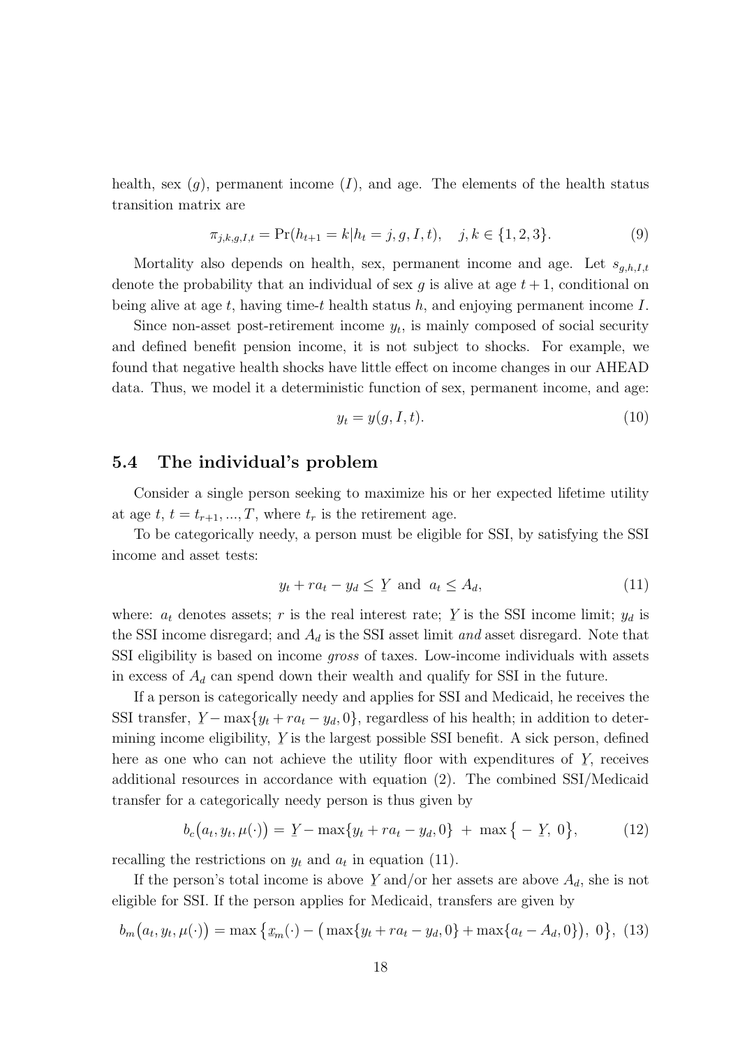health, sex ($g$), permanent income ($I$), and age. The elements of the health status transition matrix are

$$\pi_{j,k,g,I,t} = \Pr(h_{t+1} = k | h_t = j, g, I, t), \quad j, k \in \{1, 2, 3\}. \tag{9}$$

Mortality also depends on health, sex, permanent income and age. Let $s_{g,h,I,t}$ denote the probability that an individual of sex $g$ is alive at age $t+1$, conditional on being alive at age $t$, having time-$t$ health status $h$, and enjoying permanent income $I$.

Since non-asset post-retirement income $y_t$, is mainly composed of social security and defined benefit pension income, it is not subject to shocks. For example, we found that negative health shocks have little effect on income changes in our AHEAD data. Thus, we model it a deterministic function of sex, permanent income, and age:

$$y_t = y(g, I, t). \tag{10}$$

### 5.4 The individual's problem

Consider a single person seeking to maximize his or her expected lifetime utility at age $t$, $t = t_{r+1}, ..., T$, where $t_r$ is the retirement age.

To be categorically needy, a person must be eligible for SSI, by satisfying the SSI income and asset tests:

$$y_t + ra_t - y_d \leq \underline{Y} \text{ and } a_t \leq A_d, \tag{11}$$

where: $a_t$ denotes assets; $r$ is the real interest rate; $\underline{Y}$ is the SSI income limit; $y_d$ is the SSI income disregard; and $A_d$ is the SSI asset limit *and* asset disregard. Note that SSI eligibility is based on income *gross* of taxes. Low-income individuals with assets in excess of $A_d$ can spend down their wealth and qualify for SSI in the future.

If a person is categorically needy and applies for SSI and Medicaid, he receives the SSI transfer, $\underline{Y} - \max\{y_t + ra_t - y_d, 0\}$, regardless of his health; in addition to determining income eligibility, $\underline{Y}$ is the largest possible SSI benefit. A sick person, defined here as one who can not achieve the utility floor with expenditures of $\underline{Y}$, receives additional resources in accordance with equation (2). The combined SSI/Medicaid transfer for a categorically needy person is thus given by

$$b_c\big(a_t, y_t, \mu(\cdot)\big) = \underline{Y} - \max\{y_t + ra_t - y_d, 0\} \; + \; \max\big\{ - \underline{Y}, \; 0\big\}, \tag{12}$$

recalling the restrictions on $y_t$ and $a_t$ in equation (11).

If the person's total income is above $\underline{Y}$ and/or her assets are above $A_d$, she is not eligible for SSI. If the person applies for Medicaid, transfers are given by

$$b_m\big(a_t, y_t, \mu(\cdot)\big) = \max\big\{\underline{x}_m(\cdot) - \big(\max\{y_t + ra_t - y_d, 0\} + \max\{a_t - A_d, 0\}\big), \; 0\big\}, \tag{13}$$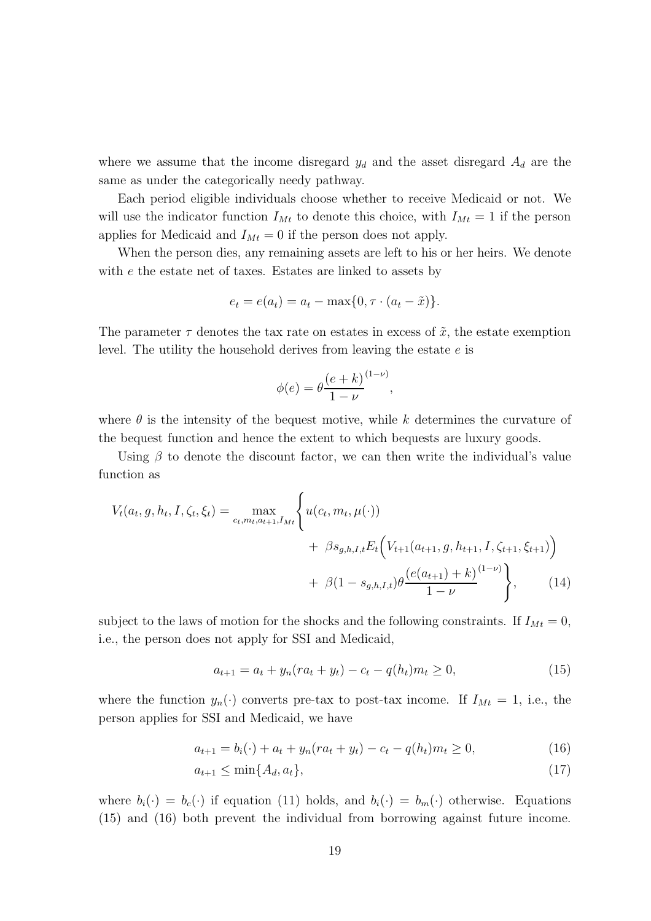where we assume that the income disregard $y_d$ and the asset disregard $A_d$ are the same as under the categorically needy pathway.

Each period eligible individuals choose whether to receive Medicaid or not. We will use the indicator function $I_{Mt}$ to denote this choice, with $I_{Mt} = 1$ if the person applies for Medicaid and $I_{Mt} = 0$ if the person does not apply.

When the person dies, any remaining assets are left to his or her heirs. We denote with $e$ the estate net of taxes. Estates are linked to assets by

$$e_t = e(a_t) = a_t - \max\{0, \tau \cdot (a_t - \tilde{x})\}.$$

The parameter $\tau$ denotes the tax rate on estates in excess of $\tilde{x}$, the estate exemption level. The utility the household derives from leaving the estate $e$ is

$$\phi(e) = \theta \frac{(e + k)^{(1-\nu)}}{1 - \nu},$$

where $\theta$ is the intensity of the bequest motive, while $k$ determines the curvature of the bequest function and hence the extent to which bequests are luxury goods.

Using $\beta$ to denote the discount factor, we can then write the individual's value function as

$$\begin{aligned} V_t(a_t, g, h_t, I, \zeta_t, \xi_t) = \max_{c_t, m_t, a_{t+1}, I_{Mt}} \Bigg\{ & u(c_t, m_t, \mu(\cdot)) \\ & + \ \beta s_{g,h,I,t} E_t \Big( V_{t+1}(a_{t+1}, g, h_{t+1}, I, \zeta_{t+1}, \xi_{t+1}) \Big) \\ & + \ \beta (1 - s_{g,h,I,t}) \theta \frac{(e(a_{t+1}) + k)^{(1-\nu)}}{1 - \nu} \Bigg\}, \end{aligned} \tag{14}$$

subject to the laws of motion for the shocks and the following constraints. If $I_{Mt} = 0$, i.e., the person does not apply for SSI and Medicaid,

$$a_{t+1} = a_t + y_n(ra_t + y_t) - c_t - q(h_t)m_t \geq 0, \tag{15}$$

where the function $y_n(\cdot)$ converts pre-tax to post-tax income. If $I_{Mt} = 1$, i.e., the person applies for SSI and Medicaid, we have

$$a_{t+1} = b_i(\cdot) + a_t + y_n(ra_t + y_t) - c_t - q(h_t)m_t \geq 0, \tag{16}$$

$$a_{t+1} \leq \min\{A_d, a_t\}, \tag{17}$$

where $b_i(\cdot) = b_c(\cdot)$ if equation (11) holds, and $b_i(\cdot) = b_m(\cdot)$ otherwise. Equations (15) and (16) both prevent the individual from borrowing against future income.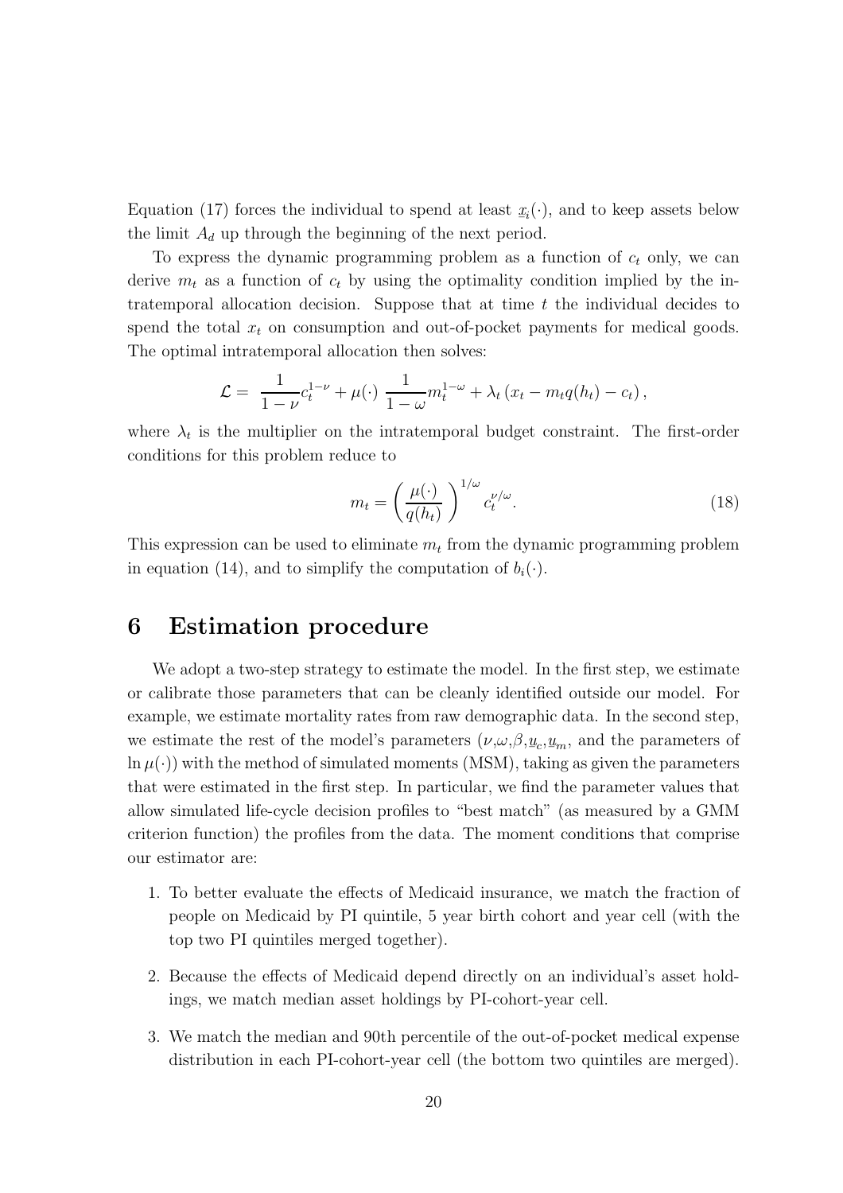Equation (17) forces the individual to spend at least $\underline{x}_i(\cdot)$, and to keep assets below the limit $A_d$ up through the beginning of the next period.

To express the dynamic programming problem as a function of $c_t$ only, we can derive $m_t$ as a function of $c_t$ by using the optimality condition implied by the intratemporal allocation decision. Suppose that at time $t$ the individual decides to spend the total $x_t$ on consumption and out-of-pocket payments for medical goods. The optimal intratemporal allocation then solves:

$$\mathcal{L} = \frac{1}{1-\nu} c_t^{1-\nu} + \mu(\cdot) \, \frac{1}{1-\omega} m_t^{1-\omega} + \lambda_t \left( x_t - m_t q(h_t) - c_t \right),$$

where $\lambda_t$ is the multiplier on the intratemporal budget constraint. The first-order conditions for this problem reduce to

$$m_t = \left( \frac{\mu(\cdot)}{q(h_t)} \right)^{1/\omega} c_t^{\nu/\omega}. \tag{18}$$

This expression can be used to eliminate $m_t$ from the dynamic programming problem in equation (14), and to simplify the computation of $b_i(\cdot)$.

# 6 Estimation procedure

We adopt a two-step strategy to estimate the model. In the first step, we estimate or calibrate those parameters that can be cleanly identified outside our model. For example, we estimate mortality rates from raw demographic data. In the second step, we estimate the rest of the model's parameters ($\nu$,$\omega$,$\beta$,$\underline{u}_c$,$\underline{u}_m$, and the parameters of $\ln \mu(\cdot)$) with the method of simulated moments (MSM), taking as given the parameters that were estimated in the first step. In particular, we find the parameter values that allow simulated life-cycle decision profiles to "best match" (as measured by a GMM criterion function) the profiles from the data. The moment conditions that comprise our estimator are:

1. To better evaluate the effects of Medicaid insurance, we match the fraction of people on Medicaid by PI quintile, 5 year birth cohort and year cell (with the top two PI quintiles merged together).
2. Because the effects of Medicaid depend directly on an individual's asset holdings, we match median asset holdings by PI-cohort-year cell.
3. We match the median and 90th percentile of the out-of-pocket medical expense distribution in each PI-cohort-year cell (the bottom two quintiles are merged).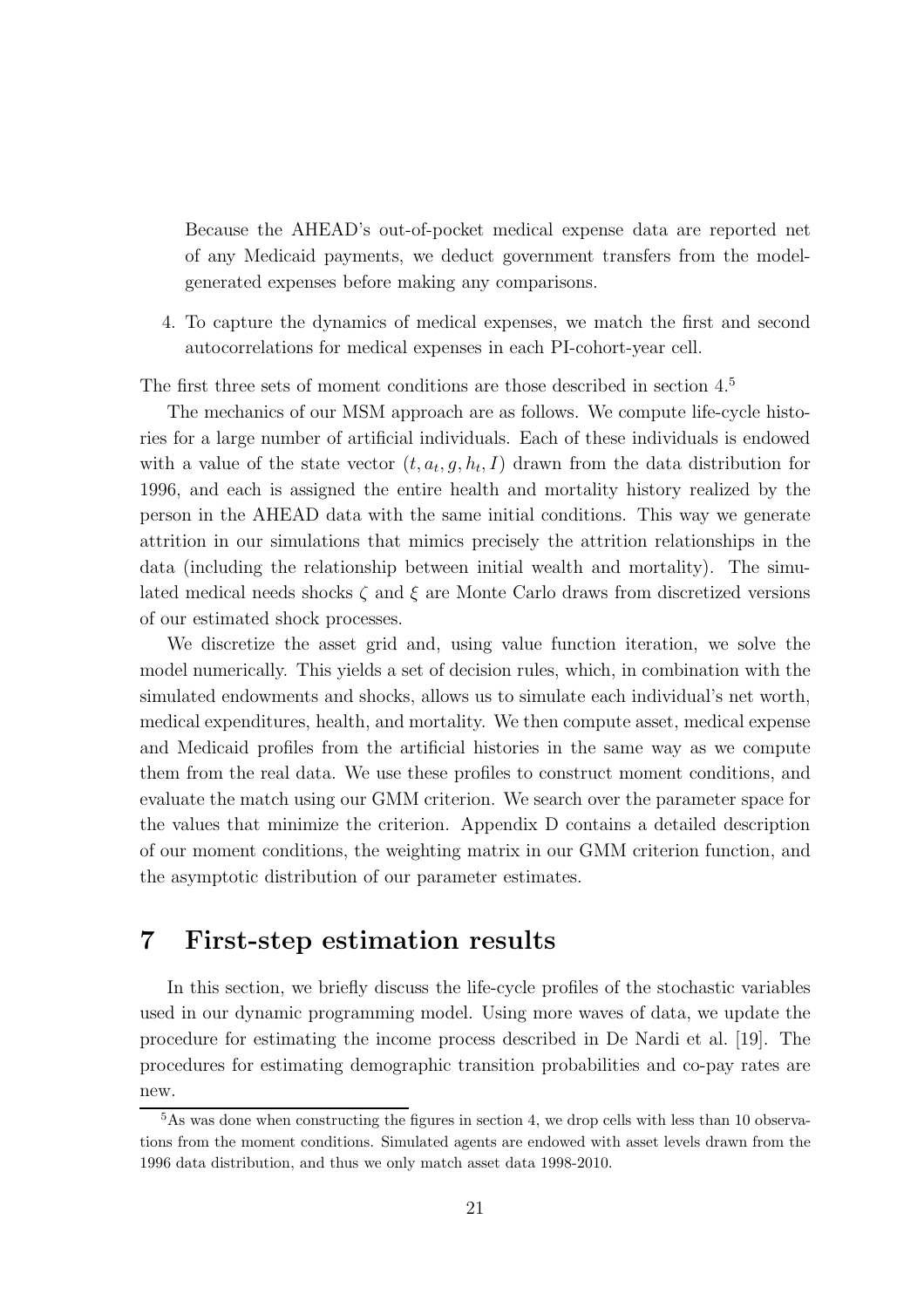Because the AHEAD's out-of-pocket medical expense data are reported net of any Medicaid payments, we deduct government transfers from the model-generated expenses before making any comparisons.

4. To capture the dynamics of medical expenses, we match the first and second autocorrelations for medical expenses in each PI-cohort-year cell.

The first three sets of moment conditions are those described in section 4.[5]

The mechanics of our MSM approach are as follows. We compute life-cycle histories for a large number of artificial individuals. Each of these individuals is endowed with a value of the state vector $(t, a_t, g, h_t, I)$ drawn from the data distribution for 1996, and each is assigned the entire health and mortality history realized by the person in the AHEAD data with the same initial conditions. This way we generate attrition in our simulations that mimics precisely the attrition relationships in the data (including the relationship between initial wealth and mortality). The simulated medical needs shocks $\zeta$ and $\xi$ are Monte Carlo draws from discretized versions of our estimated shock processes.

We discretize the asset grid and, using value function iteration, we solve the model numerically. This yields a set of decision rules, which, in combination with the simulated endowments and shocks, allows us to simulate each individual's net worth, medical expenditures, health, and mortality. We then compute asset, medical expense and Medicaid profiles from the artificial histories in the same way as we compute them from the real data. We use these profiles to construct moment conditions, and evaluate the match using our GMM criterion. We search over the parameter space for the values that minimize the criterion. Appendix D contains a detailed description of our moment conditions, the weighting matrix in our GMM criterion function, and the asymptotic distribution of our parameter estimates.

# 7 First-step estimation results

In this section, we briefly discuss the life-cycle profiles of the stochastic variables used in our dynamic programming model. Using more waves of data, we update the procedure for estimating the income process described in De Nardi et al. [19]. The procedures for estimating demographic transition probabilities and co-pay rates are new.

[5] As was done when constructing the figures in section 4, we drop cells with less than 10 observations from the moment conditions. Simulated agents are endowed with asset levels drawn from the 1996 data distribution, and thus we only match asset data 1998-2010.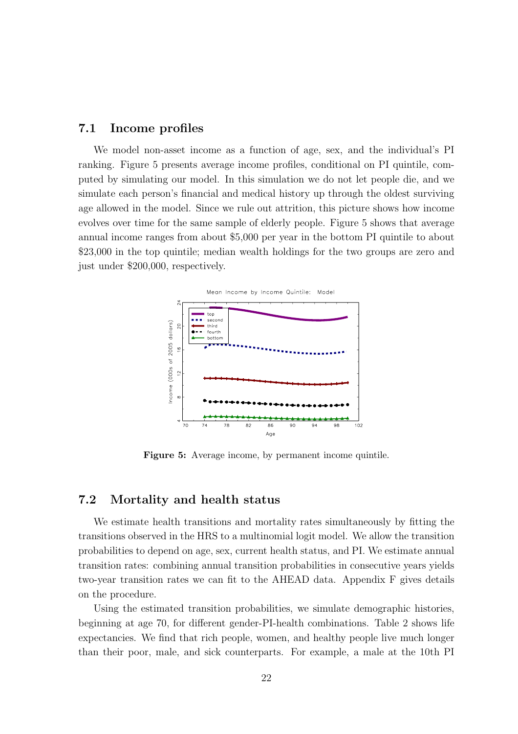## 7.1 Income profiles

We model non-asset income as a function of age, sex, and the individual's PI ranking. Figure 5 presents average income profiles, conditional on PI quintile, computed by simulating our model. In this simulation we do not let people die, and we simulate each person's financial and medical history up through the oldest surviving age allowed in the model. Since we rule out attrition, this picture shows how income evolves over time for the same sample of elderly people. Figure 5 shows that average annual income ranges from about \$5,000 per year in the bottom PI quintile to about \$23,000 in the top quintile; median wealth holdings for the two groups are zero and just under \$200,000, respectively.

**Figure 5:** Average income, by permanent income quintile.

## 7.2 Mortality and health status

We estimate health transitions and mortality rates simultaneously by fitting the transitions observed in the HRS to a multinomial logit model. We allow the transition probabilities to depend on age, sex, current health status, and PI. We estimate annual transition rates: combining annual transition probabilities in consecutive years yields two-year transition rates we can fit to the AHEAD data. Appendix F gives details on the procedure.

Using the estimated transition probabilities, we simulate demographic histories, beginning at age 70, for different gender-PI-health combinations. Table 2 shows life expectancies. We find that rich people, women, and healthy people live much longer than their poor, male, and sick counterparts. For example, a male at the 10th PI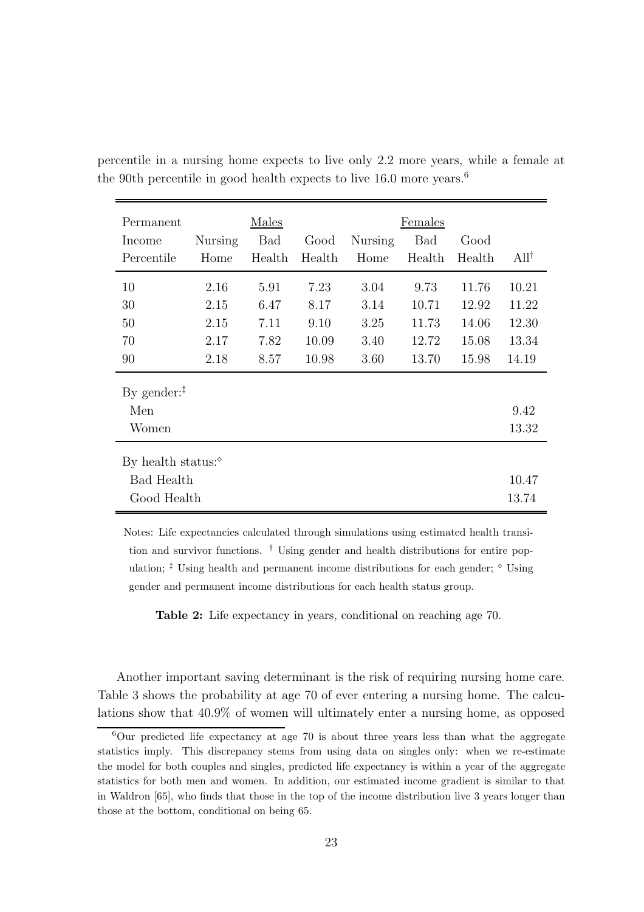percentile in a nursing home expects to live only 2.2 more years, while a female at the 90th percentile in good health expects to live 16.0 more years.[6]

| Permanent Income Percentile | Males | | | Females | | | |
|---|---|---|---|---|---|---|---|
| | Nursing Home | Bad Health | Good Health | Nursing Home | Bad Health | Good Health | All[†] |
| 10 | 2.16 | 5.91 | 7.23 | 3.04 | 9.73 | 11.76 | 10.21 |
| 30 | 2.15 | 6.47 | 8.17 | 3.14 | 10.71 | 12.92 | 11.22 |
| 50 | 2.15 | 7.11 | 9.10 | 3.25 | 11.73 | 14.06 | 12.30 |
| 70 | 2.17 | 7.82 | 10.09 | 3.40 | 12.72 | 15.08 | 13.34 |
| 90 | 2.18 | 8.57 | 10.98 | 3.60 | 13.70 | 15.98 | 14.19 |
| By gender:[‡] | | | | | | | |
| Men | | | | | | | 9.42 |
| Women | | | | | | | 13.32 |
| By health status:[◇] | | | | | | | |
| Bad Health | | | | | | | 10.47 |
| Good Health | | | | | | | 13.74 |

Notes: Life expectancies calculated through simulations using estimated health transition and survivor functions. [†] Using gender and health distributions for entire population; [‡] Using health and permanent income distributions for each gender; [◇] Using gender and permanent income distributions for each health status group.

**Table 2:** Life expectancy in years, conditional on reaching age 70.

Another important saving determinant is the risk of requiring nursing home care. Table 3 shows the probability at age 70 of ever entering a nursing home. The calculations show that 40.9% of women will ultimately enter a nursing home, as opposed

[6] Our predicted life expectancy at age 70 is about three years less than what the aggregate statistics imply. This discrepancy stems from using data on singles only: when we re-estimate the model for both couples and singles, predicted life expectancy is within a year of the aggregate statistics for both men and women. In addition, our estimated income gradient is similar to that in Waldron [65], who finds that those in the top of the income distribution live 3 years longer than those at the bottom, conditional on being 65.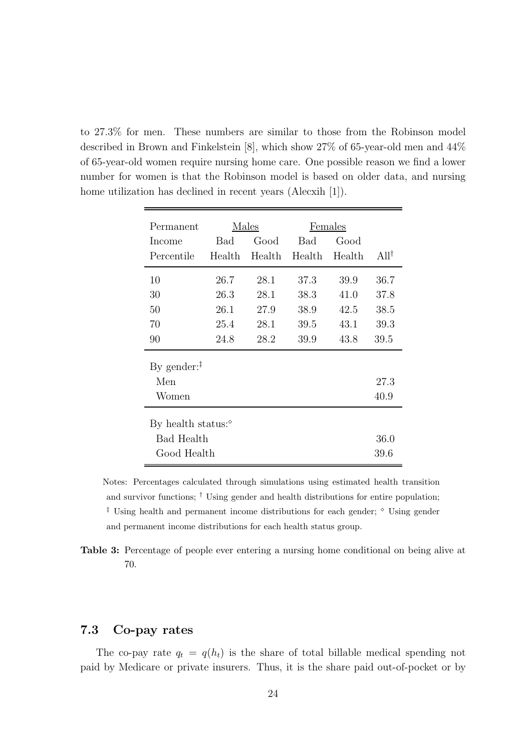to 27.3% for men. These numbers are similar to those from the Robinson model described in Brown and Finkelstein [8], which show 27% of 65-year-old men and 44% of 65-year-old women require nursing home care. One possible reason we find a lower number for women is that the Robinson model is based on older data, and nursing home utilization has declined in recent years (Alecxih [1]).

| Permanent | Males | | Females | | |
|---|---|---|---|---|---|
| Income | Bad | Good | Bad | Good | |
| Percentile | Health | Health | Health | Health | All[†] |
| 10 | 26.7 | 28.1 | 37.3 | 39.9 | 36.7 |
| 30 | 26.3 | 28.1 | 38.3 | 41.0 | 37.8 |
| 50 | 26.1 | 27.9 | 38.9 | 42.5 | 38.5 |
| 70 | 25.4 | 28.1 | 39.5 | 43.1 | 39.3 |
| 90 | 24.8 | 28.2 | 39.9 | 43.8 | 39.5 |
| By gender:[‡] | | | | | |
| Men | | | | | 27.3 |
| Women | | | | | 40.9 |
| By health status:[⋄] | | | | | |
| Bad Health | | | | | 36.0 |
| Good Health | | | | | 39.6 |

Notes: Percentages calculated through simulations using estimated health transition and survivor functions; [†] Using gender and health distributions for entire population; [‡] Using health and permanent income distributions for each gender; [⋄] Using gender and permanent income distributions for each health status group.

**Table 3:** Percentage of people ever entering a nursing home conditional on being alive at 70.

### 7.3 Co-pay rates

The co-pay rate $q_t = q(h_t)$ is the share of total billable medical spending not paid by Medicare or private insurers. Thus, it is the share paid out-of-pocket or by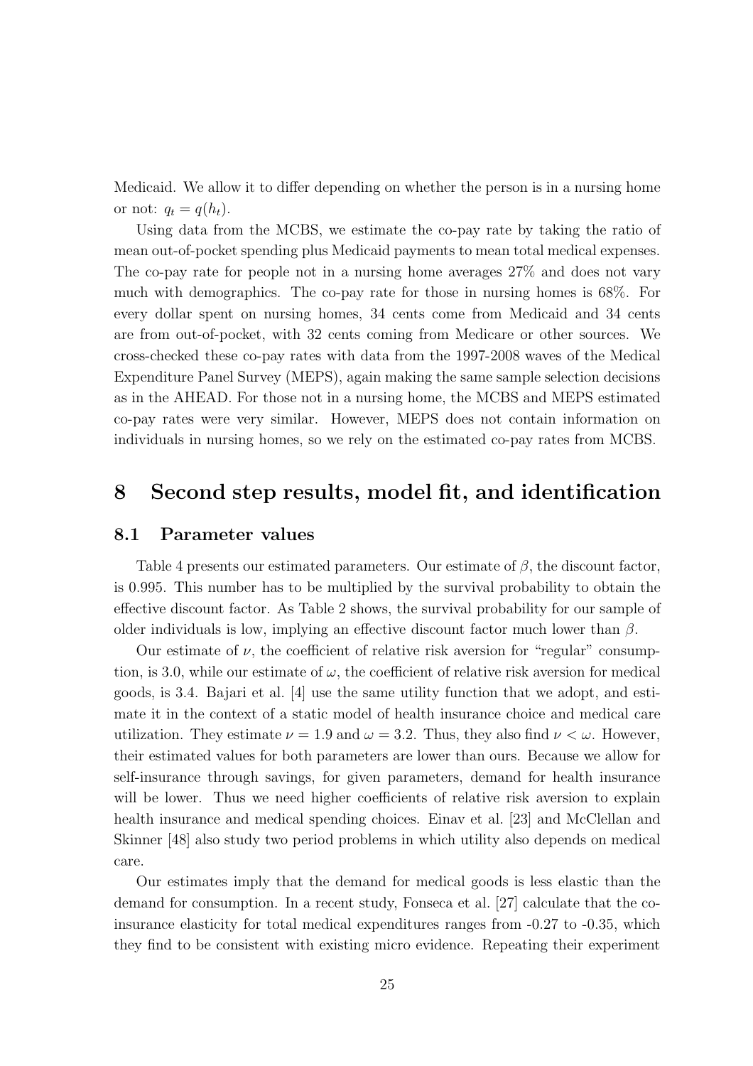Medicaid. We allow it to differ depending on whether the person is in a nursing home or not: $q_t = q(h_t)$.

Using data from the MCBS, we estimate the co-pay rate by taking the ratio of mean out-of-pocket spending plus Medicaid payments to mean total medical expenses. The co-pay rate for people not in a nursing home averages 27% and does not vary much with demographics. The co-pay rate for those in nursing homes is 68%. For every dollar spent on nursing homes, 34 cents come from Medicaid and 34 cents are from out-of-pocket, with 32 cents coming from Medicare or other sources. We cross-checked these co-pay rates with data from the 1997-2008 waves of the Medical Expenditure Panel Survey (MEPS), again making the same sample selection decisions as in the AHEAD. For those not in a nursing home, the MCBS and MEPS estimated co-pay rates were very similar. However, MEPS does not contain information on individuals in nursing homes, so we rely on the estimated co-pay rates from MCBS.

# 8 Second step results, model fit, and identification

## 8.1 Parameter values

Table 4 presents our estimated parameters. Our estimate of $\beta$, the discount factor, is 0.995. This number has to be multiplied by the survival probability to obtain the effective discount factor. As Table 2 shows, the survival probability for our sample of older individuals is low, implying an effective discount factor much lower than $\beta$.

Our estimate of $\nu$, the coefficient of relative risk aversion for "regular" consumption, is 3.0, while our estimate of $\omega$, the coefficient of relative risk aversion for medical goods, is 3.4. Bajari et al. [4] use the same utility function that we adopt, and estimate it in the context of a static model of health insurance choice and medical care utilization. They estimate $\nu = 1.9$ and $\omega = 3.2$. Thus, they also find $\nu < \omega$. However, their estimated values for both parameters are lower than ours. Because we allow for self-insurance through savings, for given parameters, demand for health insurance will be lower. Thus we need higher coefficients of relative risk aversion to explain health insurance and medical spending choices. Einav et al. [23] and McClellan and Skinner [48] also study two period problems in which utility also depends on medical care.

Our estimates imply that the demand for medical goods is less elastic than the demand for consumption. In a recent study, Fonseca et al. [27] calculate that the co-insurance elasticity for total medical expenditures ranges from -0.27 to -0.35, which they find to be consistent with existing micro evidence. Repeating their experiment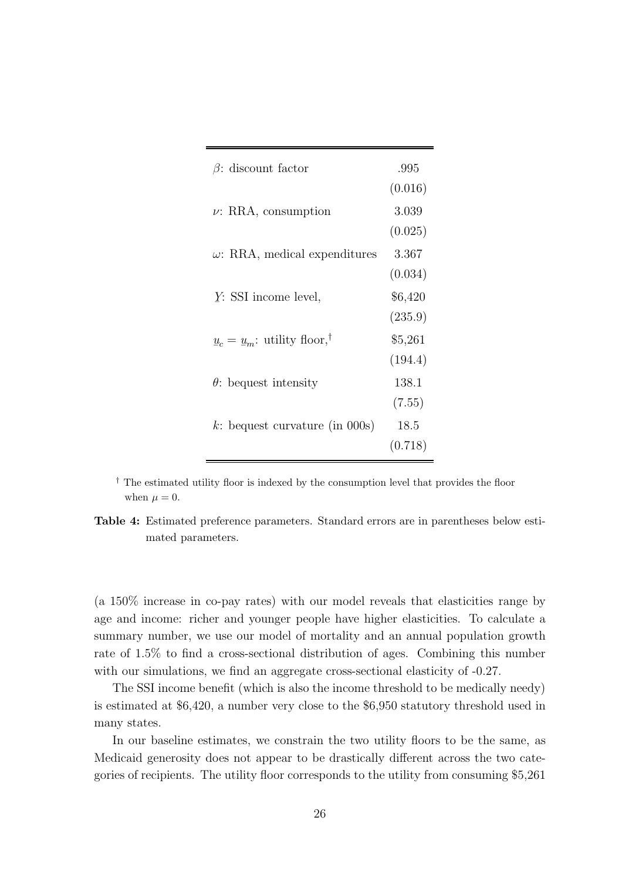| Parameter | Estimate |
|---|---|
| $\beta$: discount factor | .995 |
| | (0.016) |
| $\nu$: RRA, consumption | 3.039 |
| | (0.025) |
| $\omega$: RRA, medical expenditures | 3.367 |
| | (0.034) |
| $\underline{Y}$: SSI income level, | \$6,420 |
| | (235.9) |
| $\underline{u}_c = \underline{u}_m$: utility floor,$^\dagger$ | \$5,261 |
| | (194.4) |
| $\theta$: bequest intensity | 138.1 |
| | (7.55) |
| $k$: bequest curvature (in 000s) | 18.5 |
| | (0.718) |

$^\dagger$ The estimated utility floor is indexed by the consumption level that provides the floor when $\mu = 0$.

**Table 4:** Estimated preference parameters. Standard errors are in parentheses below estimated parameters.

(a 150% increase in co-pay rates) with our model reveals that elasticities range by age and income: richer and younger people have higher elasticities. To calculate a summary number, we use our model of mortality and an annual population growth rate of 1.5% to find a cross-sectional distribution of ages. Combining this number with our simulations, we find an aggregate cross-sectional elasticity of -0.27.

The SSI income benefit (which is also the income threshold to be medically needy) is estimated at \$6,420, a number very close to the \$6,950 statutory threshold used in many states.

In our baseline estimates, we constrain the two utility floors to be the same, as Medicaid generosity does not appear to be drastically different across the two categories of recipients. The utility floor corresponds to the utility from consuming \$5,261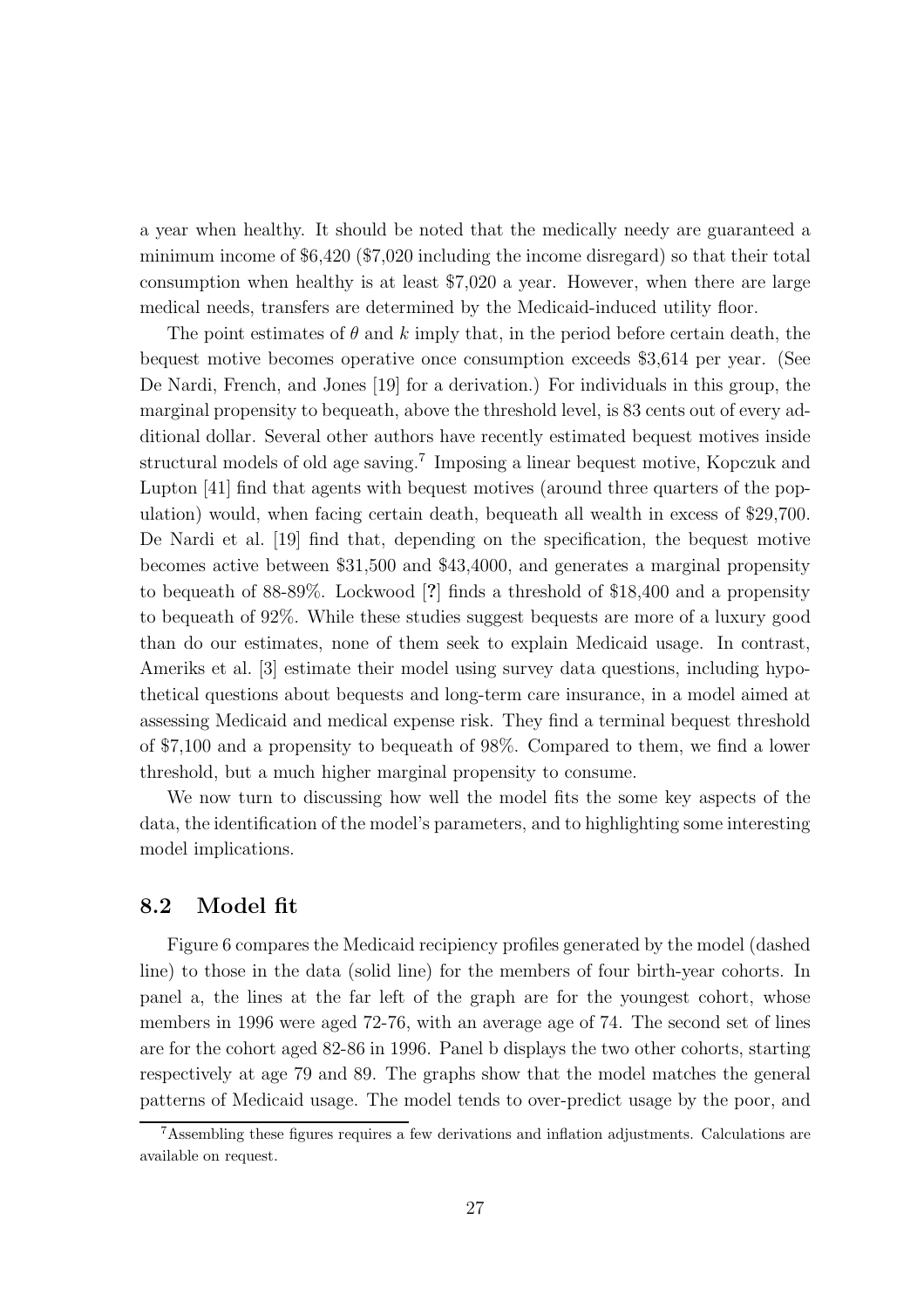a year when healthy. It should be noted that the medically needy are guaranteed a minimum income of \$6,420 (\$7,020 including the income disregard) so that their total consumption when healthy is at least \$7,020 a year. However, when there are large medical needs, transfers are determined by the Medicaid-induced utility floor.

The point estimates of $\theta$ and $k$ imply that, in the period before certain death, the bequest motive becomes operative once consumption exceeds \$3,614 per year. (See De Nardi, French, and Jones [19] for a derivation.) For individuals in this group, the marginal propensity to bequeath, above the threshold level, is 83 cents out of every additional dollar. Several other authors have recently estimated bequest motives inside structural models of old age saving.[7] Imposing a linear bequest motive, Kopczuk and Lupton [41] find that agents with bequest motives (around three quarters of the population) would, when facing certain death, bequeath all wealth in excess of \$29,700. De Nardi et al. [19] find that, depending on the specification, the bequest motive becomes active between \$31,500 and \$43,4000, and generates a marginal propensity to bequeath of 88-89%. Lockwood [?] finds a threshold of \$18,400 and a propensity to bequeath of 92%. While these studies suggest bequests are more of a luxury good than do our estimates, none of them seek to explain Medicaid usage. In contrast, Ameriks et al. [3] estimate their model using survey data questions, including hypothetical questions about bequests and long-term care insurance, in a model aimed at assessing Medicaid and medical expense risk. They find a terminal bequest threshold of \$7,100 and a propensity to bequeath of 98%. Compared to them, we find a lower threshold, but a much higher marginal propensity to consume.

We now turn to discussing how well the model fits the some key aspects of the data, the identification of the model's parameters, and to highlighting some interesting model implications.

## 8.2 Model fit

Figure 6 compares the Medicaid recipiency profiles generated by the model (dashed line) to those in the data (solid line) for the members of four birth-year cohorts. In panel a, the lines at the far left of the graph are for the youngest cohort, whose members in 1996 were aged 72-76, with an average age of 74. The second set of lines are for the cohort aged 82-86 in 1996. Panel b displays the two other cohorts, starting respectively at age 79 and 89. The graphs show that the model matches the general patterns of Medicaid usage. The model tends to over-predict usage by the poor, and

[7] Assembling these figures requires a few derivations and inflation adjustments. Calculations are available on request.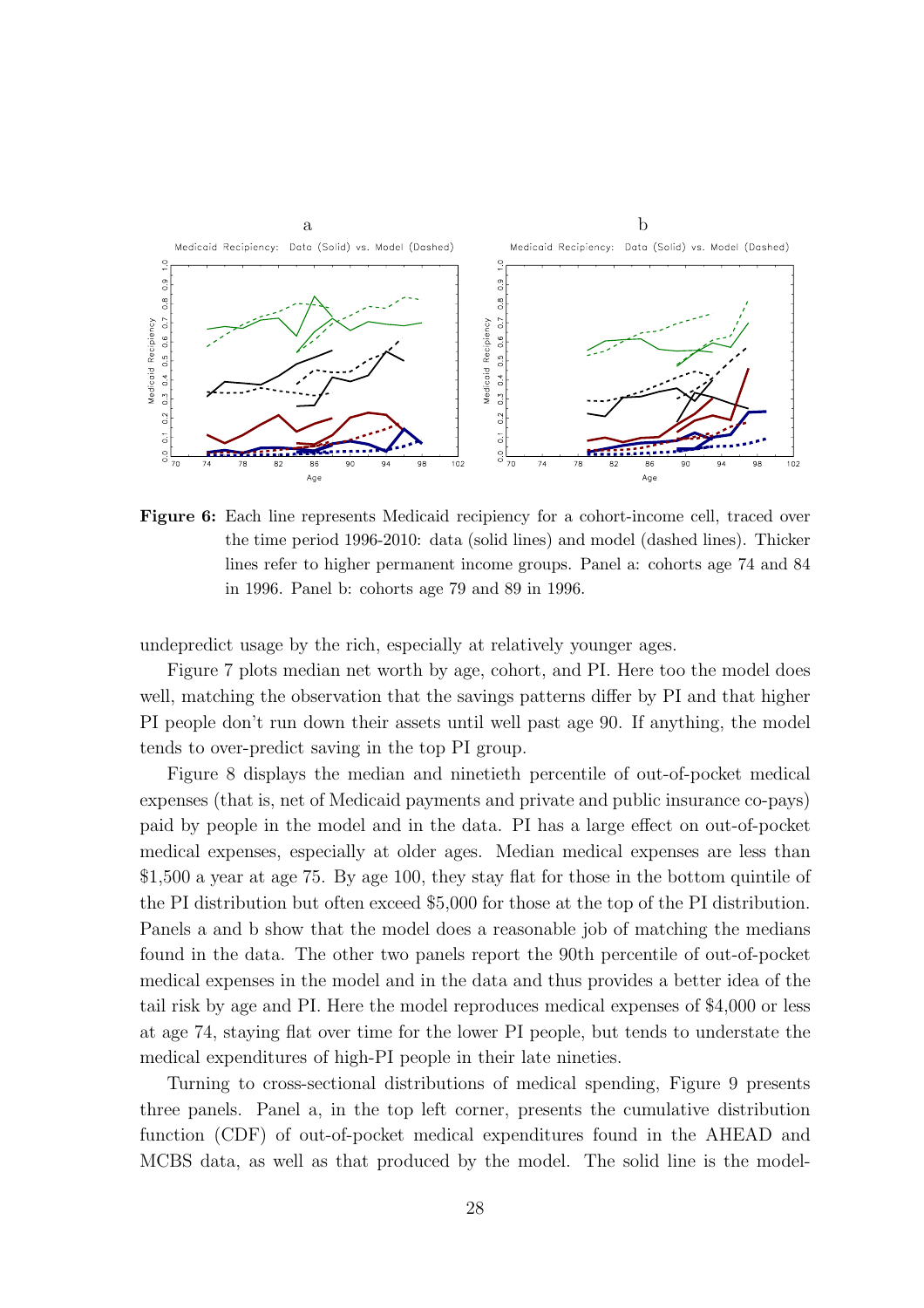**Figure 6:** Each line represents Medicaid recipiency for a cohort-income cell, traced over the time period 1996-2010: data (solid lines) and model (dashed lines). Thicker lines refer to higher permanent income groups. Panel a: cohorts age 74 and 84 in 1996. Panel b: cohorts age 79 and 89 in 1996.

undepredict usage by the rich, especially at relatively younger ages.

Figure 7 plots median net worth by age, cohort, and PI. Here too the model does well, matching the observation that the savings patterns differ by PI and that higher PI people don't run down their assets until well past age 90. If anything, the model tends to over-predict saving in the top PI group.

Figure 8 displays the median and ninetieth percentile of out-of-pocket medical expenses (that is, net of Medicaid payments and private and public insurance co-pays) paid by people in the model and in the data. PI has a large effect on out-of-pocket medical expenses, especially at older ages. Median medical expenses are less than \$1,500 a year at age 75. By age 100, they stay flat for those in the bottom quintile of the PI distribution but often exceed \$5,000 for those at the top of the PI distribution. Panels a and b show that the model does a reasonable job of matching the medians found in the data. The other two panels report the 90th percentile of out-of-pocket medical expenses in the model and in the data and thus provides a better idea of the tail risk by age and PI. Here the model reproduces medical expenses of \$4,000 or less at age 74, staying flat over time for the lower PI people, but tends to understate the medical expenditures of high-PI people in their late nineties.

Turning to cross-sectional distributions of medical spending, Figure 9 presents three panels. Panel a, in the top left corner, presents the cumulative distribution function (CDF) of out-of-pocket medical expenditures found in the AHEAD and MCBS data, as well as that produced by the model. The solid line is the model-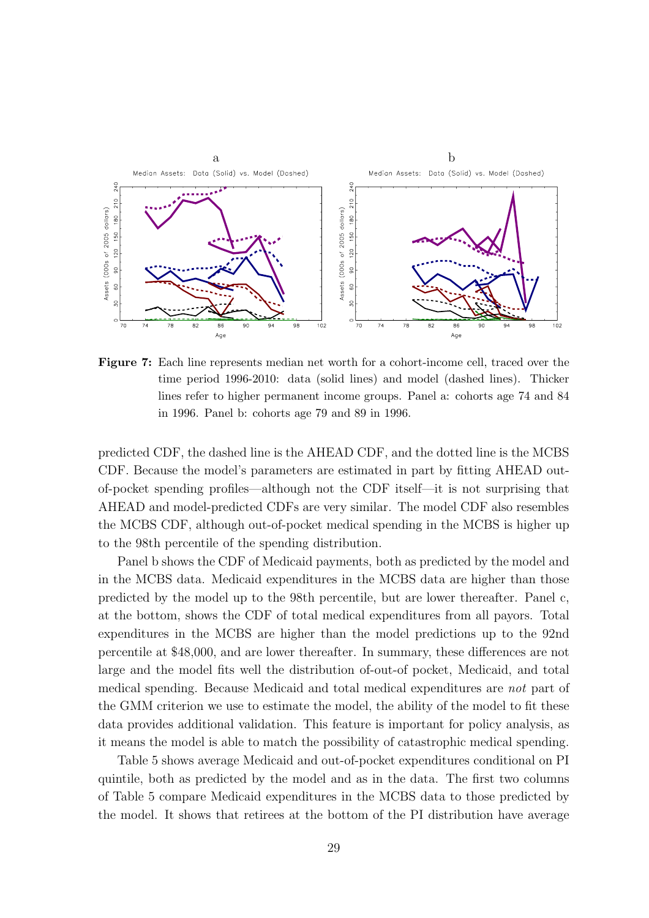**Figure 7:** Each line represents median net worth for a cohort-income cell, traced over the time period 1996-2010: data (solid lines) and model (dashed lines). Thicker lines refer to higher permanent income groups. Panel a: cohorts age 74 and 84 in 1996. Panel b: cohorts age 79 and 89 in 1996.

predicted CDF, the dashed line is the AHEAD CDF, and the dotted line is the MCBS CDF. Because the model's parameters are estimated in part by fitting AHEAD out-of-pocket spending profiles—although not the CDF itself—it is not surprising that AHEAD and model-predicted CDFs are very similar. The model CDF also resembles the MCBS CDF, although out-of-pocket medical spending in the MCBS is higher up to the 98th percentile of the spending distribution.

Panel b shows the CDF of Medicaid payments, both as predicted by the model and in the MCBS data. Medicaid expenditures in the MCBS data are higher than those predicted by the model up to the 98th percentile, but are lower thereafter. Panel c, at the bottom, shows the CDF of total medical expenditures from all payors. Total expenditures in the MCBS are higher than the model predictions up to the 92nd percentile at $48,000, and are lower thereafter. In summary, these differences are not large and the model fits well the distribution of-out-of pocket, Medicaid, and total medical spending. Because Medicaid and total medical expenditures are *not* part of the GMM criterion we use to estimate the model, the ability of the model to fit these data provides additional validation. This feature is important for policy analysis, as it means the model is able to match the possibility of catastrophic medical spending.

Table 5 shows average Medicaid and out-of-pocket expenditures conditional on PI quintile, both as predicted by the model and as in the data. The first two columns of Table 5 compare Medicaid expenditures in the MCBS data to those predicted by the model. It shows that retirees at the bottom of the PI distribution have average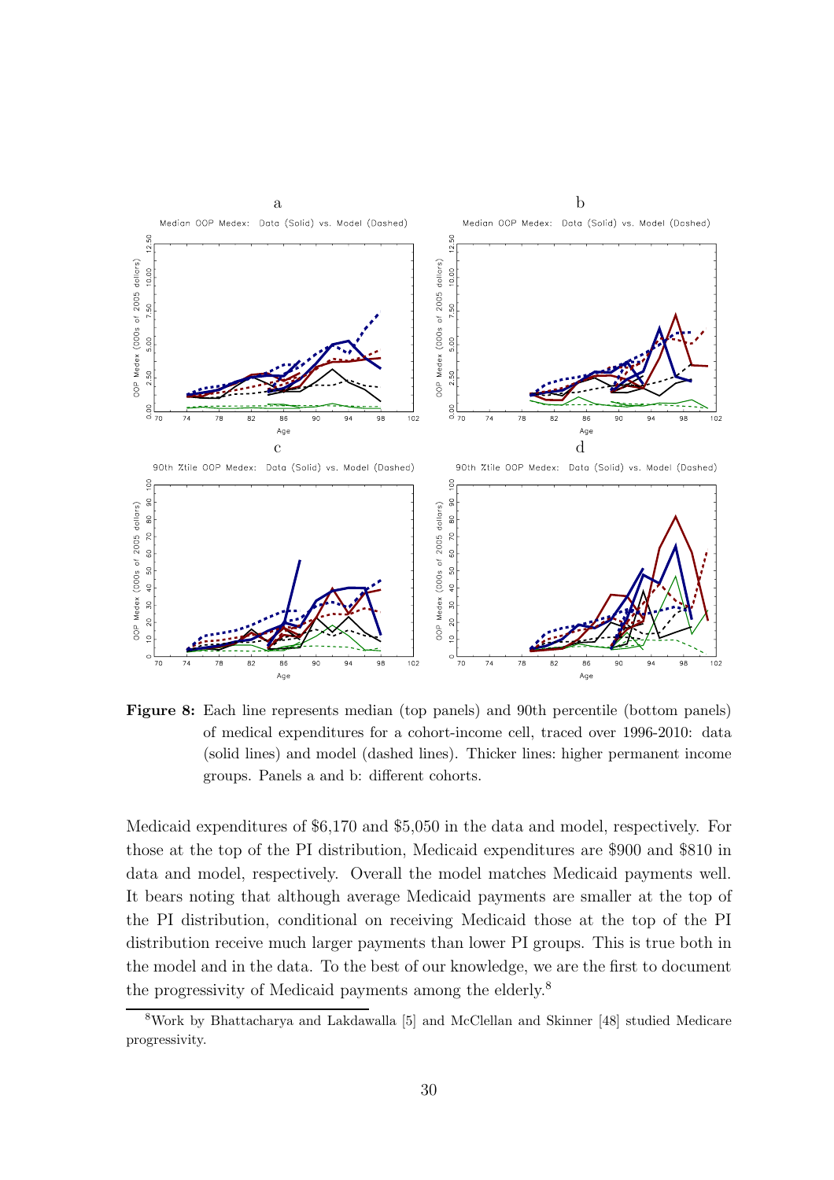**Figure 8:** Each line represents median (top panels) and 90th percentile (bottom panels) of medical expenditures for a cohort-income cell, traced over 1996-2010: data (solid lines) and model (dashed lines). Thicker lines: higher permanent income groups. Panels a and b: different cohorts.

Medicaid expenditures of \$6,170 and \$5,050 in the data and model, respectively. For those at the top of the PI distribution, Medicaid expenditures are \$900 and \$810 in data and model, respectively. Overall the model matches Medicaid payments well. It bears noting that although average Medicaid payments are smaller at the top of the PI distribution, conditional on receiving Medicaid those at the top of the PI distribution receive much larger payments than lower PI groups. This is true both in the model and in the data. To the best of our knowledge, we are the first to document the progressivity of Medicaid payments among the elderly.[8]

[8] Work by Bhattacharya and Lakdawalla [5] and McClellan and Skinner [48] studied Medicare progressivity.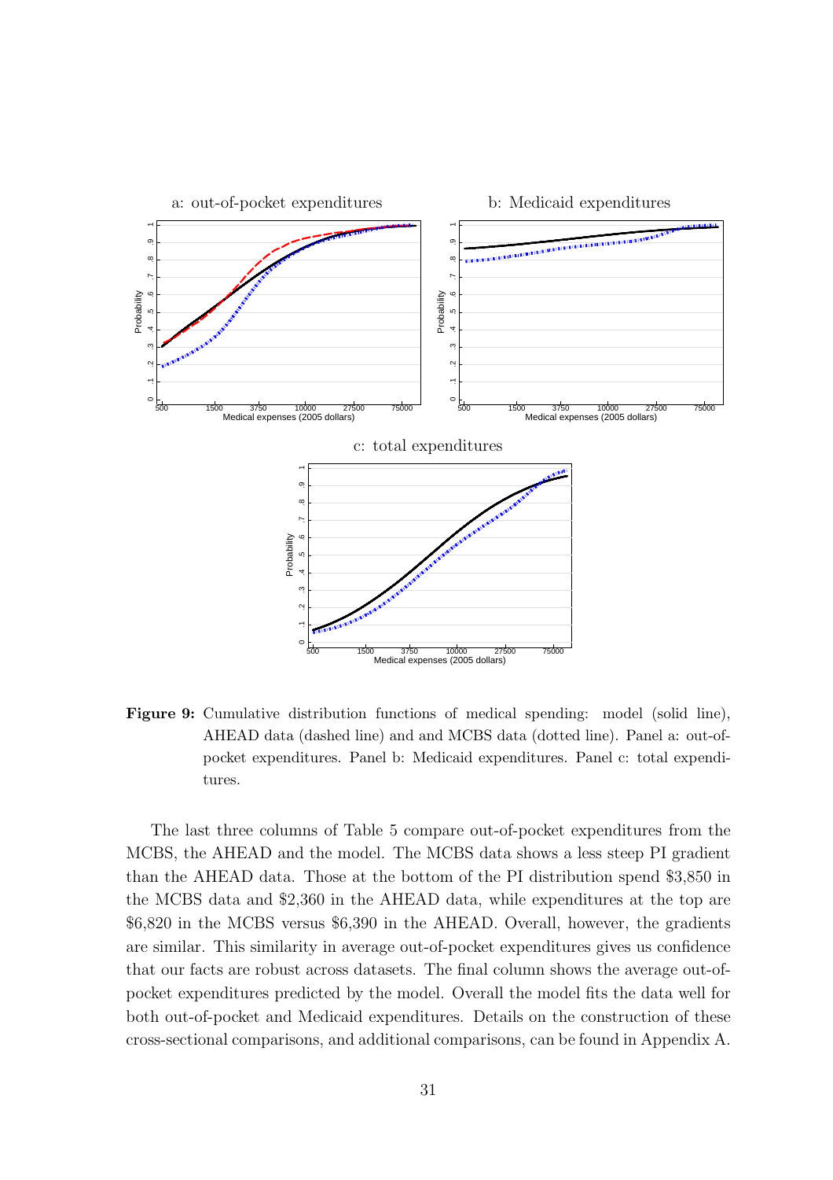**Figure 9:** Cumulative distribution functions of medical spending: model (solid line), AHEAD data (dashed line) and and MCBS data (dotted line). Panel a: out-of-pocket expenditures. Panel b: Medicaid expenditures. Panel c: total expenditures.

The last three columns of Table 5 compare out-of-pocket expenditures from the MCBS, the AHEAD and the model. The MCBS data shows a less steep PI gradient than the AHEAD data. Those at the bottom of the PI distribution spend \$3,850 in the MCBS data and \$2,360 in the AHEAD data, while expenditures at the top are \$6,820 in the MCBS versus \$6,390 in the AHEAD. Overall, however, the gradients are similar. This similarity in average out-of-pocket expenditures gives us confidence that our facts are robust across datasets. The final column shows the average out-of-pocket expenditures predicted by the model. Overall the model fits the data well for both out-of-pocket and Medicaid expenditures. Details on the construction of these cross-sectional comparisons, and additional comparisons, can be found in Appendix A.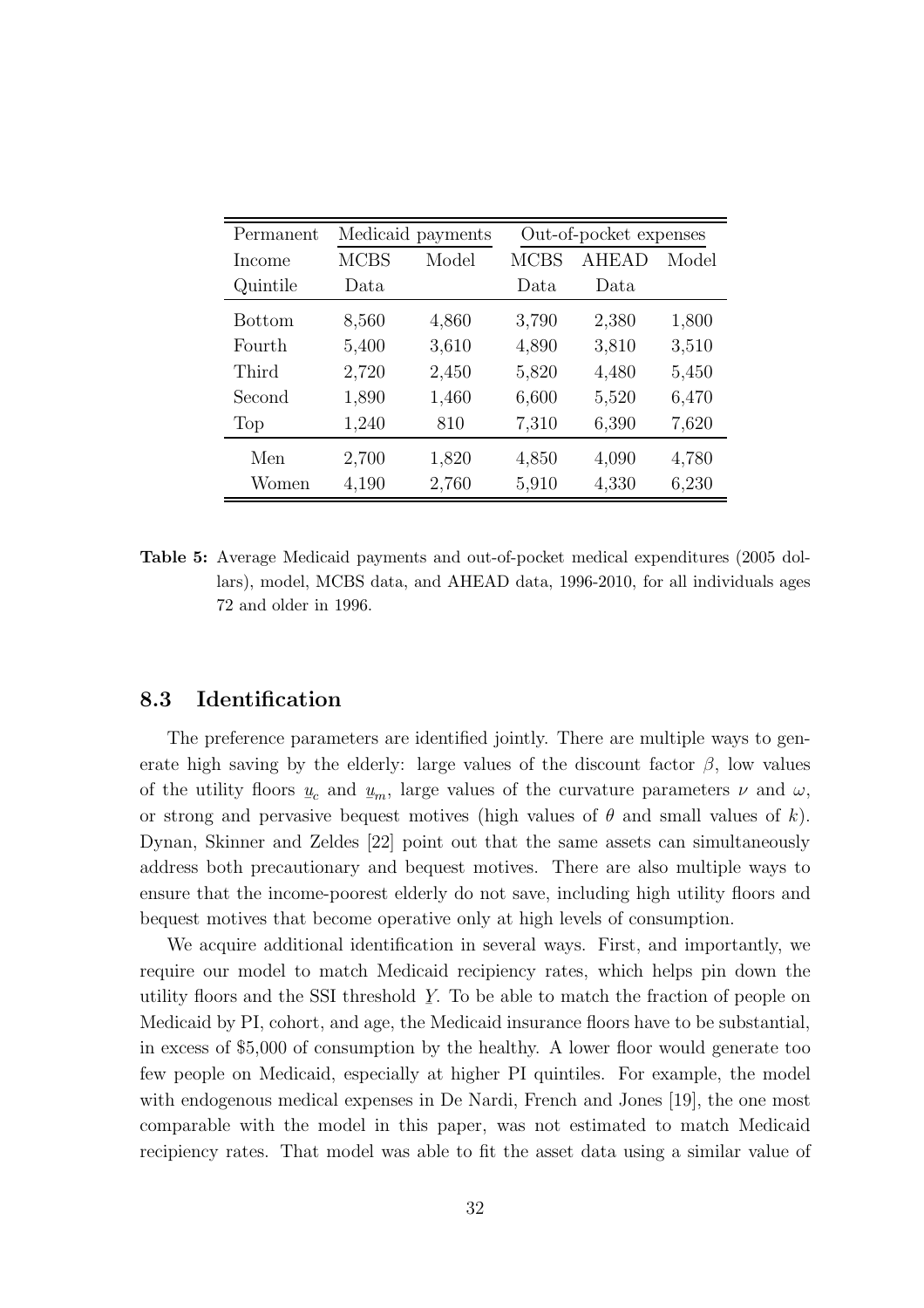| Permanent Income Quintile | Medicaid payments | | Out-of-pocket expenses | | |
|---|---|---|---|---|---|
| | MCBS Data | Model | MCBS Data | AHEAD Data | Model |
| Bottom | 8,560 | 4,860 | 3,790 | 2,380 | 1,800 |
| Fourth | 5,400 | 3,610 | 4,890 | 3,810 | 3,510 |
| Third | 2,720 | 2,450 | 5,820 | 4,480 | 5,450 |
| Second | 1,890 | 1,460 | 6,600 | 5,520 | 6,470 |
| Top | 1,240 | 810 | 7,310 | 6,390 | 7,620 |
| Men | 2,700 | 1,820 | 4,850 | 4,090 | 4,780 |
| Women | 4,190 | 2,760 | 5,910 | 4,330 | 6,230 |

**Table 5:** Average Medicaid payments and out-of-pocket medical expenditures (2005 dollars), model, MCBS data, and AHEAD data, 1996-2010, for all individuals ages 72 and older in 1996.

### 8.3 Identification

The preference parameters are identified jointly. There are multiple ways to generate high saving by the elderly: large values of the discount factor $\beta$, low values of the utility floors $\underline{u}_c$ and $\underline{u}_m$, large values of the curvature parameters $\nu$ and $\omega$, or strong and pervasive bequest motives (high values of $\theta$ and small values of $k$). Dynan, Skinner and Zeldes [22] point out that the same assets can simultaneously address both precautionary and bequest motives. There are also multiple ways to ensure that the income-poorest elderly do not save, including high utility floors and bequest motives that become operative only at high levels of consumption.

We acquire additional identification in several ways. First, and importantly, we require our model to match Medicaid recipiency rates, which helps pin down the utility floors and the SSI threshold $\underline{Y}$. To be able to match the fraction of people on Medicaid by PI, cohort, and age, the Medicaid insurance floors have to be substantial, in excess of \$5,000 of consumption by the healthy. A lower floor would generate too few people on Medicaid, especially at higher PI quintiles. For example, the model with endogenous medical expenses in De Nardi, French and Jones [19], the one most comparable with the model in this paper, was not estimated to match Medicaid recipiency rates. That model was able to fit the asset data using a similar value of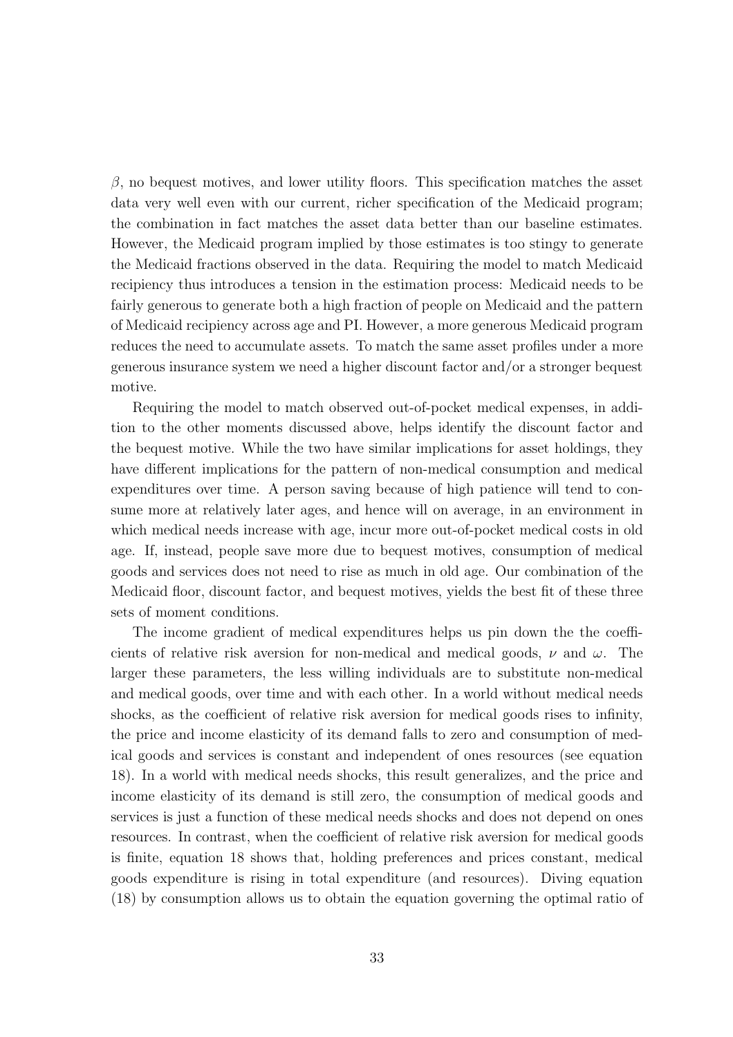$\beta$, no bequest motives, and lower utility floors. This specification matches the asset data very well even with our current, richer specification of the Medicaid program; the combination in fact matches the asset data better than our baseline estimates. However, the Medicaid program implied by those estimates is too stingy to generate the Medicaid fractions observed in the data. Requiring the model to match Medicaid recipiency thus introduces a tension in the estimation process: Medicaid needs to be fairly generous to generate both a high fraction of people on Medicaid and the pattern of Medicaid recipiency across age and PI. However, a more generous Medicaid program reduces the need to accumulate assets. To match the same asset profiles under a more generous insurance system we need a higher discount factor and/or a stronger bequest motive.

Requiring the model to match observed out-of-pocket medical expenses, in addition to the other moments discussed above, helps identify the discount factor and the bequest motive. While the two have similar implications for asset holdings, they have different implications for the pattern of non-medical consumption and medical expenditures over time. A person saving because of high patience will tend to consume more at relatively later ages, and hence will on average, in an environment in which medical needs increase with age, incur more out-of-pocket medical costs in old age. If, instead, people save more due to bequest motives, consumption of medical goods and services does not need to rise as much in old age. Our combination of the Medicaid floor, discount factor, and bequest motives, yields the best fit of these three sets of moment conditions.

The income gradient of medical expenditures helps us pin down the the coefficients of relative risk aversion for non-medical and medical goods, $\nu$ and $\omega$. The larger these parameters, the less willing individuals are to substitute non-medical and medical goods, over time and with each other. In a world without medical needs shocks, as the coefficient of relative risk aversion for medical goods rises to infinity, the price and income elasticity of its demand falls to zero and consumption of medical goods and services is constant and independent of ones resources (see equation 18). In a world with medical needs shocks, this result generalizes, and the price and income elasticity of its demand is still zero, the consumption of medical goods and services is just a function of these medical needs shocks and does not depend on ones resources. In contrast, when the coefficient of relative risk aversion for medical goods is finite, equation 18 shows that, holding preferences and prices constant, medical goods expenditure is rising in total expenditure (and resources). Diving equation (18) by consumption allows us to obtain the equation governing the optimal ratio of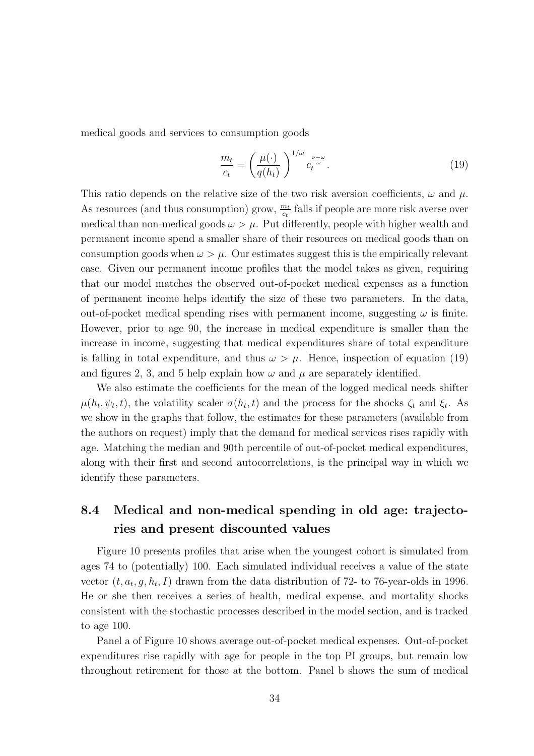medical goods and services to consumption goods

$$\frac{m_t}{c_t} = \left( \frac{\mu(\cdot)}{q(h_t)} \right)^{1/\omega} c_t^{\frac{\nu - \omega}{\omega}}. \tag{19}$$

This ratio depends on the relative size of the two risk aversion coefficients, $\omega$ and $\mu$. As resources (and thus consumption) grow, $\frac{m_t}{c_t}$ falls if people are more risk averse over medical than non-medical goods $\omega > \mu$. Put differently, people with higher wealth and permanent income spend a smaller share of their resources on medical goods than on consumption goods when $\omega > \mu$. Our estimates suggest this is the empirically relevant case. Given our permanent income profiles that the model takes as given, requiring that our model matches the observed out-of-pocket medical expenses as a function of permanent income helps identify the size of these two parameters. In the data, out-of-pocket medical spending rises with permanent income, suggesting $\omega$ is finite. However, prior to age 90, the increase in medical expenditure is smaller than the increase in income, suggesting that medical expenditures share of total expenditure is falling in total expenditure, and thus $\omega > \mu$. Hence, inspection of equation (19) and figures 2, 3, and 5 help explain how $\omega$ and $\mu$ are separately identified.

We also estimate the coefficients for the mean of the logged medical needs shifter $\mu(h_t, \psi_t, t)$, the volatility scaler $\sigma(h_t, t)$ and the process for the shocks $\zeta_t$ and $\xi_t$. As we show in the graphs that follow, the estimates for these parameters (available from the authors on request) imply that the demand for medical services rises rapidly with age. Matching the median and 90th percentile of out-of-pocket medical expenditures, along with their first and second autocorrelations, is the principal way in which we identify these parameters.

## 8.4 Medical and non-medical spending in old age: trajectories and present discounted values

Figure 10 presents profiles that arise when the youngest cohort is simulated from ages 74 to (potentially) 100. Each simulated individual receives a value of the state vector $(t, a_t, g, h_t, I)$ drawn from the data distribution of 72- to 76-year-olds in 1996. He or she then receives a series of health, medical expense, and mortality shocks consistent with the stochastic processes described in the model section, and is tracked to age 100.

Panel a of Figure 10 shows average out-of-pocket medical expenses. Out-of-pocket expenditures rise rapidly with age for people in the top PI groups, but remain low throughout retirement for those at the bottom. Panel b shows the sum of medical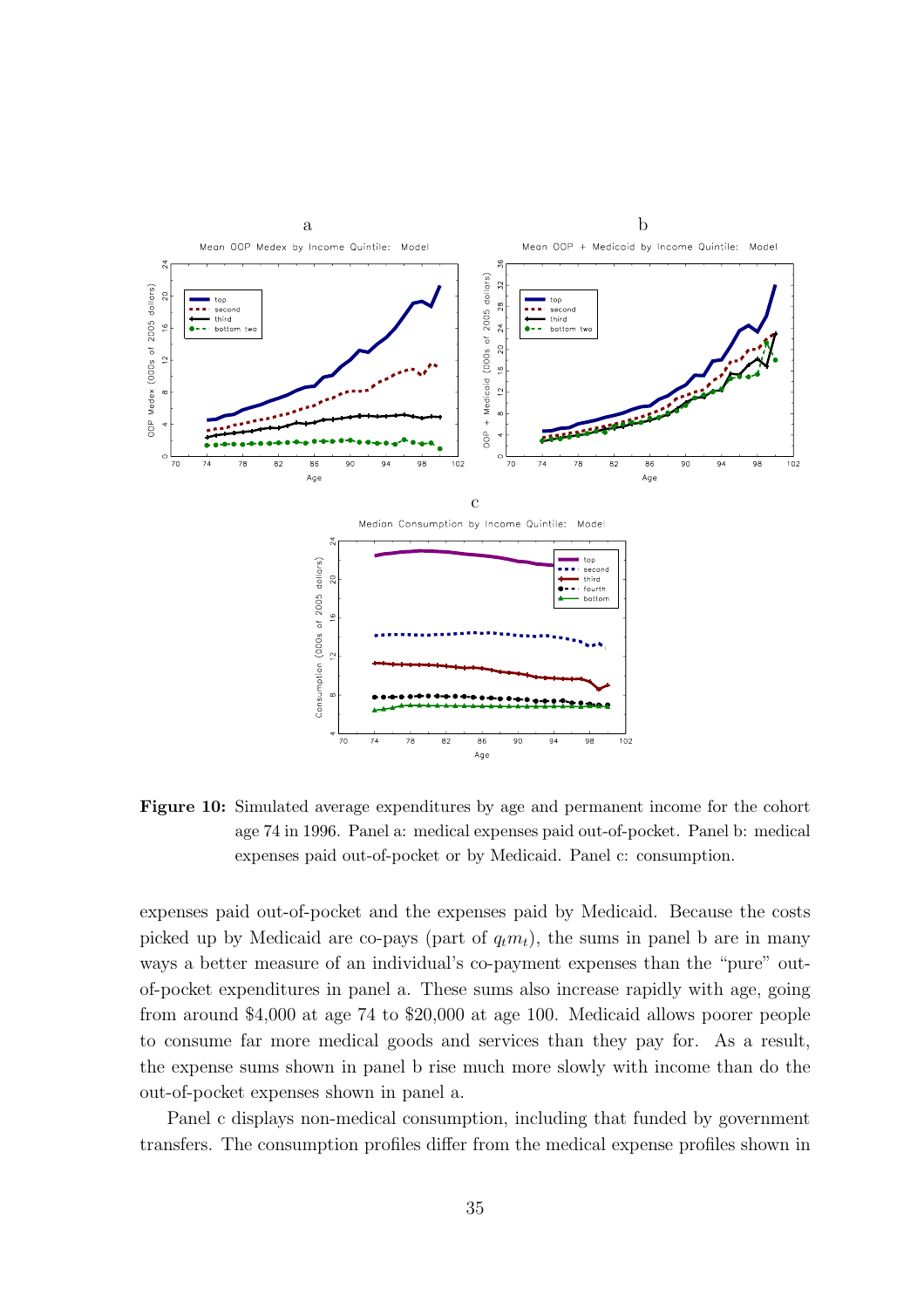**Figure 10:** Simulated average expenditures by age and permanent income for the cohort age 74 in 1996. Panel a: medical expenses paid out-of-pocket. Panel b: medical expenses paid out-of-pocket or by Medicaid. Panel c: consumption.

expenses paid out-of-pocket and the expenses paid by Medicaid. Because the costs picked up by Medicaid are co-pays (part of $q_t m_t$), the sums in panel b are in many ways a better measure of an individual's co-payment expenses than the "pure" out-of-pocket expenditures in panel a. These sums also increase rapidly with age, going from around \$4,000 at age 74 to \$20,000 at age 100. Medicaid allows poorer people to consume far more medical goods and services than they pay for. As a result, the expense sums shown in panel b rise much more slowly with income than do the out-of-pocket expenses shown in panel a.

Panel c displays non-medical consumption, including that funded by government transfers. The consumption profiles differ from the medical expense profiles shown in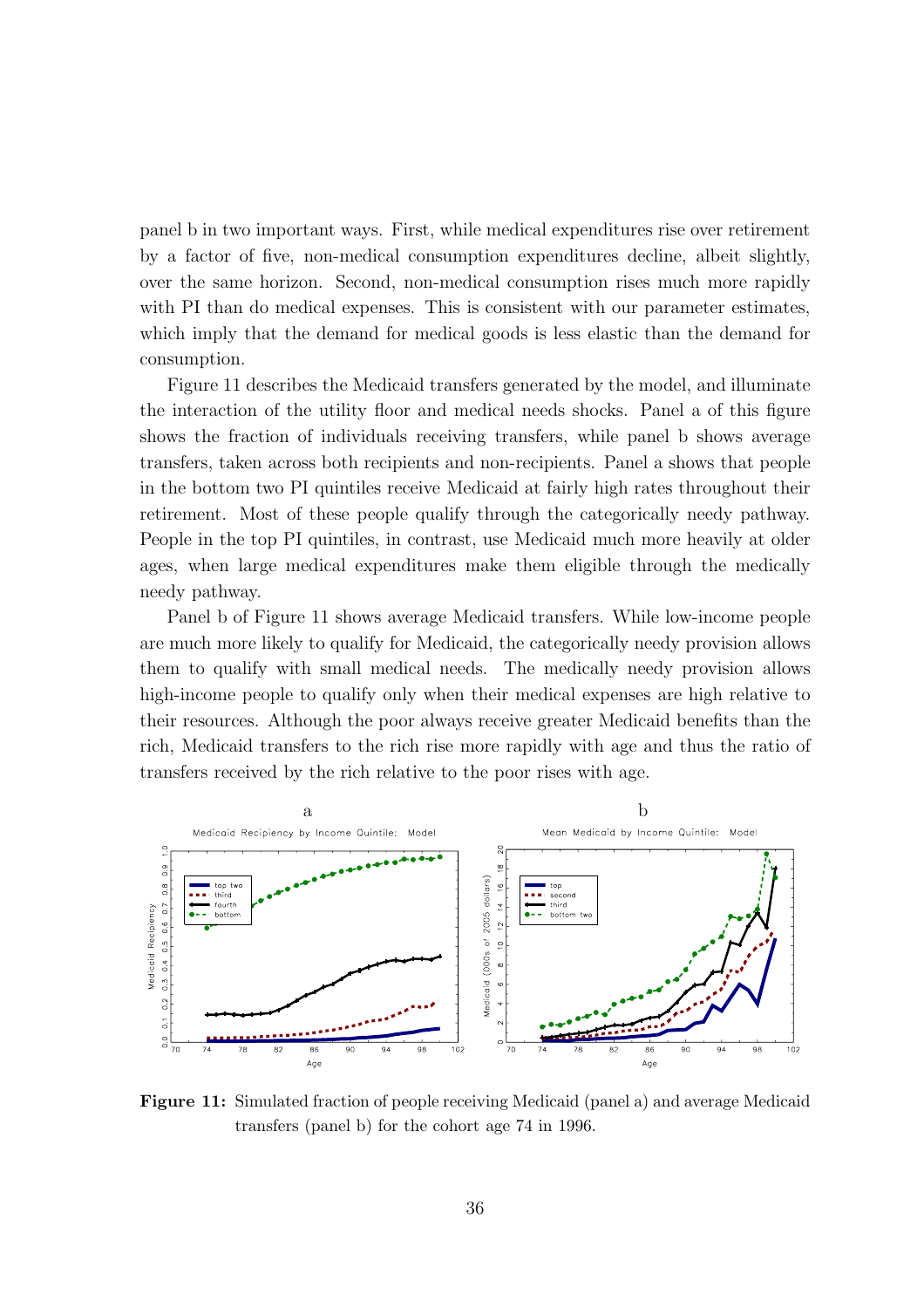panel b in two important ways. First, while medical expenditures rise over retirement by a factor of five, non-medical consumption expenditures decline, albeit slightly, over the same horizon. Second, non-medical consumption rises much more rapidly with PI than do medical expenses. This is consistent with our parameter estimates, which imply that the demand for medical goods is less elastic than the demand for consumption.

Figure 11 describes the Medicaid transfers generated by the model, and illuminate the interaction of the utility floor and medical needs shocks. Panel a of this figure shows the fraction of individuals receiving transfers, while panel b shows average transfers, taken across both recipients and non-recipients. Panel a shows that people in the bottom two PI quintiles receive Medicaid at fairly high rates throughout their retirement. Most of these people qualify through the categorically needy pathway. People in the top PI quintiles, in contrast, use Medicaid much more heavily at older ages, when large medical expenditures make them eligible through the medically needy pathway.

Panel b of Figure 11 shows average Medicaid transfers. While low-income people are much more likely to qualify for Medicaid, the categorically needy provision allows them to qualify with small medical needs. The medically needy provision allows high-income people to qualify only when their medical expenses are high relative to their resources. Although the poor always receive greater Medicaid benefits than the rich, Medicaid transfers to the rich rise more rapidly with age and thus the ratio of transfers received by the rich relative to the poor rises with age.

**Figure 11:** Simulated fraction of people receiving Medicaid (panel a) and average Medicaid transfers (panel b) for the cohort age 74 in 1996.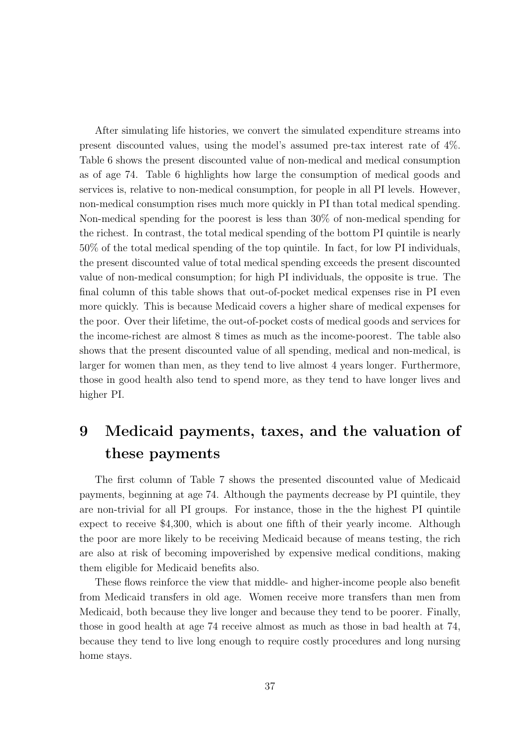After simulating life histories, we convert the simulated expenditure streams into present discounted values, using the model's assumed pre-tax interest rate of 4%. Table 6 shows the present discounted value of non-medical and medical consumption as of age 74. Table 6 highlights how large the consumption of medical goods and services is, relative to non-medical consumption, for people in all PI levels. However, non-medical consumption rises much more quickly in PI than total medical spending. Non-medical spending for the poorest is less than 30% of non-medical spending for the richest. In contrast, the total medical spending of the bottom PI quintile is nearly 50% of the total medical spending of the top quintile. In fact, for low PI individuals, the present discounted value of total medical spending exceeds the present discounted value of non-medical consumption; for high PI individuals, the opposite is true. The final column of this table shows that out-of-pocket medical expenses rise in PI even more quickly. This is because Medicaid covers a higher share of medical expenses for the poor. Over their lifetime, the out-of-pocket costs of medical goods and services for the income-richest are almost 8 times as much as the income-poorest. The table also shows that the present discounted value of all spending, medical and non-medical, is larger for women than men, as they tend to live almost 4 years longer. Furthermore, those in good health also tend to spend more, as they tend to have longer lives and higher PI.

# 9 Medicaid payments, taxes, and the valuation of these payments

The first column of Table 7 shows the presented discounted value of Medicaid payments, beginning at age 74. Although the payments decrease by PI quintile, they are non-trivial for all PI groups. For instance, those in the the highest PI quintile expect to receive $4,300, which is about one fifth of their yearly income. Although the poor are more likely to be receiving Medicaid because of means testing, the rich are also at risk of becoming impoverished by expensive medical conditions, making them eligible for Medicaid benefits also.

These flows reinforce the view that middle- and higher-income people also benefit from Medicaid transfers in old age. Women receive more transfers than men from Medicaid, both because they live longer and because they tend to be poorer. Finally, those in good health at age 74 receive almost as much as those in bad health at 74, because they tend to live long enough to require costly procedures and long nursing home stays.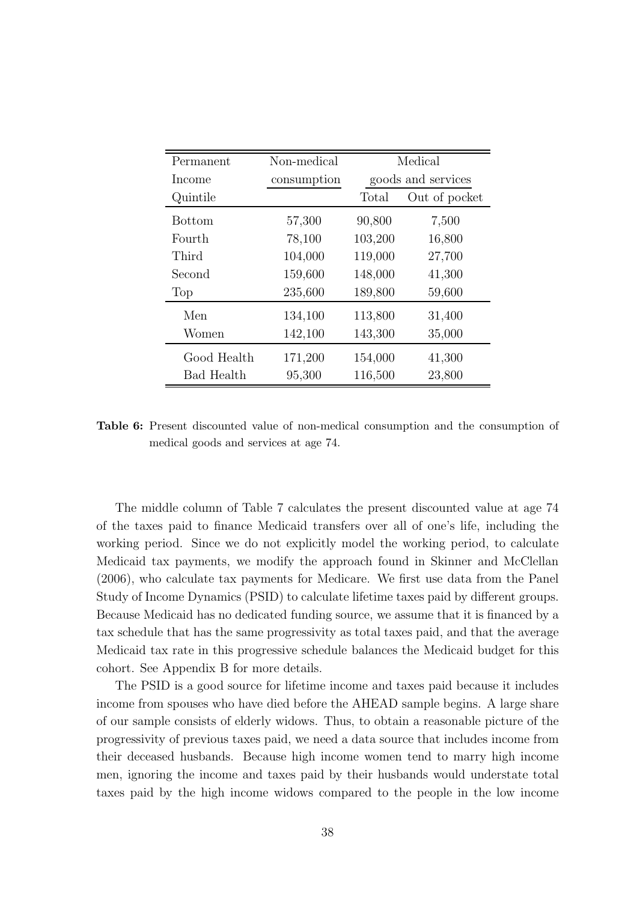| Permanent Income Quintile | Non-medical consumption | Medical goods and services | |
|---|---|---|---|
| | | Total | Out of pocket |
| Bottom | 57,300 | 90,800 | 7,500 |
| Fourth | 78,100 | 103,200 | 16,800 |
| Third | 104,000 | 119,000 | 27,700 |
| Second | 159,600 | 148,000 | 41,300 |
| Top | 235,600 | 189,800 | 59,600 |
| Men | 134,100 | 113,800 | 31,400 |
| Women | 142,100 | 143,300 | 35,000 |
| Good Health | 171,200 | 154,000 | 41,300 |
| Bad Health | 95,300 | 116,500 | 23,800 |

**Table 6:** Present discounted value of non-medical consumption and the consumption of medical goods and services at age 74.

The middle column of Table 7 calculates the present discounted value at age 74 of the taxes paid to finance Medicaid transfers over all of one's life, including the working period. Since we do not explicitly model the working period, to calculate Medicaid tax payments, we modify the approach found in Skinner and McClellan (2006), who calculate tax payments for Medicare. We first use data from the Panel Study of Income Dynamics (PSID) to calculate lifetime taxes paid by different groups. Because Medicaid has no dedicated funding source, we assume that it is financed by a tax schedule that has the same progressivity as total taxes paid, and that the average Medicaid tax rate in this progressive schedule balances the Medicaid budget for this cohort. See Appendix B for more details.

The PSID is a good source for lifetime income and taxes paid because it includes income from spouses who have died before the AHEAD sample begins. A large share of our sample consists of elderly widows. Thus, to obtain a reasonable picture of the progressivity of previous taxes paid, we need a data source that includes income from their deceased husbands. Because high income women tend to marry high income men, ignoring the income and taxes paid by their husbands would understate total taxes paid by the high income widows compared to the people in the low income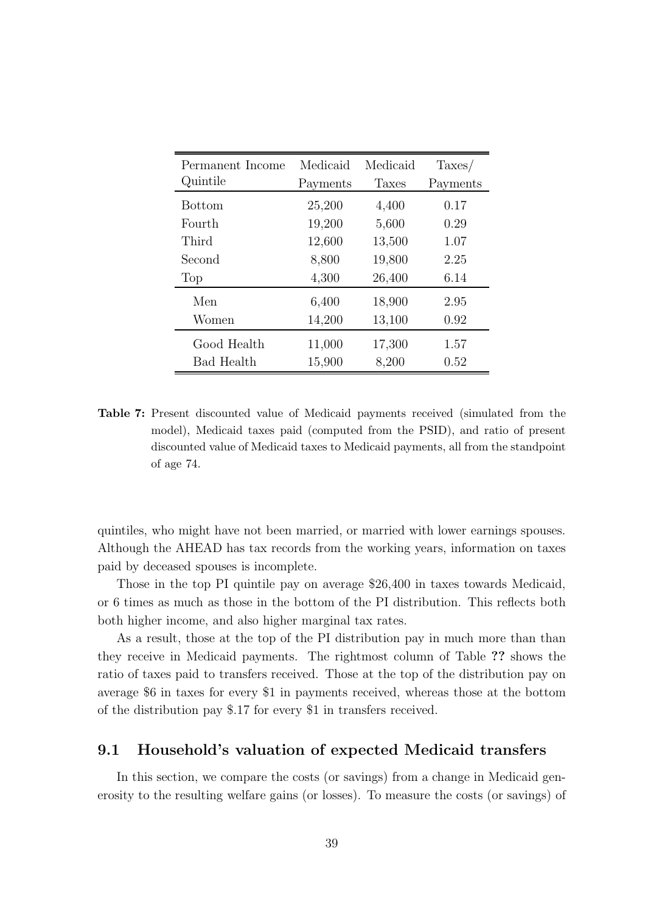| Permanent Income Quintile | Medicaid Payments | Medicaid Taxes | Taxes/ Payments |
|---|---|---|---|
| Bottom | 25,200 | 4,400 | 0.17 |
| Fourth | 19,200 | 5,600 | 0.29 |
| Third | 12,600 | 13,500 | 1.07 |
| Second | 8,800 | 19,800 | 2.25 |
| Top | 4,300 | 26,400 | 6.14 |
| Men | 6,400 | 18,900 | 2.95 |
| Women | 14,200 | 13,100 | 0.92 |
| Good Health | 11,000 | 17,300 | 1.57 |
| Bad Health | 15,900 | 8,200 | 0.52 |

**Table 7:** Present discounted value of Medicaid payments received (simulated from the model), Medicaid taxes paid (computed from the PSID), and ratio of present discounted value of Medicaid taxes to Medicaid payments, all from the standpoint of age 74.

quintiles, who might have not been married, or married with lower earnings spouses. Although the AHEAD has tax records from the working years, information on taxes paid by deceased spouses is incomplete.

Those in the top PI quintile pay on average \$26,400 in taxes towards Medicaid, or 6 times as much as those in the bottom of the PI distribution. This reflects both both higher income, and also higher marginal tax rates.

As a result, those at the top of the PI distribution pay in much more than than they receive in Medicaid payments. The rightmost column of Table **??** shows the ratio of taxes paid to transfers received. Those at the top of the distribution pay on average \$6 in taxes for every \$1 in payments received, whereas those at the bottom of the distribution pay \$.17 for every \$1 in transfers received.

## 9.1 Household's valuation of expected Medicaid transfers

In this section, we compare the costs (or savings) from a change in Medicaid generosity to the resulting welfare gains (or losses). To measure the costs (or savings) of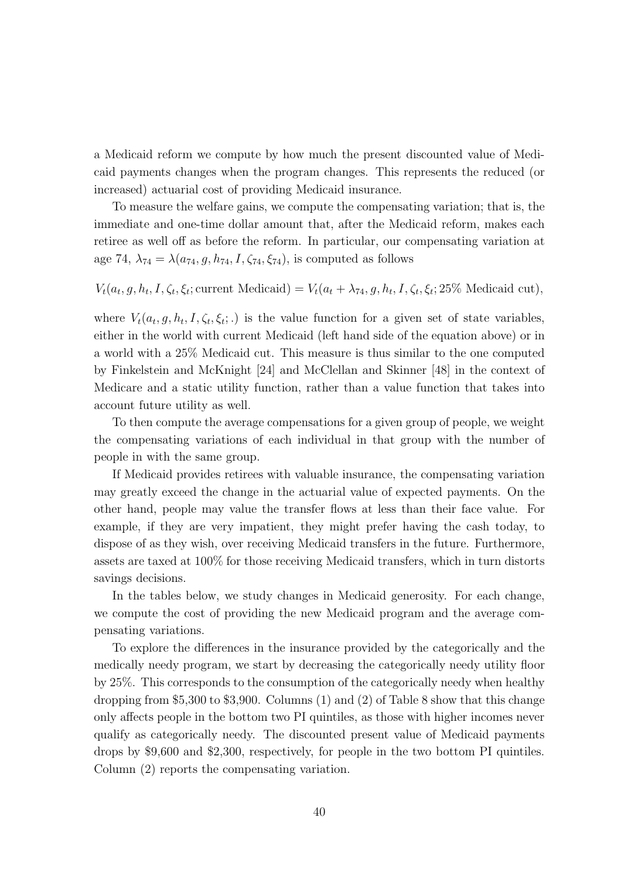a Medicaid reform we compute by how much the present discounted value of Medicaid payments changes when the program changes. This represents the reduced (or increased) actuarial cost of providing Medicaid insurance.

To measure the welfare gains, we compute the compensating variation; that is, the immediate and one-time dollar amount that, after the Medicaid reform, makes each retiree as well off as before the reform. In particular, our compensating variation at age 74, $\lambda_{74} = \lambda(a_{74}, g, h_{74}, I, \zeta_{74}, \xi_{74})$, is computed as follows

$$V_t(a_t, g, h_t, I, \zeta_t, \xi_t; \text{current Medicaid}) = V_t(a_t + \lambda_{74}, g, h_t, I, \zeta_t, \xi_t; 25\% \text{ Medicaid cut}),$$

where $V_t(a_t, g, h_t, I, \zeta_t, \xi_t; .)$ is the value function for a given set of state variables, either in the world with current Medicaid (left hand side of the equation above) or in a world with a 25% Medicaid cut. This measure is thus similar to the one computed by Finkelstein and McKnight [24] and McClellan and Skinner [48] in the context of Medicare and a static utility function, rather than a value function that takes into account future utility as well.

To then compute the average compensations for a given group of people, we weight the compensating variations of each individual in that group with the number of people in with the same group.

If Medicaid provides retirees with valuable insurance, the compensating variation may greatly exceed the change in the actuarial value of expected payments. On the other hand, people may value the transfer flows at less than their face value. For example, if they are very impatient, they might prefer having the cash today, to dispose of as they wish, over receiving Medicaid transfers in the future. Furthermore, assets are taxed at 100% for those receiving Medicaid transfers, which in turn distorts savings decisions.

In the tables below, we study changes in Medicaid generosity. For each change, we compute the cost of providing the new Medicaid program and the average compensating variations.

To explore the differences in the insurance provided by the categorically and the medically needy program, we start by decreasing the categorically needy utility floor by 25%. This corresponds to the consumption of the categorically needy when healthy dropping from \$5,300 to \$3,900. Columns (1) and (2) of Table 8 show that this change only affects people in the bottom two PI quintiles, as those with higher incomes never qualify as categorically needy. The discounted present value of Medicaid payments drops by \$9,600 and \$2,300, respectively, for people in the two bottom PI quintiles. Column (2) reports the compensating variation.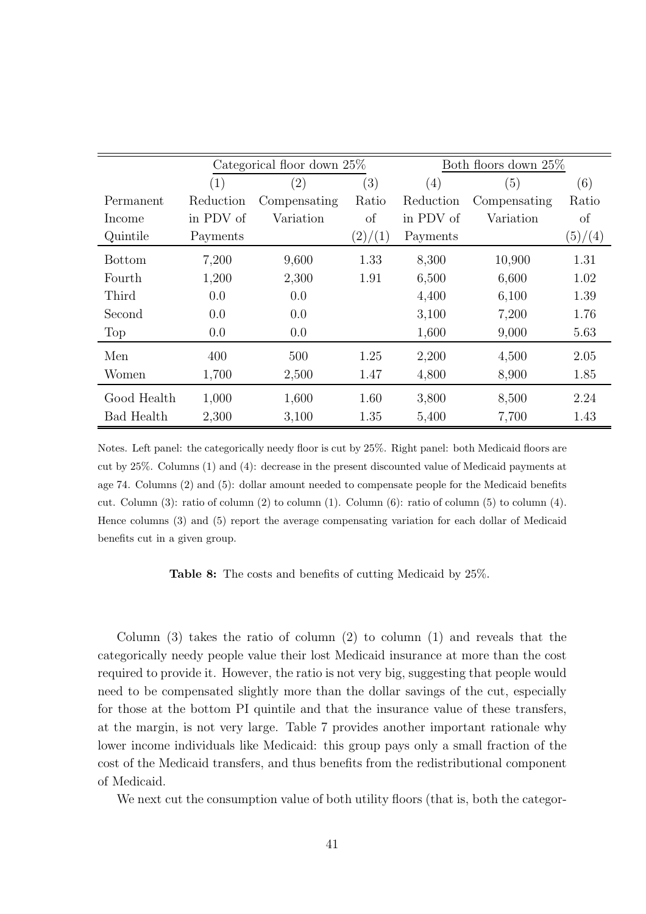| | Categorical floor down 25% | | | Both floors down 25% | | |
|---|---|---|---|---|---|---|
| | (1) | (2) | (3) | (4) | (5) | (6) |
| Permanent Income Quintile | Reduction in PDV of Payments | Compensating Variation | Ratio of (2)/(1) | Reduction in PDV of Payments | Compensating Variation | Ratio of (5)/(4) |
| Bottom | 7,200 | 9,600 | 1.33 | 8,300 | 10,900 | 1.31 |
| Fourth | 1,200 | 2,300 | 1.91 | 6,500 | 6,600 | 1.02 |
| Third | 0.0 | 0.0 | | 4,400 | 6,100 | 1.39 |
| Second | 0.0 | 0.0 | | 3,100 | 7,200 | 1.76 |
| Top | 0.0 | 0.0 | | 1,600 | 9,000 | 5.63 |
| Men | 400 | 500 | 1.25 | 2,200 | 4,500 | 2.05 |
| Women | 1,700 | 2,500 | 1.47 | 4,800 | 8,900 | 1.85 |
| Good Health | 1,000 | 1,600 | 1.60 | 3,800 | 8,500 | 2.24 |
| Bad Health | 2,300 | 3,100 | 1.35 | 5,400 | 7,700 | 1.43 |

Notes. Left panel: the categorically needy floor is cut by 25%. Right panel: both Medicaid floors are cut by 25%. Columns (1) and (4): decrease in the present discounted value of Medicaid payments at age 74. Columns (2) and (5): dollar amount needed to compensate people for the Medicaid benefits cut. Column (3): ratio of column (2) to column (1). Column (6): ratio of column (5) to column (4). Hence columns (3) and (5) report the average compensating variation for each dollar of Medicaid benefits cut in a given group.

**Table 8:** The costs and benefits of cutting Medicaid by 25%.

Column (3) takes the ratio of column (2) to column (1) and reveals that the categorically needy people value their lost Medicaid insurance at more than the cost required to provide it. However, the ratio is not very big, suggesting that people would need to be compensated slightly more than the dollar savings of the cut, especially for those at the bottom PI quintile and that the insurance value of these transfers, at the margin, is not very large. Table 7 provides another important rationale why lower income individuals like Medicaid: this group pays only a small fraction of the cost of the Medicaid transfers, and thus benefits from the redistributional component of Medicaid.

We next cut the consumption value of both utility floors (that is, both the categor-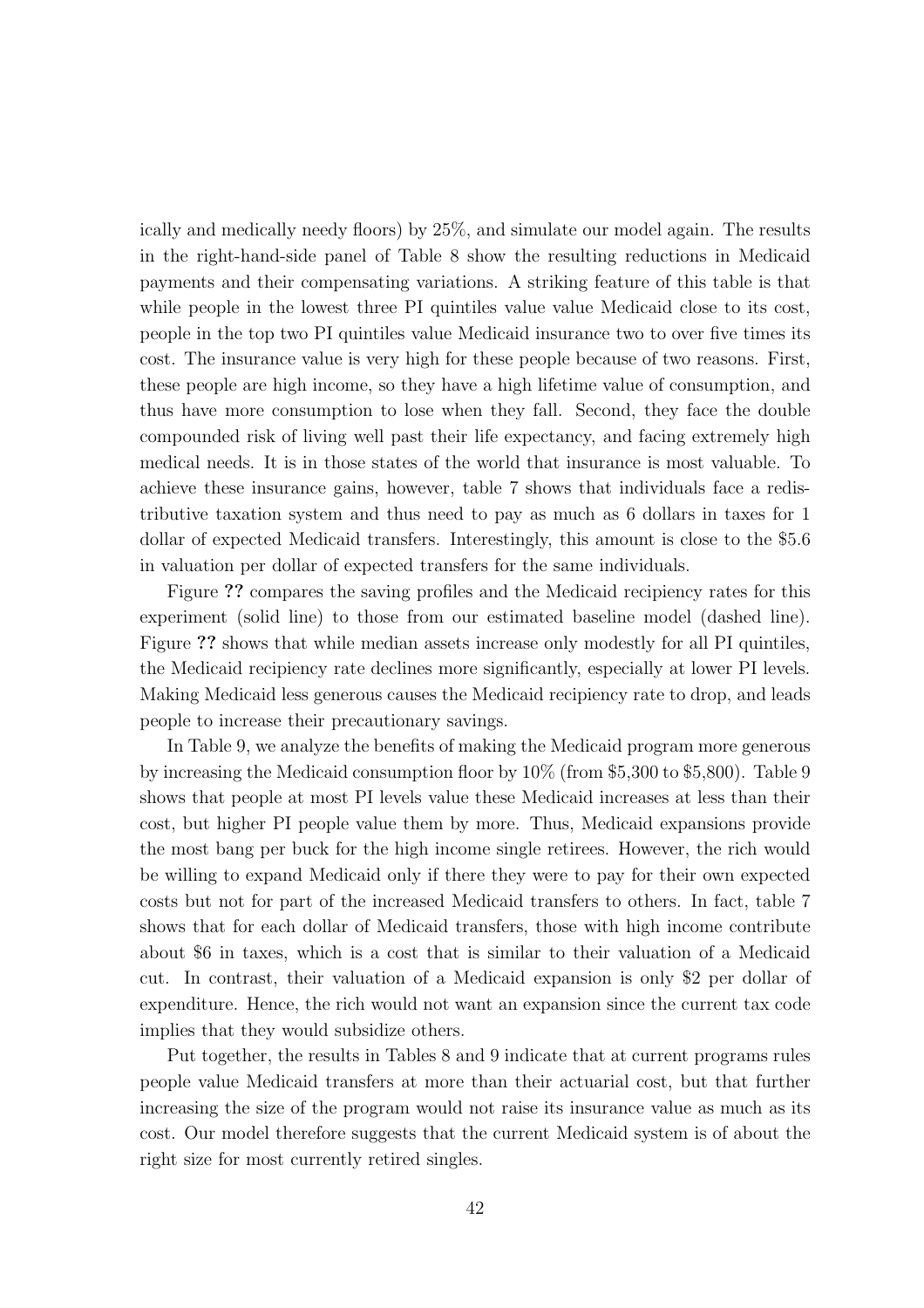ically and medically needy floors) by 25%, and simulate our model again. The results in the right-hand-side panel of Table 8 show the resulting reductions in Medicaid payments and their compensating variations. A striking feature of this table is that while people in the lowest three PI quintiles value value Medicaid close to its cost, people in the top two PI quintiles value Medicaid insurance two to over five times its cost. The insurance value is very high for these people because of two reasons. First, these people are high income, so they have a high lifetime value of consumption, and thus have more consumption to lose when they fall. Second, they face the double compounded risk of living well past their life expectancy, and facing extremely high medical needs. It is in those states of the world that insurance is most valuable. To achieve these insurance gains, however, table 7 shows that individuals face a redistributive taxation system and thus need to pay as much as 6 dollars in taxes for 1 dollar of expected Medicaid transfers. Interestingly, this amount is close to the $5.6 in valuation per dollar of expected transfers for the same individuals.

Figure **??** compares the saving profiles and the Medicaid recipiency rates for this experiment (solid line) to those from our estimated baseline model (dashed line). Figure **??** shows that while median assets increase only modestly for all PI quintiles, the Medicaid recipiency rate declines more significantly, especially at lower PI levels. Making Medicaid less generous causes the Medicaid recipiency rate to drop, and leads people to increase their precautionary savings.

In Table 9, we analyze the benefits of making the Medicaid program more generous by increasing the Medicaid consumption floor by 10% (from $5,300 to $5,800). Table 9 shows that people at most PI levels value these Medicaid increases at less than their cost, but higher PI people value them by more. Thus, Medicaid expansions provide the most bang per buck for the high income single retirees. However, the rich would be willing to expand Medicaid only if there they were to pay for their own expected costs but not for part of the increased Medicaid transfers to others. In fact, table 7 shows that for each dollar of Medicaid transfers, those with high income contribute about $6 in taxes, which is a cost that is similar to their valuation of a Medicaid cut. In contrast, their valuation of a Medicaid expansion is only $2 per dollar of expenditure. Hence, the rich would not want an expansion since the current tax code implies that they would subsidize others.

Put together, the results in Tables 8 and 9 indicate that at current programs rules people value Medicaid transfers at more than their actuarial cost, but that further increasing the size of the program would not raise its insurance value as much as its cost. Our model therefore suggests that the current Medicaid system is of about the right size for most currently retired singles.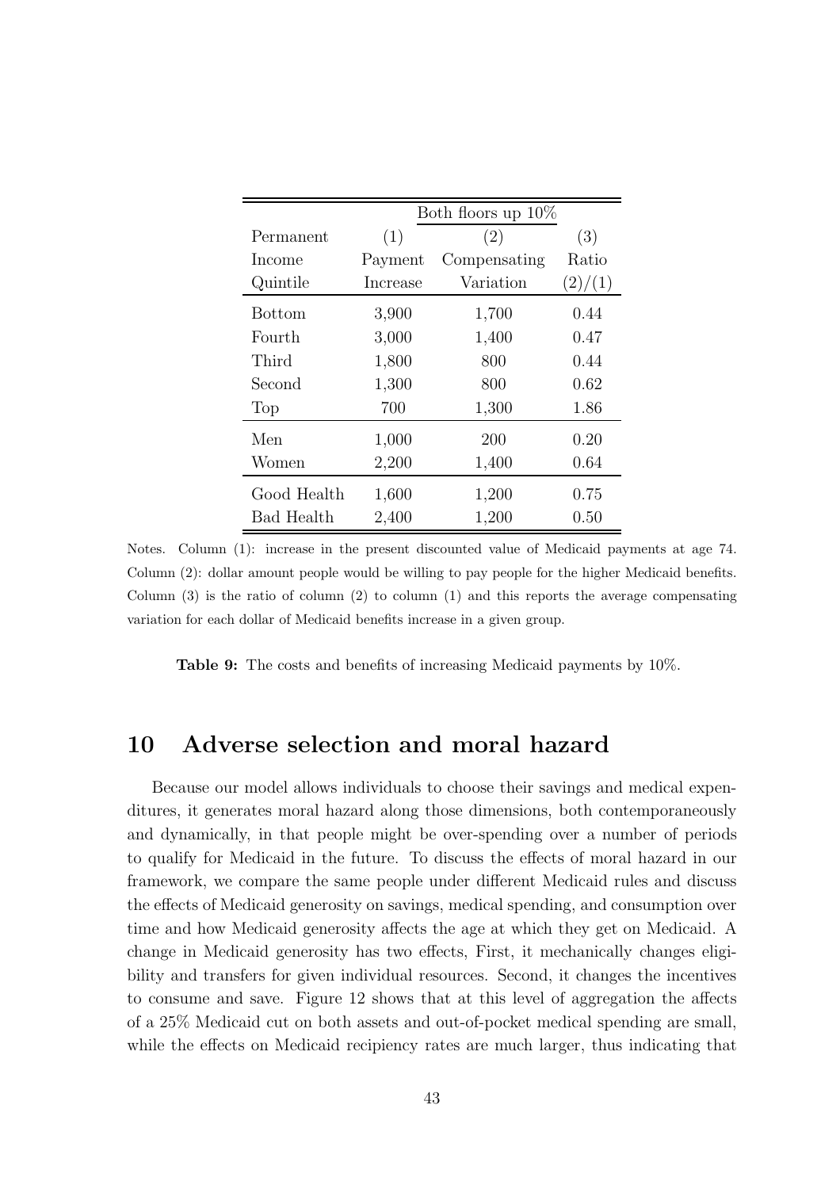| Permanent Income Quintile | Both floors up 10% | | |
|---|---|---|---|
| | (1) Payment Increase | (2) Compensating Variation | (3) Ratio (2)/(1) |
| Bottom | 3,900 | 1,700 | 0.44 |
| Fourth | 3,000 | 1,400 | 0.47 |
| Third | 1,800 | 800 | 0.44 |
| Second | 1,300 | 800 | 0.62 |
| Top | 700 | 1,300 | 1.86 |
| Men | 1,000 | 200 | 0.20 |
| Women | 2,200 | 1,400 | 0.64 |
| Good Health | 1,600 | 1,200 | 0.75 |
| Bad Health | 2,400 | 1,200 | 0.50 |

Notes. Column (1): increase in the present discounted value of Medicaid payments at age 74. Column (2): dollar amount people would be willing to pay people for the higher Medicaid benefits. Column (3) is the ratio of column (2) to column (1) and this reports the average compensating variation for each dollar of Medicaid benefits increase in a given group.

**Table 9:** The costs and benefits of increasing Medicaid payments by 10%.

## 10 Adverse selection and moral hazard

Because our model allows individuals to choose their savings and medical expenditures, it generates moral hazard along those dimensions, both contemporaneously and dynamically, in that people might be over-spending over a number of periods to qualify for Medicaid in the future. To discuss the effects of moral hazard in our framework, we compare the same people under different Medicaid rules and discuss the effects of Medicaid generosity on savings, medical spending, and consumption over time and how Medicaid generosity affects the age at which they get on Medicaid. A change in Medicaid generosity has two effects, First, it mechanically changes eligibility and transfers for given individual resources. Second, it changes the incentives to consume and save. Figure 12 shows that at this level of aggregation the affects of a 25% Medicaid cut on both assets and out-of-pocket medical spending are small, while the effects on Medicaid recipiency rates are much larger, thus indicating that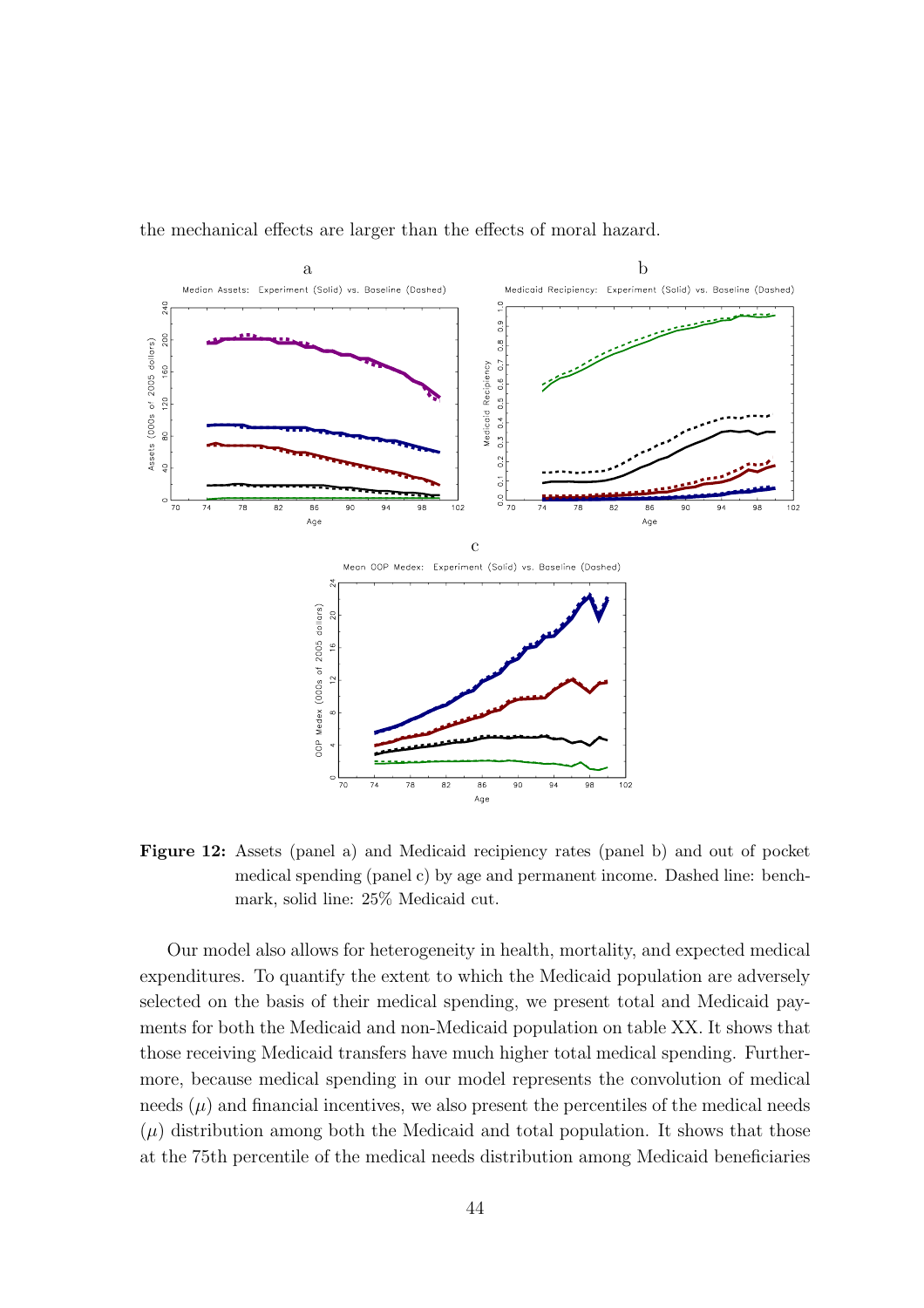the mechanical effects are larger than the effects of moral hazard.

**Figure 12:** Assets (panel a) and Medicaid recipiency rates (panel b) and out of pocket medical spending (panel c) by age and permanent income. Dashed line: benchmark, solid line: 25% Medicaid cut.

Our model also allows for heterogeneity in health, mortality, and expected medical expenditures. To quantify the extent to which the Medicaid population are adversely selected on the basis of their medical spending, we present total and Medicaid payments for both the Medicaid and non-Medicaid population on table XX. It shows that those receiving Medicaid transfers have much higher total medical spending. Furthermore, because medical spending in our model represents the convolution of medical needs ($\mu$) and financial incentives, we also present the percentiles of the medical needs ($\mu$) distribution among both the Medicaid and total population. It shows that those at the 75th percentile of the medical needs distribution among Medicaid beneficiaries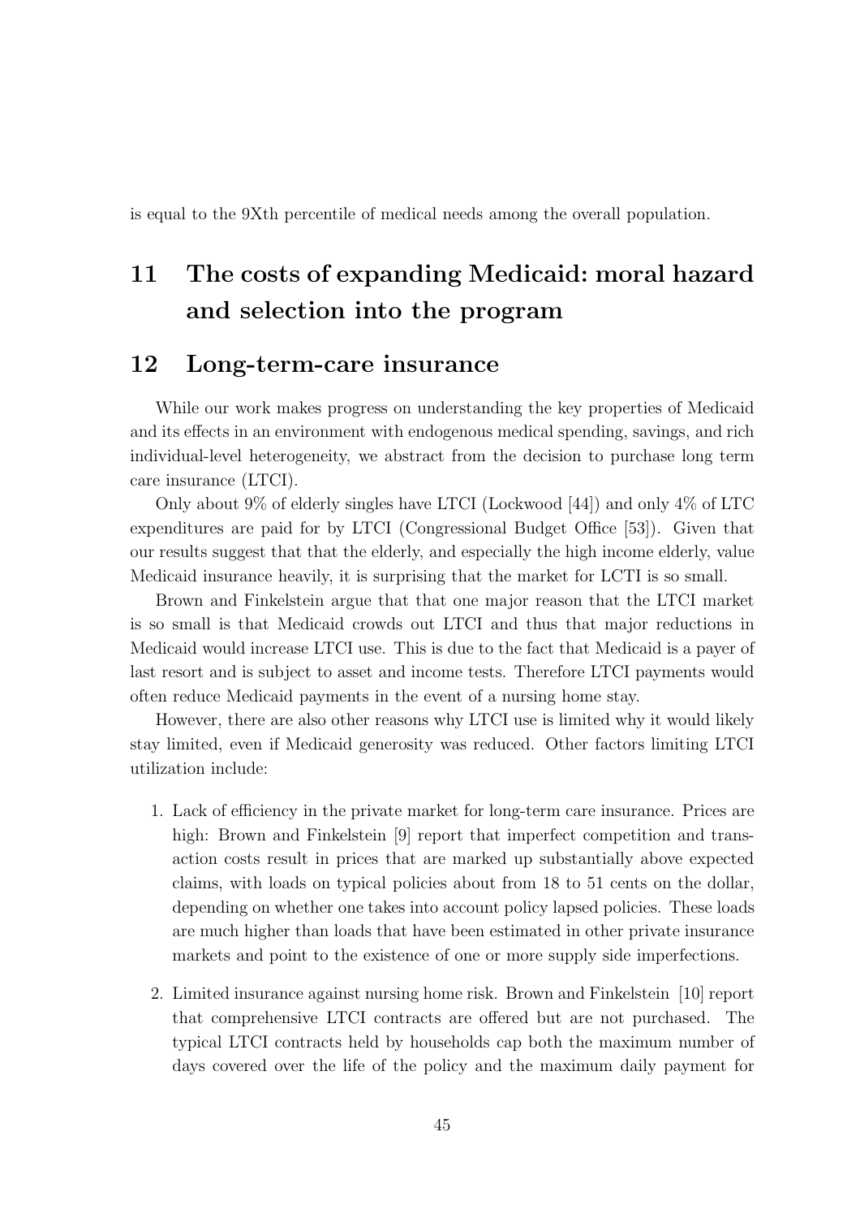is equal to the 9Xth percentile of medical needs among the overall population.

# 11 The costs of expanding Medicaid: moral hazard and selection into the program

# 12 Long-term-care insurance

While our work makes progress on understanding the key properties of Medicaid and its effects in an environment with endogenous medical spending, savings, and rich individual-level heterogeneity, we abstract from the decision to purchase long term care insurance (LTCI).

Only about 9% of elderly singles have LTCI (Lockwood [44]) and only 4% of LTC expenditures are paid for by LTCI (Congressional Budget Office [53]). Given that our results suggest that that the elderly, and especially the high income elderly, value Medicaid insurance heavily, it is surprising that the market for LCTI is so small.

Brown and Finkelstein argue that that one major reason that the LTCI market is so small is that Medicaid crowds out LTCI and thus that major reductions in Medicaid would increase LTCI use. This is due to the fact that Medicaid is a payer of last resort and is subject to asset and income tests. Therefore LTCI payments would often reduce Medicaid payments in the event of a nursing home stay.

However, there are also other reasons why LTCI use is limited why it would likely stay limited, even if Medicaid generosity was reduced. Other factors limiting LTCI utilization include:

1. Lack of efficiency in the private market for long-term care insurance. Prices are high: Brown and Finkelstein [9] report that imperfect competition and transaction costs result in prices that are marked up substantially above expected claims, with loads on typical policies about from 18 to 51 cents on the dollar, depending on whether one takes into account policy lapsed policies. These loads are much higher than loads that have been estimated in other private insurance markets and point to the existence of one or more supply side imperfections.

2. Limited insurance against nursing home risk. Brown and Finkelstein [10] report that comprehensive LTCI contracts are offered but are not purchased. The typical LTCI contracts held by households cap both the maximum number of days covered over the life of the policy and the maximum daily payment for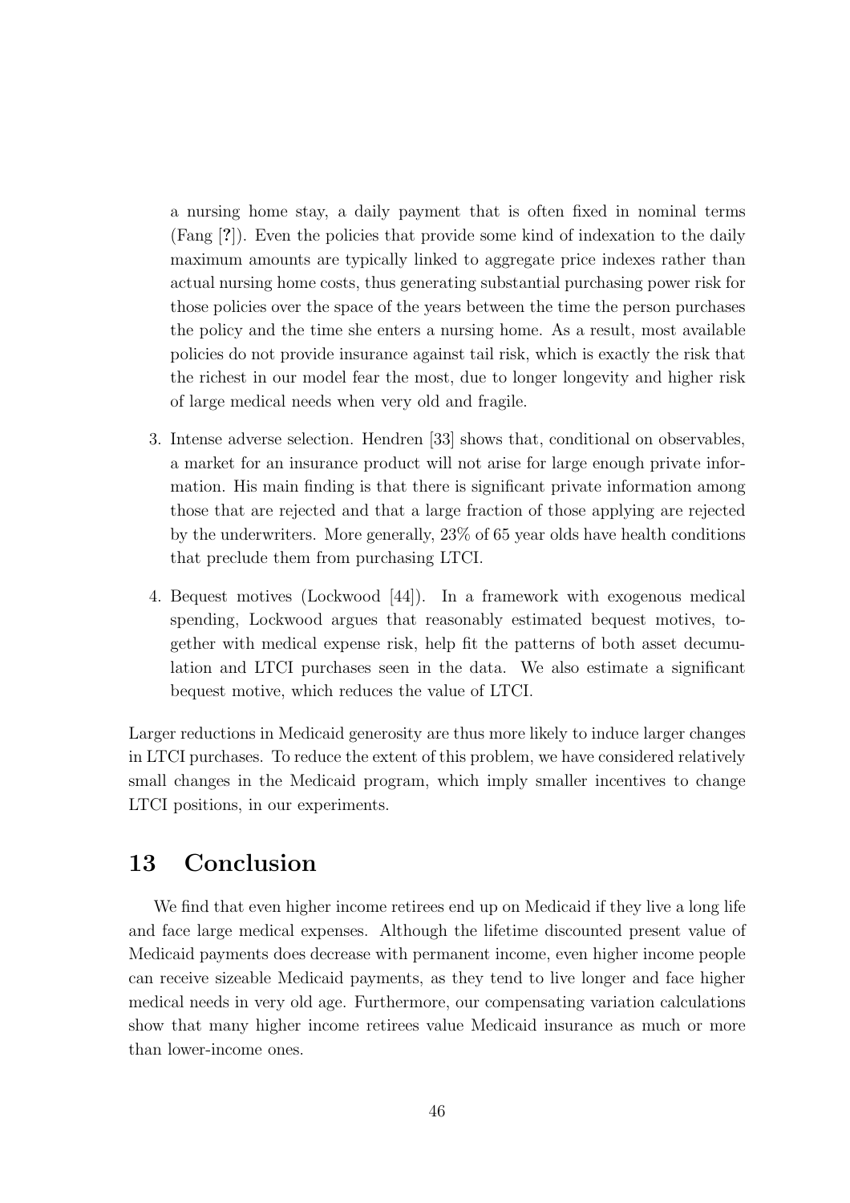a nursing home stay, a daily payment that is often fixed in nominal terms (Fang [?]). Even the policies that provide some kind of indexation to the daily maximum amounts are typically linked to aggregate price indexes rather than actual nursing home costs, thus generating substantial purchasing power risk for those policies over the space of the years between the time the person purchases the policy and the time she enters a nursing home. As a result, most available policies do not provide insurance against tail risk, which is exactly the risk that the richest in our model fear the most, due to longer longevity and higher risk of large medical needs when very old and fragile.

3. Intense adverse selection. Hendren [33] shows that, conditional on observables, a market for an insurance product will not arise for large enough private information. His main finding is that there is significant private information among those that are rejected and that a large fraction of those applying are rejected by the underwriters. More generally, 23% of 65 year olds have health conditions that preclude them from purchasing LTCI.

4. Bequest motives (Lockwood [44]). In a framework with exogenous medical spending, Lockwood argues that reasonably estimated bequest motives, together with medical expense risk, help fit the patterns of both asset decumulation and LTCI purchases seen in the data. We also estimate a significant bequest motive, which reduces the value of LTCI.

Larger reductions in Medicaid generosity are thus more likely to induce larger changes in LTCI purchases. To reduce the extent of this problem, we have considered relatively small changes in the Medicaid program, which imply smaller incentives to change LTCI positions, in our experiments.

# 13 Conclusion

We find that even higher income retirees end up on Medicaid if they live a long life and face large medical expenses. Although the lifetime discounted present value of Medicaid payments does decrease with permanent income, even higher income people can receive sizeable Medicaid payments, as they tend to live longer and face higher medical needs in very old age. Furthermore, our compensating variation calculations show that many higher income retirees value Medicaid insurance as much or more than lower-income ones.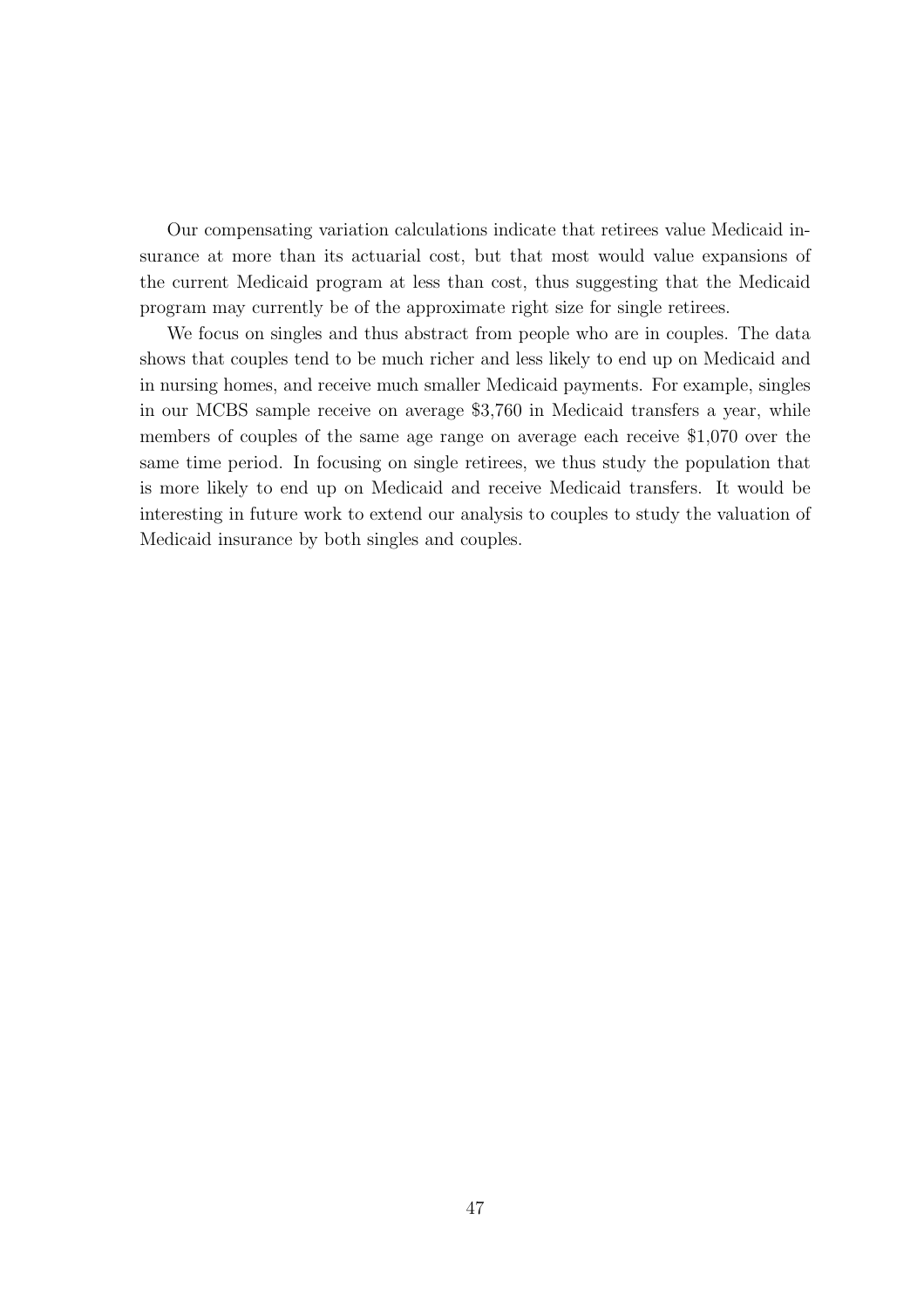Our compensating variation calculations indicate that retirees value Medicaid insurance at more than its actuarial cost, but that most would value expansions of the current Medicaid program at less than cost, thus suggesting that the Medicaid program may currently be of the approximate right size for single retirees.

We focus on singles and thus abstract from people who are in couples. The data shows that couples tend to be much richer and less likely to end up on Medicaid and in nursing homes, and receive much smaller Medicaid payments. For example, singles in our MCBS sample receive on average $3,760 in Medicaid transfers a year, while members of couples of the same age range on average each receive $1,070 over the same time period. In focusing on single retirees, we thus study the population that is more likely to end up on Medicaid and receive Medicaid transfers. It would be interesting in future work to extend our analysis to couples to study the valuation of Medicaid insurance by both singles and couples.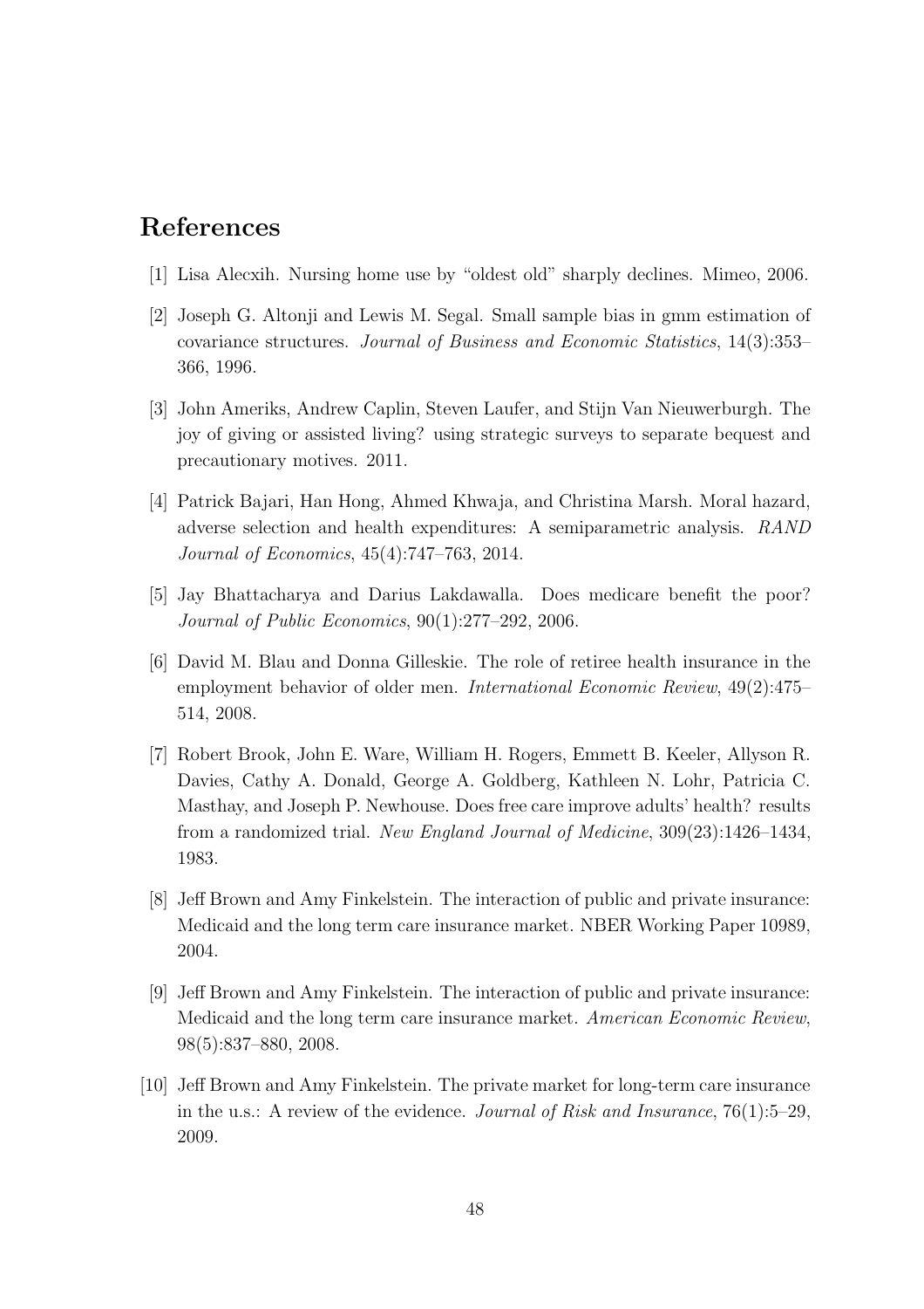# References

[1] Lisa Alecxih. Nursing home use by "oldest old" sharply declines. Mimeo, 2006.

[2] Joseph G. Altonji and Lewis M. Segal. Small sample bias in gmm estimation of covariance structures. *Journal of Business and Economic Statistics*, 14(3):353–366, 1996.

[3] John Ameriks, Andrew Caplin, Steven Laufer, and Stijn Van Nieuwerburgh. The joy of giving or assisted living? using strategic surveys to separate bequest and precautionary motives. 2011.

[4] Patrick Bajari, Han Hong, Ahmed Khwaja, and Christina Marsh. Moral hazard, adverse selection and health expenditures: A semiparametric analysis. *RAND Journal of Economics*, 45(4):747–763, 2014.

[5] Jay Bhattacharya and Darius Lakdawalla. Does medicare benefit the poor? *Journal of Public Economics*, 90(1):277–292, 2006.

[6] David M. Blau and Donna Gilleskie. The role of retiree health insurance in the employment behavior of older men. *International Economic Review*, 49(2):475–514, 2008.

[7] Robert Brook, John E. Ware, William H. Rogers, Emmett B. Keeler, Allyson R. Davies, Cathy A. Donald, George A. Goldberg, Kathleen N. Lohr, Patricia C. Masthay, and Joseph P. Newhouse. Does free care improve adults' health? results from a randomized trial. *New England Journal of Medicine*, 309(23):1426–1434, 1983.

[8] Jeff Brown and Amy Finkelstein. The interaction of public and private insurance: Medicaid and the long term care insurance market. NBER Working Paper 10989, 2004.

[9] Jeff Brown and Amy Finkelstein. The interaction of public and private insurance: Medicaid and the long term care insurance market. *American Economic Review*, 98(5):837–880, 2008.

[10] Jeff Brown and Amy Finkelstein. The private market for long-term care insurance in the u.s.: A review of the evidence. *Journal of Risk and Insurance*, 76(1):5–29, 2009.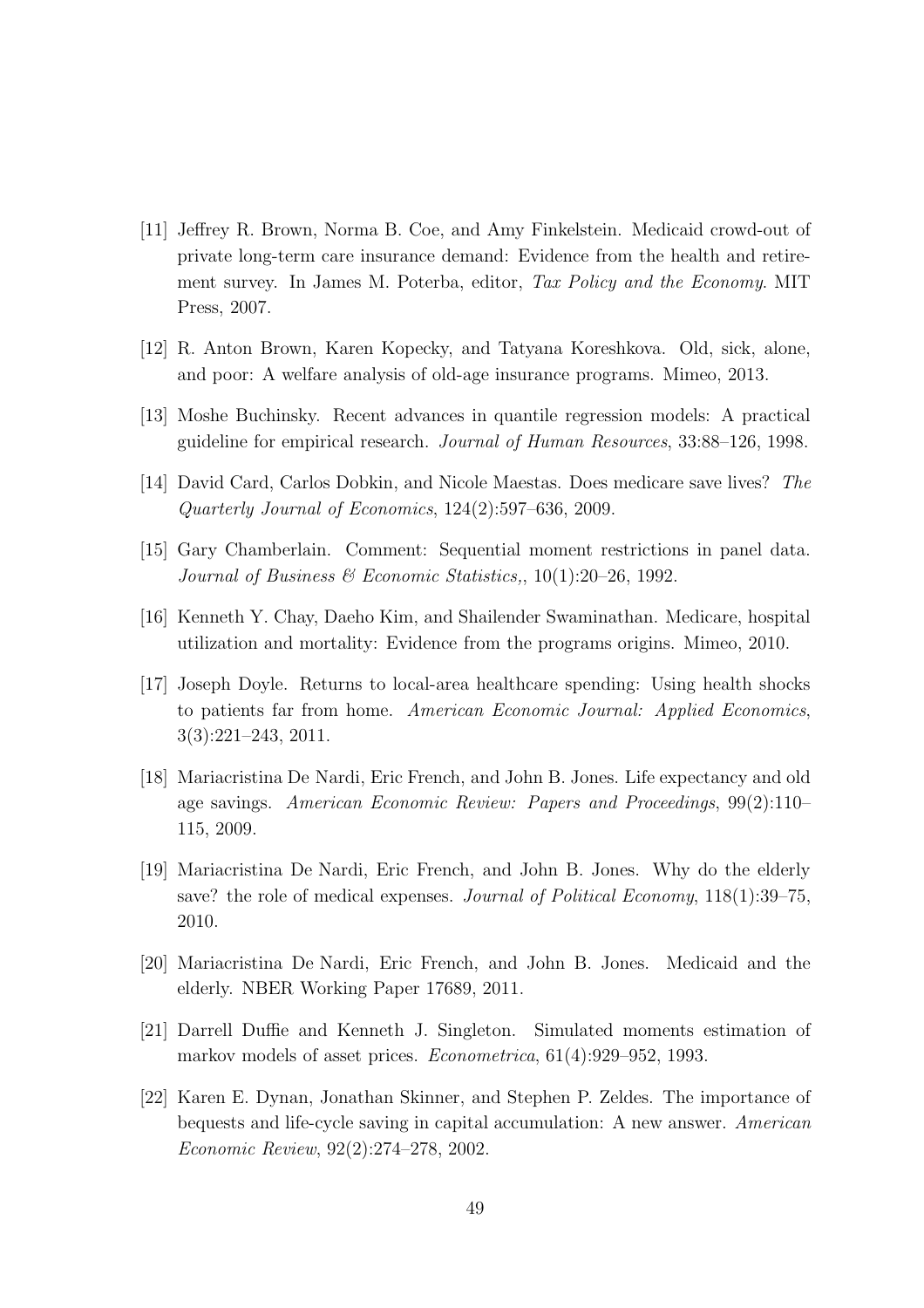[11] Jeffrey R. Brown, Norma B. Coe, and Amy Finkelstein. Medicaid crowd-out of private long-term care insurance demand: Evidence from the health and retirement survey. In James M. Poterba, editor, *Tax Policy and the Economy*. MIT Press, 2007.

[12] R. Anton Brown, Karen Kopecky, and Tatyana Koreshkova. Old, sick, alone, and poor: A welfare analysis of old-age insurance programs. Mimeo, 2013.

[13] Moshe Buchinsky. Recent advances in quantile regression models: A practical guideline for empirical research. *Journal of Human Resources*, 33:88–126, 1998.

[14] David Card, Carlos Dobkin, and Nicole Maestas. Does medicare save lives? *The Quarterly Journal of Economics*, 124(2):597–636, 2009.

[15] Gary Chamberlain. Comment: Sequential moment restrictions in panel data. *Journal of Business & Economic Statistics,*, 10(1):20–26, 1992.

[16] Kenneth Y. Chay, Daeho Kim, and Shailender Swaminathan. Medicare, hospital utilization and mortality: Evidence from the programs origins. Mimeo, 2010.

[17] Joseph Doyle. Returns to local-area healthcare spending: Using health shocks to patients far from home. *American Economic Journal: Applied Economics*, 3(3):221–243, 2011.

[18] Mariacristina De Nardi, Eric French, and John B. Jones. Life expectancy and old age savings. *American Economic Review: Papers and Proceedings*, 99(2):110–115, 2009.

[19] Mariacristina De Nardi, Eric French, and John B. Jones. Why do the elderly save? the role of medical expenses. *Journal of Political Economy*, 118(1):39–75, 2010.

[20] Mariacristina De Nardi, Eric French, and John B. Jones. Medicaid and the elderly. NBER Working Paper 17689, 2011.

[21] Darrell Duffie and Kenneth J. Singleton. Simulated moments estimation of markov models of asset prices. *Econometrica*, 61(4):929–952, 1993.

[22] Karen E. Dynan, Jonathan Skinner, and Stephen P. Zeldes. The importance of bequests and life-cycle saving in capital accumulation: A new answer. *American Economic Review*, 92(2):274–278, 2002.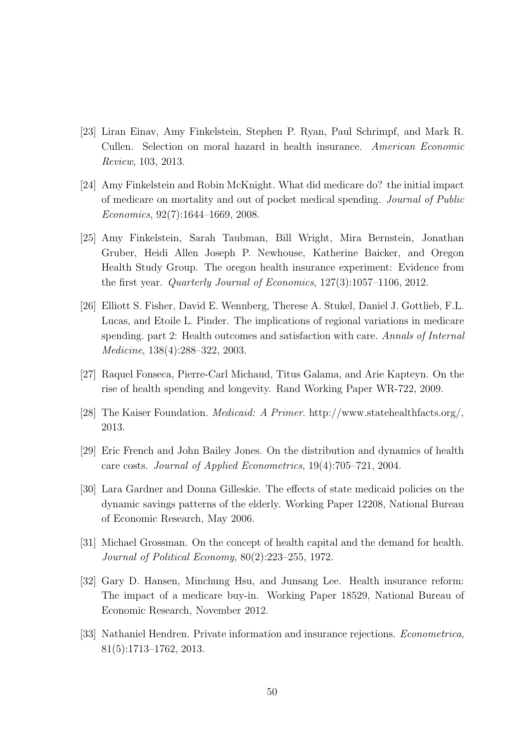[23] Liran Einav, Amy Finkelstein, Stephen P. Ryan, Paul Schrimpf, and Mark R. Cullen. Selection on moral hazard in health insurance. *American Economic Review*, 103, 2013.

[24] Amy Finkelstein and Robin McKnight. What did medicare do? the initial impact of medicare on mortality and out of pocket medical spending. *Journal of Public Economics*, 92(7):1644–1669, 2008.

[25] Amy Finkelstein, Sarah Taubman, Bill Wright, Mira Bernstein, Jonathan Gruber, Heidi Allen Joseph P. Newhouse, Katherine Baicker, and Oregon Health Study Group. The oregon health insurance experiment: Evidence from the first year. *Quarterly Journal of Economics*, 127(3):1057–1106, 2012.

[26] Elliott S. Fisher, David E. Wennberg, Therese A. Stukel, Daniel J. Gottlieb, F.L. Lucas, and Etoile L. Pinder. The implications of regional variations in medicare spending. part 2: Health outcomes and satisfaction with care. *Annals of Internal Medicine*, 138(4):288–322, 2003.

[27] Raquel Fonseca, Pierre-Carl Michaud, Titus Galama, and Arie Kapteyn. On the rise of health spending and longevity. Rand Working Paper WR-722, 2009.

[28] The Kaiser Foundation. *Medicaid: A Primer*. http://www.statehealthfacts.org/, 2013.

[29] Eric French and John Bailey Jones. On the distribution and dynamics of health care costs. *Journal of Applied Econometrics*, 19(4):705–721, 2004.

[30] Lara Gardner and Donna Gilleskie. The effects of state medicaid policies on the dynamic savings patterns of the elderly. Working Paper 12208, National Bureau of Economic Research, May 2006.

[31] Michael Grossman. On the concept of health capital and the demand for health. *Journal of Political Economy*, 80(2):223–255, 1972.

[32] Gary D. Hansen, Minchung Hsu, and Junsang Lee. Health insurance reform: The impact of a medicare buy-in. Working Paper 18529, National Bureau of Economic Research, November 2012.

[33] Nathaniel Hendren. Private information and insurance rejections. *Econometrica*, 81(5):1713–1762, 2013.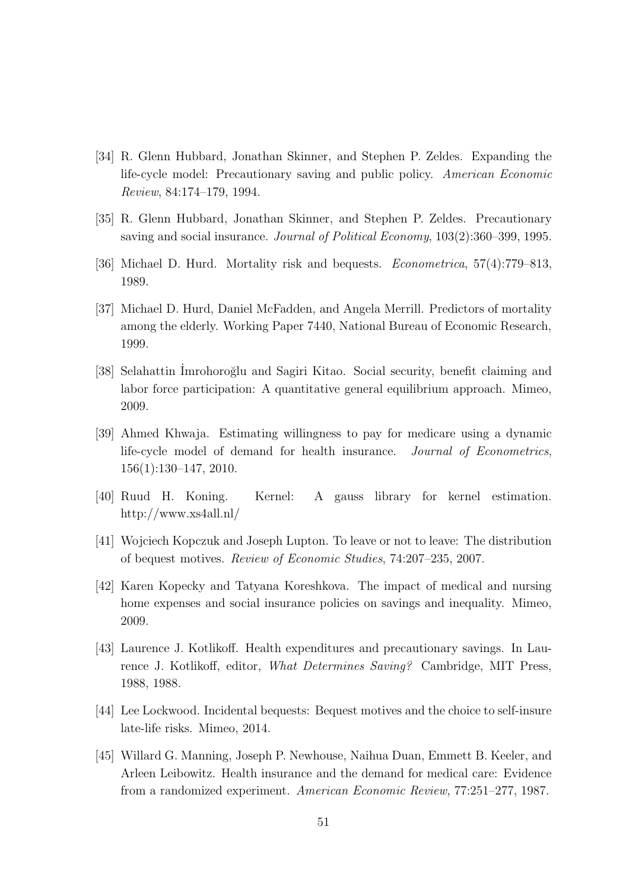[34] R. Glenn Hubbard, Jonathan Skinner, and Stephen P. Zeldes. Expanding the life-cycle model: Precautionary saving and public policy. *American Economic Review*, 84:174–179, 1994.

[35] R. Glenn Hubbard, Jonathan Skinner, and Stephen P. Zeldes. Precautionary saving and social insurance. *Journal of Political Economy*, 103(2):360–399, 1995.

[36] Michael D. Hurd. Mortality risk and bequests. *Econometrica*, 57(4):779–813, 1989.

[37] Michael D. Hurd, Daniel McFadden, and Angela Merrill. Predictors of mortality among the elderly. Working Paper 7440, National Bureau of Economic Research, 1999.

[38] Selahattin İmrohoroğlu and Sagiri Kitao. Social security, benefit claiming and labor force participation: A quantitative general equilibrium approach. Mimeo, 2009.

[39] Ahmed Khwaja. Estimating willingness to pay for medicare using a dynamic life-cycle model of demand for health insurance. *Journal of Econometrics*, 156(1):130–147, 2010.

[40] Ruud H. Koning. Kernel: A gauss library for kernel estimation. http://www.xs4all.nl/

[41] Wojciech Kopczuk and Joseph Lupton. To leave or not to leave: The distribution of bequest motives. *Review of Economic Studies*, 74:207–235, 2007.

[42] Karen Kopecky and Tatyana Koreshkova. The impact of medical and nursing home expenses and social insurance policies on savings and inequality. Mimeo, 2009.

[43] Laurence J. Kotlikoff. Health expenditures and precautionary savings. In Laurence J. Kotlikoff, editor, *What Determines Saving?* Cambridge, MIT Press, 1988, 1988.

[44] Lee Lockwood. Incidental bequests: Bequest motives and the choice to self-insure late-life risks. Mimeo, 2014.

[45] Willard G. Manning, Joseph P. Newhouse, Naihua Duan, Emmett B. Keeler, and Arleen Leibowitz. Health insurance and the demand for medical care: Evidence from a randomized experiment. *American Economic Review*, 77:251–277, 1987.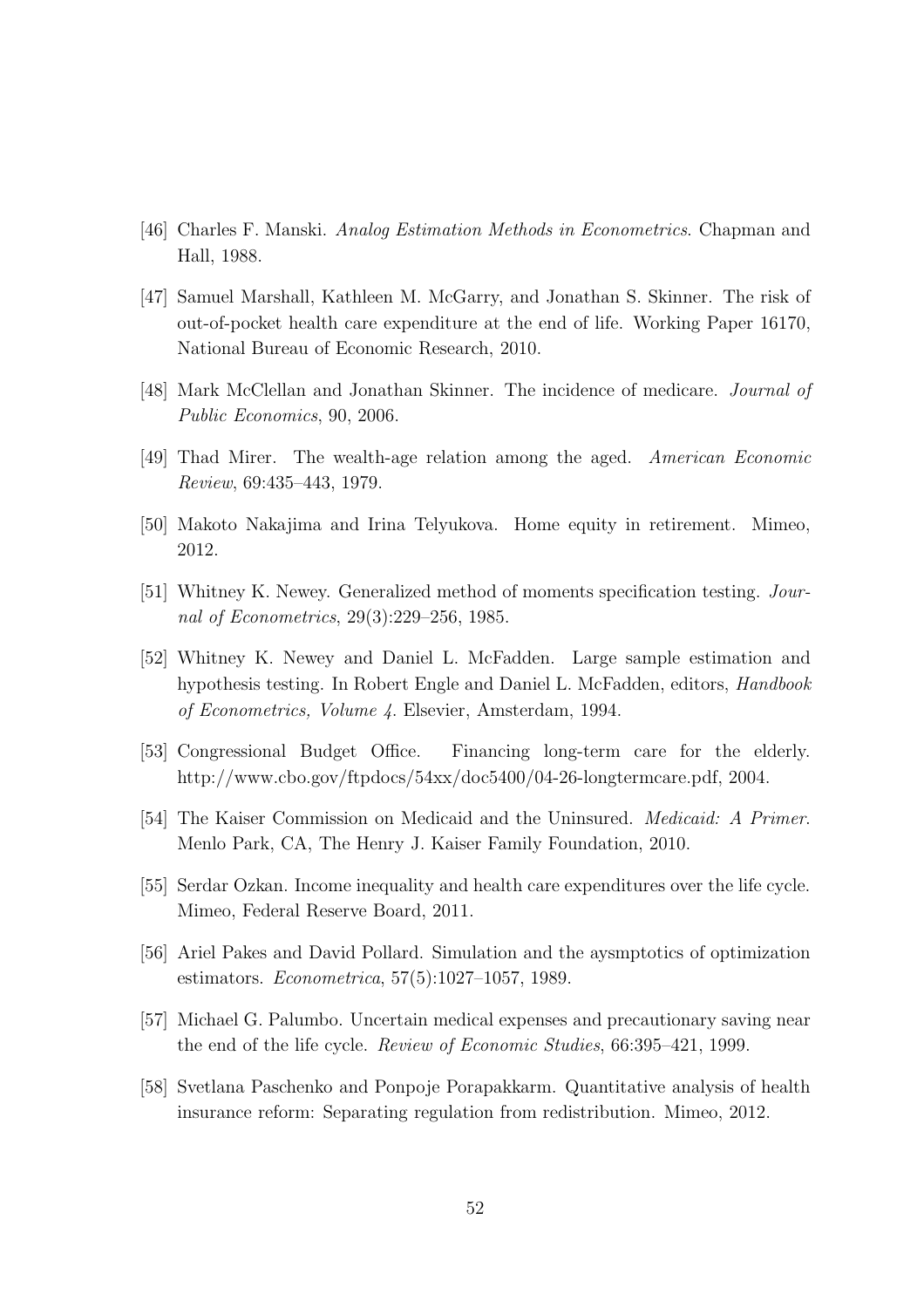[46] Charles F. Manski. *Analog Estimation Methods in Econometrics*. Chapman and Hall, 1988.

[47] Samuel Marshall, Kathleen M. McGarry, and Jonathan S. Skinner. The risk of out-of-pocket health care expenditure at the end of life. Working Paper 16170, National Bureau of Economic Research, 2010.

[48] Mark McClellan and Jonathan Skinner. The incidence of medicare. *Journal of Public Economics*, 90, 2006.

[49] Thad Mirer. The wealth-age relation among the aged. *American Economic Review*, 69:435–443, 1979.

[50] Makoto Nakajima and Irina Telyukova. Home equity in retirement. Mimeo, 2012.

[51] Whitney K. Newey. Generalized method of moments specification testing. *Journal of Econometrics*, 29(3):229–256, 1985.

[52] Whitney K. Newey and Daniel L. McFadden. Large sample estimation and hypothesis testing. In Robert Engle and Daniel L. McFadden, editors, *Handbook of Econometrics, Volume 4*. Elsevier, Amsterdam, 1994.

[53] Congressional Budget Office. Financing long-term care for the elderly. http://www.cbo.gov/ftpdocs/54xx/doc5400/04-26-longtermcare.pdf, 2004.

[54] The Kaiser Commission on Medicaid and the Uninsured. *Medicaid: A Primer*. Menlo Park, CA, The Henry J. Kaiser Family Foundation, 2010.

[55] Serdar Ozkan. Income inequality and health care expenditures over the life cycle. Mimeo, Federal Reserve Board, 2011.

[56] Ariel Pakes and David Pollard. Simulation and the aysmptotics of optimization estimators. *Econometrica*, 57(5):1027–1057, 1989.

[57] Michael G. Palumbo. Uncertain medical expenses and precautionary saving near the end of the life cycle. *Review of Economic Studies*, 66:395–421, 1999.

[58] Svetlana Paschenko and Ponpoje Porapakkarm. Quantitative analysis of health insurance reform: Separating regulation from redistribution. Mimeo, 2012.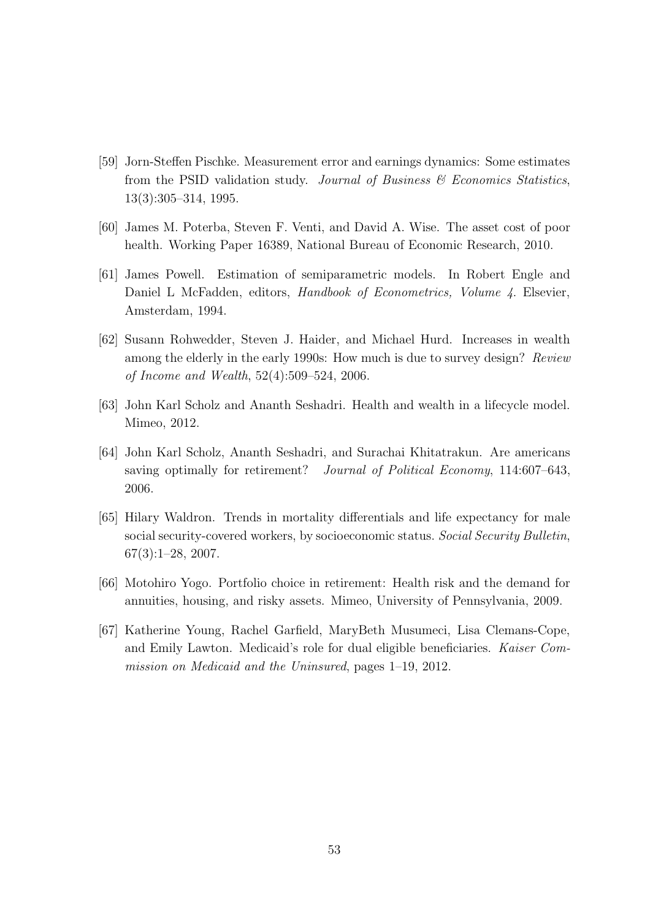[59] Jorn-Steffen Pischke. Measurement error and earnings dynamics: Some estimates from the PSID validation study. *Journal of Business & Economics Statistics*, 13(3):305–314, 1995.

[60] James M. Poterba, Steven F. Venti, and David A. Wise. The asset cost of poor health. Working Paper 16389, National Bureau of Economic Research, 2010.

[61] James Powell. Estimation of semiparametric models. In Robert Engle and Daniel L McFadden, editors, *Handbook of Econometrics, Volume 4*. Elsevier, Amsterdam, 1994.

[62] Susann Rohwedder, Steven J. Haider, and Michael Hurd. Increases in wealth among the elderly in the early 1990s: How much is due to survey design? *Review of Income and Wealth*, 52(4):509–524, 2006.

[63] John Karl Scholz and Ananth Seshadri. Health and wealth in a lifecycle model. Mimeo, 2012.

[64] John Karl Scholz, Ananth Seshadri, and Surachai Khitatrakun. Are americans saving optimally for retirement? *Journal of Political Economy*, 114:607–643, 2006.

[65] Hilary Waldron. Trends in mortality differentials and life expectancy for male social security-covered workers, by socioeconomic status. *Social Security Bulletin*, 67(3):1–28, 2007.

[66] Motohiro Yogo. Portfolio choice in retirement: Health risk and the demand for annuities, housing, and risky assets. Mimeo, University of Pennsylvania, 2009.

[67] Katherine Young, Rachel Garfield, MaryBeth Musumeci, Lisa Clemans-Cope, and Emily Lawton. Medicaid's role for dual eligible beneficiaries. *Kaiser Commission on Medicaid and the Uninsured*, pages 1–19, 2012.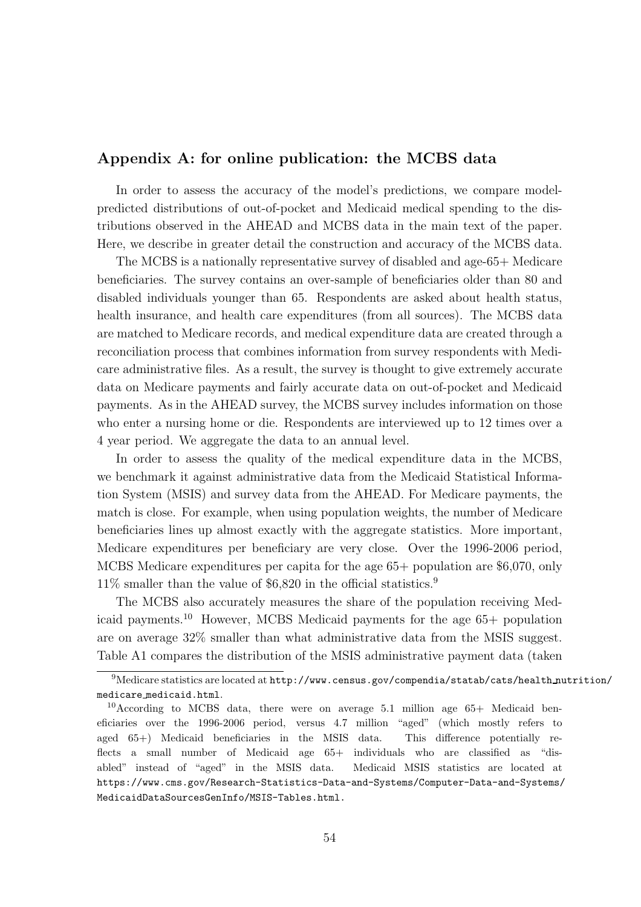## Appendix A: for online publication: the MCBS data

In order to assess the accuracy of the model's predictions, we compare model-predicted distributions of out-of-pocket and Medicaid medical spending to the distributions observed in the AHEAD and MCBS data in the main text of the paper. Here, we describe in greater detail the construction and accuracy of the MCBS data.

The MCBS is a nationally representative survey of disabled and age-65+ Medicare beneficiaries. The survey contains an over-sample of beneficiaries older than 80 and disabled individuals younger than 65. Respondents are asked about health status, health insurance, and health care expenditures (from all sources). The MCBS data are matched to Medicare records, and medical expenditure data are created through a reconciliation process that combines information from survey respondents with Medicare administrative files. As a result, the survey is thought to give extremely accurate data on Medicare payments and fairly accurate data on out-of-pocket and Medicaid payments. As in the AHEAD survey, the MCBS survey includes information on those who enter a nursing home or die. Respondents are interviewed up to 12 times over a 4 year period. We aggregate the data to an annual level.

In order to assess the quality of the medical expenditure data in the MCBS, we benchmark it against administrative data from the Medicaid Statistical Information System (MSIS) and survey data from the AHEAD. For Medicare payments, the match is close. For example, when using population weights, the number of Medicare beneficiaries lines up almost exactly with the aggregate statistics. More important, Medicare expenditures per beneficiary are very close. Over the 1996-2006 period, MCBS Medicare expenditures per capita for the age 65+ population are \$6,070, only 11% smaller than the value of \$6,820 in the official statistics.[9]

The MCBS also accurately measures the share of the population receiving Medicaid payments.[10] However, MCBS Medicaid payments for the age 65+ population are on average 32% smaller than what administrative data from the MSIS suggest. Table A1 compares the distribution of the MSIS administrative payment data (taken

[9]Medicare statistics are located at http://www.census.gov/compendia/statab/cats/health_nutrition/medicare_medicaid.html.

[10]According to MCBS data, there were on average 5.1 million age 65+ Medicaid beneficiaries over the 1996-2006 period, versus 4.7 million "aged" (which mostly refers to aged 65+) Medicaid beneficiaries in the MSIS data. This difference potentially reflects a small number of Medicaid age 65+ individuals who are classified as "disabled" instead of "aged" in the MSIS data. Medicaid MSIS statistics are located at https://www.cms.gov/Research-Statistics-Data-and-Systems/Computer-Data-and-Systems/MedicaidDataSourcesGenInfo/MSIS-Tables.html.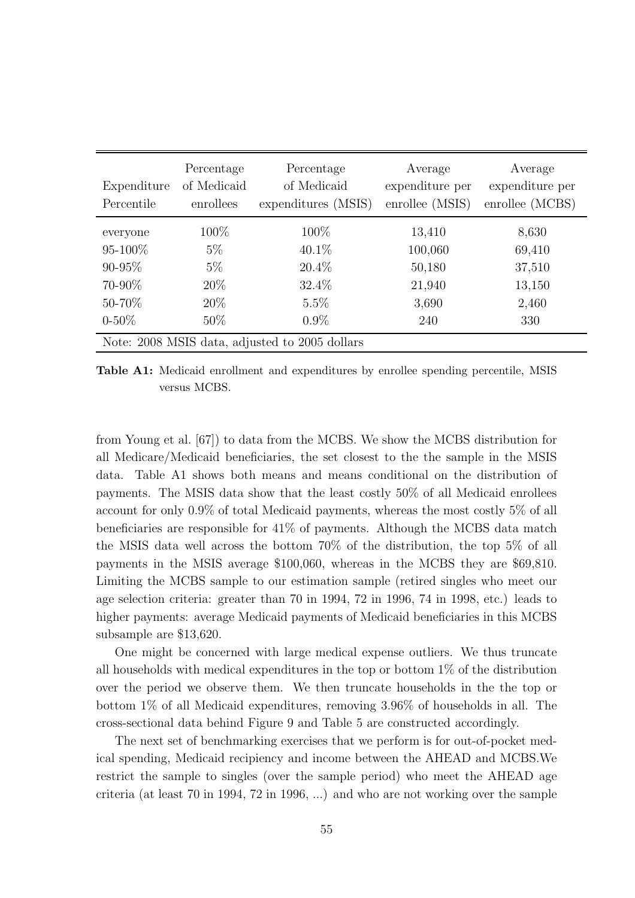| Expenditure Percentile | Percentage of Medicaid enrollees | Percentage of Medicaid expenditures (MSIS) | Average expenditure per enrollee (MSIS) | Average expenditure per enrollee (MCBS) |
|---|---|---|---|---|
| everyone | 100% | 100% | 13,410 | 8,630 |
| 95-100% | 5% | 40.1% | 100,060 | 69,410 |
| 90-95% | 5% | 20.4% | 50,180 | 37,510 |
| 70-90% | 20% | 32.4% | 21,940 | 13,150 |
| 50-70% | 20% | 5.5% | 3,690 | 2,460 |
| 0-50% | 50% | 0.9% | 240 | 330 |
| Note: 2008 MSIS data, adjusted to 2005 dollars | | | | |

**Table A1:** Medicaid enrollment and expenditures by enrollee spending percentile, MSIS versus MCBS.

from Young et al. [67]) to data from the MCBS. We show the MCBS distribution for all Medicare/Medicaid beneficiaries, the set closest to the the sample in the MSIS data. Table A1 shows both means and means conditional on the distribution of payments. The MSIS data show that the least costly 50% of all Medicaid enrollees account for only 0.9% of total Medicaid payments, whereas the most costly 5% of all beneficiaries are responsible for 41% of payments. Although the MCBS data match the MSIS data well across the bottom 70% of the distribution, the top 5% of all payments in the MSIS average \$100,060, whereas in the MCBS they are \$69,810. Limiting the MCBS sample to our estimation sample (retired singles who meet our age selection criteria: greater than 70 in 1994, 72 in 1996, 74 in 1998, etc.) leads to higher payments: average Medicaid payments of Medicaid beneficiaries in this MCBS subsample are \$13,620.

One might be concerned with large medical expense outliers. We thus truncate all households with medical expenditures in the top or bottom 1% of the distribution over the period we observe them. We then truncate households in the the top or bottom 1% of all Medicaid expenditures, removing 3.96% of households in all. The cross-sectional data behind Figure 9 and Table 5 are constructed accordingly.

The next set of benchmarking exercises that we perform is for out-of-pocket medical spending, Medicaid recipiency and income between the AHEAD and MCBS.We restrict the sample to singles (over the sample period) who meet the AHEAD age criteria (at least 70 in 1994, 72 in 1996, ...) and who are not working over the sample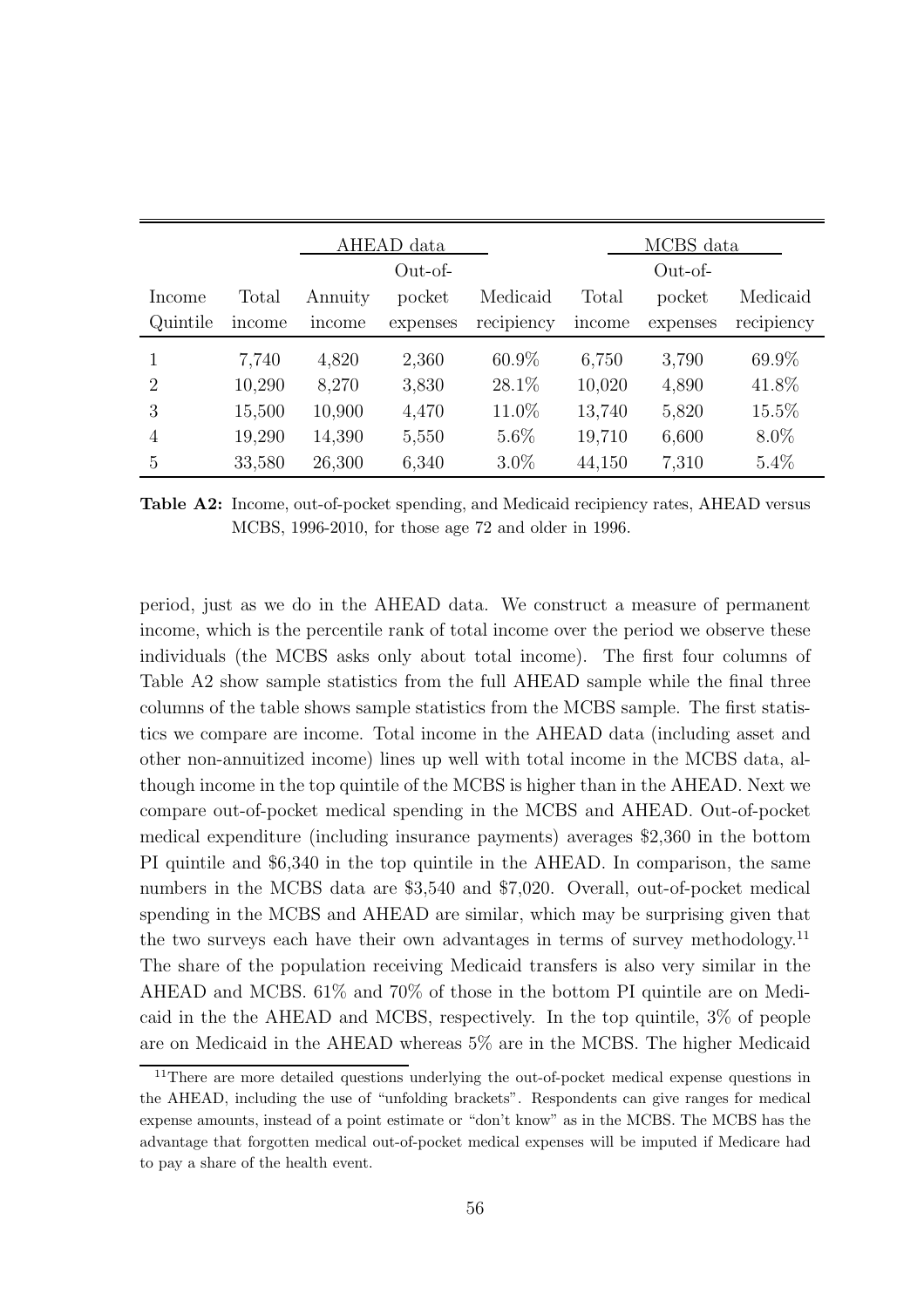| | | AHEAD data | | | MCBS data | | |
|---|---|---|---|---|---|---|---|
| Income Quintile | Total income | Annuity income | Out-of-pocket expenses | Medicaid recipiency | Total income | Out-of-pocket expenses | Medicaid recipiency |
| 1 | 7,740 | 4,820 | 2,360 | 60.9% | 6,750 | 3,790 | 69.9% |
| 2 | 10,290 | 8,270 | 3,830 | 28.1% | 10,020 | 4,890 | 41.8% |
| 3 | 15,500 | 10,900 | 4,470 | 11.0% | 13,740 | 5,820 | 15.5% |
| 4 | 19,290 | 14,390 | 5,550 | 5.6% | 19,710 | 6,600 | 8.0% |
| 5 | 33,580 | 26,300 | 6,340 | 3.0% | 44,150 | 7,310 | 5.4% |

**Table A2:** Income, out-of-pocket spending, and Medicaid recipiency rates, AHEAD versus MCBS, 1996-2010, for those age 72 and older in 1996.

period, just as we do in the AHEAD data. We construct a measure of permanent income, which is the percentile rank of total income over the period we observe these individuals (the MCBS asks only about total income). The first four columns of Table A2 show sample statistics from the full AHEAD sample while the final three columns of the table shows sample statistics from the MCBS sample. The first statistics we compare are income. Total income in the AHEAD data (including asset and other non-annuitized income) lines up well with total income in the MCBS data, although income in the top quintile of the MCBS is higher than in the AHEAD. Next we compare out-of-pocket medical spending in the MCBS and AHEAD. Out-of-pocket medical expenditure (including insurance payments) averages \$2,360 in the bottom PI quintile and \$6,340 in the top quintile in the AHEAD. In comparison, the same numbers in the MCBS data are \$3,540 and \$7,020. Overall, out-of-pocket medical spending in the MCBS and AHEAD are similar, which may be surprising given that the two surveys each have their own advantages in terms of survey methodology.[11] The share of the population receiving Medicaid transfers is also very similar in the AHEAD and MCBS. 61% and 70% of those in the bottom PI quintile are on Medicaid in the the AHEAD and MCBS, respectively. In the top quintile, 3% of people are on Medicaid in the AHEAD whereas 5% are in the MCBS. The higher Medicaid

[11] There are more detailed questions underlying the out-of-pocket medical expense questions in the AHEAD, including the use of "unfolding brackets". Respondents can give ranges for medical expense amounts, instead of a point estimate or "don't know" as in the MCBS. The MCBS has the advantage that forgotten medical out-of-pocket medical expenses will be imputed if Medicare had to pay a share of the health event.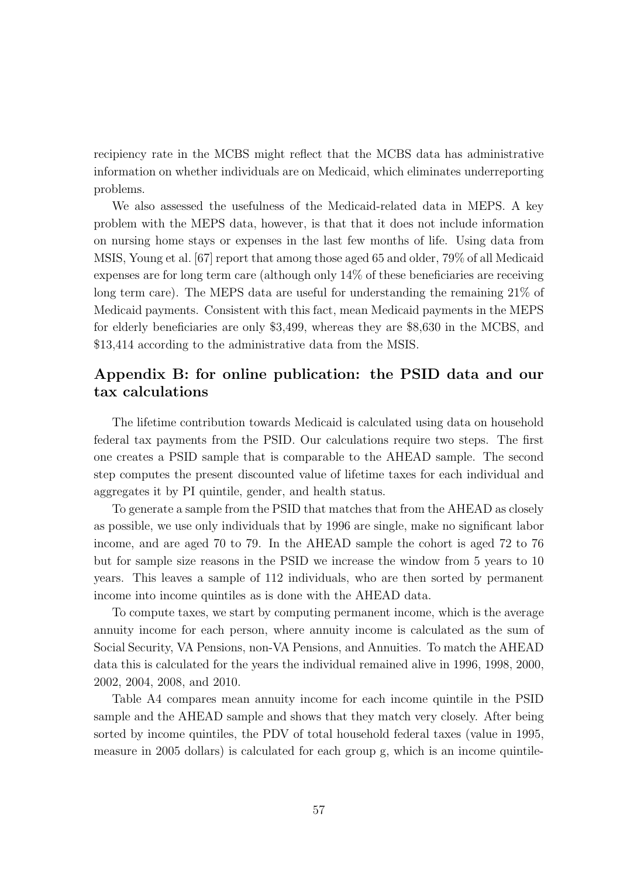recipiency rate in the MCBS might reflect that the MCBS data has administrative information on whether individuals are on Medicaid, which eliminates underreporting problems.

We also assessed the usefulness of the Medicaid-related data in MEPS. A key problem with the MEPS data, however, is that that it does not include information on nursing home stays or expenses in the last few months of life. Using data from MSIS, Young et al. [67] report that among those aged 65 and older, 79% of all Medicaid expenses are for long term care (although only 14% of these beneficiaries are receiving long term care). The MEPS data are useful for understanding the remaining 21% of Medicaid payments. Consistent with this fact, mean Medicaid payments in the MEPS for elderly beneficiaries are only $3,499, whereas they are $8,630 in the MCBS, and $13,414 according to the administrative data from the MSIS.

## Appendix B: for online publication: the PSID data and our tax calculations

The lifetime contribution towards Medicaid is calculated using data on household federal tax payments from the PSID. Our calculations require two steps. The first one creates a PSID sample that is comparable to the AHEAD sample. The second step computes the present discounted value of lifetime taxes for each individual and aggregates it by PI quintile, gender, and health status.

To generate a sample from the PSID that matches that from the AHEAD as closely as possible, we use only individuals that by 1996 are single, make no significant labor income, and are aged 70 to 79. In the AHEAD sample the cohort is aged 72 to 76 but for sample size reasons in the PSID we increase the window from 5 years to 10 years. This leaves a sample of 112 individuals, who are then sorted by permanent income into income quintiles as is done with the AHEAD data.

To compute taxes, we start by computing permanent income, which is the average annuity income for each person, where annuity income is calculated as the sum of Social Security, VA Pensions, non-VA Pensions, and Annuities. To match the AHEAD data this is calculated for the years the individual remained alive in 1996, 1998, 2000, 2002, 2004, 2008, and 2010.

Table A4 compares mean annuity income for each income quintile in the PSID sample and the AHEAD sample and shows that they match very closely. After being sorted by income quintiles, the PDV of total household federal taxes (value in 1995, measure in 2005 dollars) is calculated for each group g, which is an income quintile-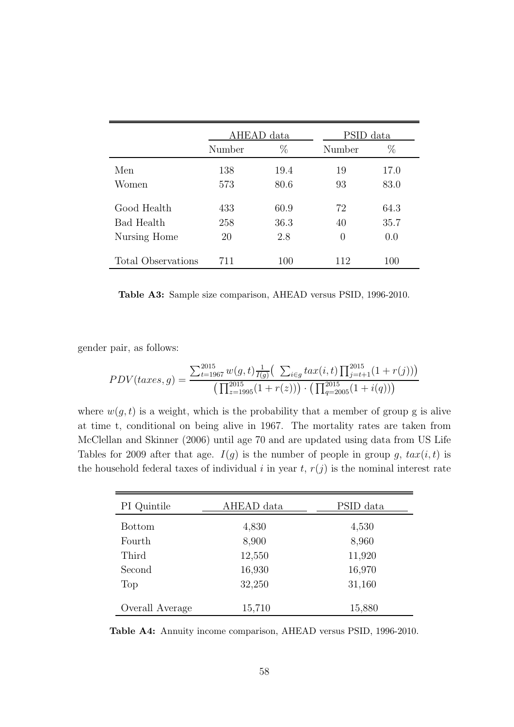| | AHEAD data | | PSID data | |
|---|---|---|---|---|
| | Number | % | Number | % |
| Men | 138 | 19.4 | 19 | 17.0 |
| Women | 573 | 80.6 | 93 | 83.0 |
| Good Health | 433 | 60.9 | 72 | 64.3 |
| Bad Health | 258 | 36.3 | 40 | 35.7 |
| Nursing Home | 20 | 2.8 | 0 | 0.0 |
| Total Observations | 711 | 100 | 112 | 100 |

**Table A3:** Sample size comparison, AHEAD versus PSID, 1996-2010.

gender pair, as follows:

$$PDV(taxes, g) = \frac{\sum_{t=1967}^{2015} w(g,t) \frac{1}{I(g)} \big( \sum_{i \in g} tax(i,t) \prod_{j=t+1}^{2015} (1 + r(j)) \big)}{\big( \prod_{z=1995}^{2015} (1 + r(z)) \big) \cdot \big( \prod_{q=2005}^{2015} (1 + i(q)) \big)}$$

where $w(g,t)$ is a weight, which is the probability that a member of group g is alive at time t, conditional on being alive in 1967. The mortality rates are taken from McClellan and Skinner (2006) until age 70 and are updated using data from US Life Tables for 2009 after that age. $I(g)$ is the number of people in group $g$, $tax(i,t)$ is the household federal taxes of individual $i$ in year $t$, $r(j)$ is the nominal interest rate

| PI Quintile | AHEAD data | PSID data |
|---|---|---|
| Bottom | 4,830 | 4,530 |
| Fourth | 8,900 | 8,960 |
| Third | 12,550 | 11,920 |
| Second | 16,930 | 16,970 |
| Top | 32,250 | 31,160 |
| Overall Average | 15,710 | 15,880 |

**Table A4:** Annuity income comparison, AHEAD versus PSID, 1996-2010.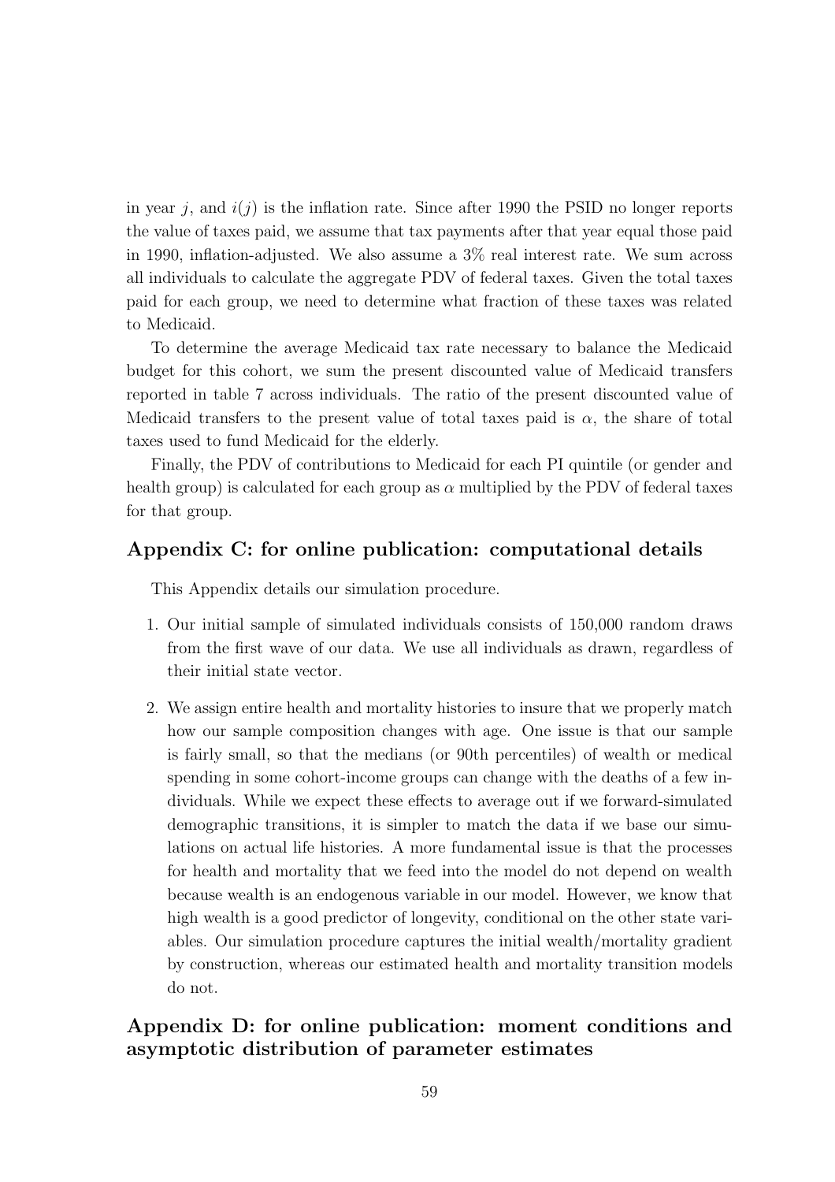in year $j$, and $i(j)$ is the inflation rate. Since after 1990 the PSID no longer reports the value of taxes paid, we assume that tax payments after that year equal those paid in 1990, inflation-adjusted. We also assume a 3% real interest rate. We sum across all individuals to calculate the aggregate PDV of federal taxes. Given the total taxes paid for each group, we need to determine what fraction of these taxes was related to Medicaid.

To determine the average Medicaid tax rate necessary to balance the Medicaid budget for this cohort, we sum the present discounted value of Medicaid transfers reported in table 7 across individuals. The ratio of the present discounted value of Medicaid transfers to the present value of total taxes paid is $\alpha$, the share of total taxes used to fund Medicaid for the elderly.

Finally, the PDV of contributions to Medicaid for each PI quintile (or gender and health group) is calculated for each group as $\alpha$ multiplied by the PDV of federal taxes for that group.

## Appendix C: for online publication: computational details

This Appendix details our simulation procedure.

1. Our initial sample of simulated individuals consists of 150,000 random draws from the first wave of our data. We use all individuals as drawn, regardless of their initial state vector.

2. We assign entire health and mortality histories to insure that we properly match how our sample composition changes with age. One issue is that our sample is fairly small, so that the medians (or 90th percentiles) of wealth or medical spending in some cohort-income groups can change with the deaths of a few individuals. While we expect these effects to average out if we forward-simulated demographic transitions, it is simpler to match the data if we base our simulations on actual life histories. A more fundamental issue is that the processes for health and mortality that we feed into the model do not depend on wealth because wealth is an endogenous variable in our model. However, we know that high wealth is a good predictor of longevity, conditional on the other state variables. Our simulation procedure captures the initial wealth/mortality gradient by construction, whereas our estimated health and mortality transition models do not.

## Appendix D: for online publication: moment conditions and asymptotic distribution of parameter estimates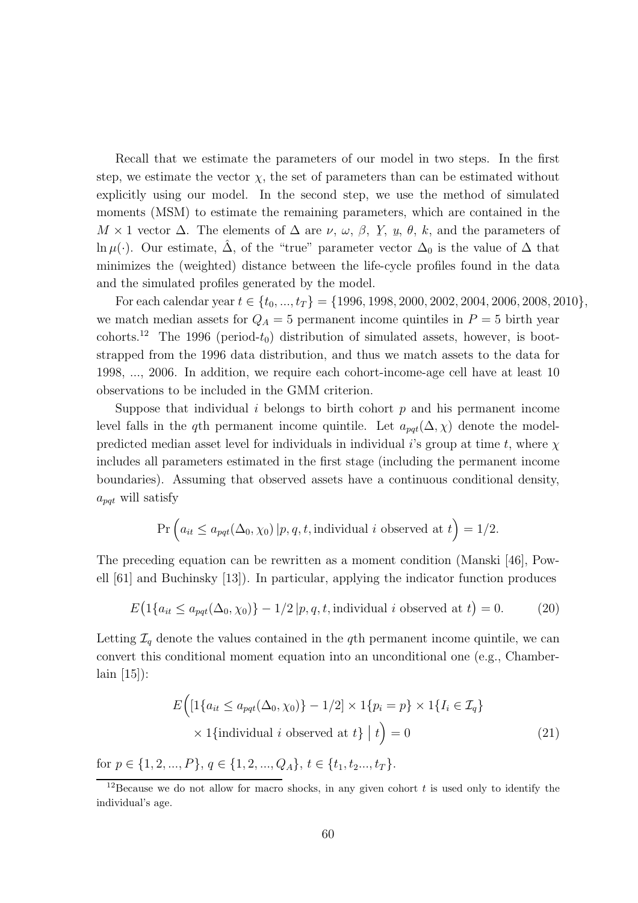Recall that we estimate the parameters of our model in two steps. In the first step, we estimate the vector $\chi$, the set of parameters than can be estimated without explicitly using our model. In the second step, we use the method of simulated moments (MSM) to estimate the remaining parameters, which are contained in the $M \times 1$ vector $\Delta$. The elements of $\Delta$ are $\nu$, $\omega$, $\beta$, $\underline{Y}$, $\underline{u}$, $\theta$, $k$, and the parameters of $\ln \mu(\cdot)$. Our estimate, $\hat{\Delta}$, of the "true" parameter vector $\Delta_0$ is the value of $\Delta$ that minimizes the (weighted) distance between the life-cycle profiles found in the data and the simulated profiles generated by the model.

For each calendar year $t \in \{t_0, ..., t_T\} = \{1996, 1998, 2000, 2002, 2004, 2006, 2008, 2010\}$, we match median assets for $Q_A = 5$ permanent income quintiles in $P = 5$ birth year cohorts.[12] The 1996 (period-$t_0$) distribution of simulated assets, however, is bootstrapped from the 1996 data distribution, and thus we match assets to the data for 1998, ..., 2006. In addition, we require each cohort-income-age cell have at least 10 observations to be included in the GMM criterion.

Suppose that individual $i$ belongs to birth cohort $p$ and his permanent income level falls in the $q$th permanent income quintile. Let $a_{pqt}(\Delta, \chi)$ denote the model-predicted median asset level for individuals in individual $i$'s group at time $t$, where $\chi$ includes all parameters estimated in the first stage (including the permanent income boundaries). Assuming that observed assets have a continuous conditional density, $a_{pqt}$ will satisfy

$$\Pr\Big(a_{it} \leq a_{pqt}(\Delta_0, \chi_0)\,|p, q, t, \text{individual } i \text{ observed at } t\Big) = 1/2.$$

The preceding equation can be rewritten as a moment condition (Manski [46], Powell [61] and Buchinsky [13]). In particular, applying the indicator function produces

$$E\big(1\{a_{it} \leq a_{pqt}(\Delta_0, \chi_0)\} - 1/2\,|p, q, t, \text{individual } i \text{ observed at } t\big) = 0. \tag{20}$$

Letting $\mathcal{I}_q$ denote the values contained in the $q$th permanent income quintile, we can convert this conditional moment equation into an unconditional one (e.g., Chamberlain [15]):

$$\begin{aligned} E\Big([1\{a_{it} \leq a_{pqt}(\Delta_0, \chi_0)\} - 1/2] \times 1\{p_i = p\} \times 1\{I_i \in \mathcal{I}_q\} \\ \times 1\{\text{individual } i \text{ observed at } t\} \;\Big|\; t\Big) = 0 \end{aligned} \tag{21}$$

for $p \in \{1, 2, ..., P\}$, $q \in \{1, 2, ..., Q_A\}$, $t \in \{t_1, t_2..., t_T\}$.

[12] Because we do not allow for macro shocks, in any given cohort $t$ is used only to identify the individual's age.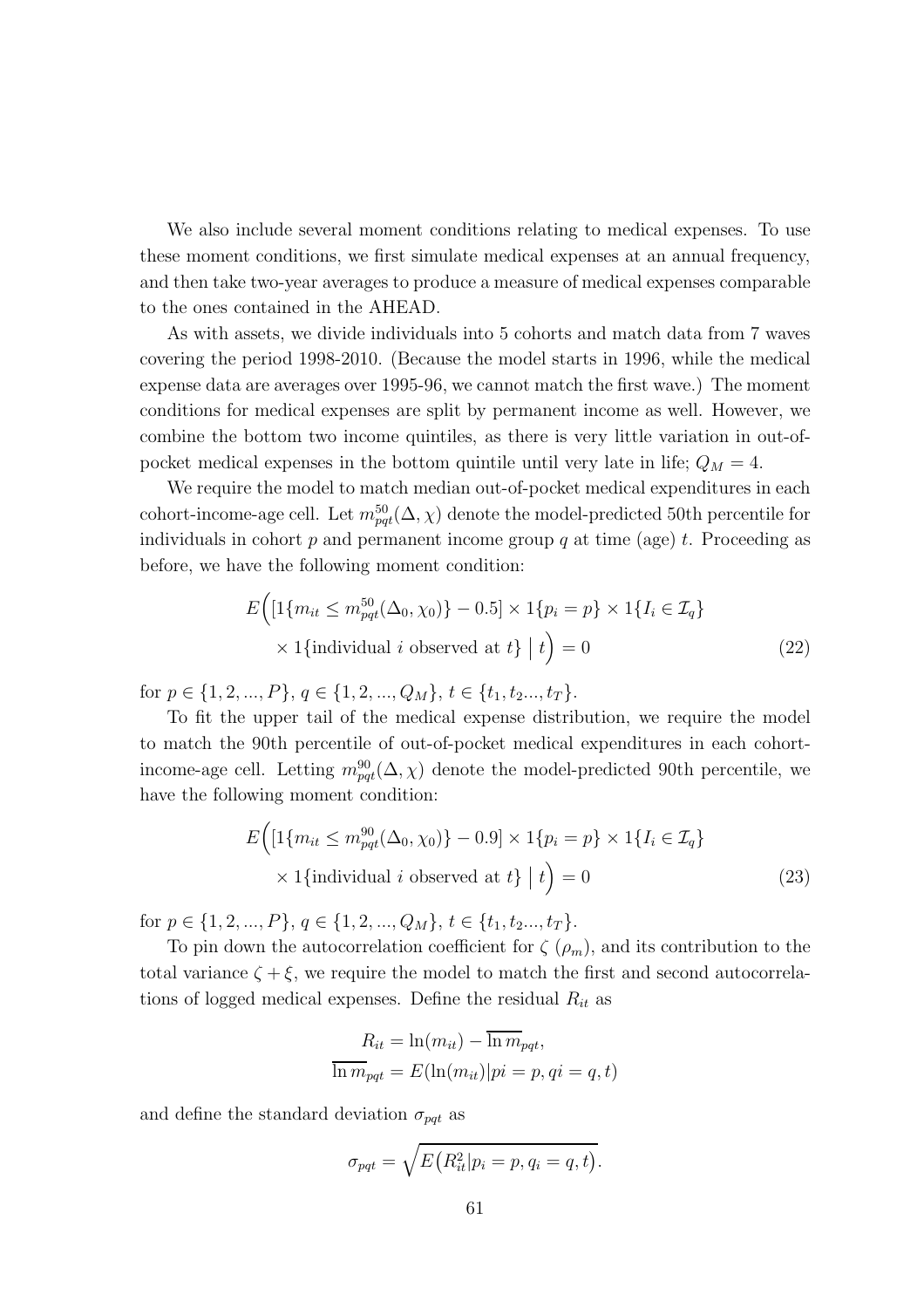We also include several moment conditions relating to medical expenses. To use these moment conditions, we first simulate medical expenses at an annual frequency, and then take two-year averages to produce a measure of medical expenses comparable to the ones contained in the AHEAD.

As with assets, we divide individuals into 5 cohorts and match data from 7 waves covering the period 1998-2010. (Because the model starts in 1996, while the medical expense data are averages over 1995-96, we cannot match the first wave.) The moment conditions for medical expenses are split by permanent income as well. However, we combine the bottom two income quintiles, as there is very little variation in out-of-pocket medical expenses in the bottom quintile until very late in life; $Q_M = 4$.

We require the model to match median out-of-pocket medical expenditures in each cohort-income-age cell. Let $m^{50}_{pqt}(\Delta, \chi)$ denote the model-predicted 50th percentile for individuals in cohort $p$ and permanent income group $q$ at time (age) $t$. Proceeding as before, we have the following moment condition:

$$E\Big( [1\{m_{it} \leq m^{50}_{pqt}(\Delta_0, \chi_0)\} - 0.5] \times 1\{p_i = p\} \times 1\{I_i \in \mathcal{I}_q\} \\ \times 1\{\text{individual } i \text{ observed at } t\} \;\Big|\; t \Big) = 0 \tag{22}$$

for $p \in \{1, 2, ..., P\}$, $q \in \{1, 2, ..., Q_M\}$, $t \in \{t_1, t_2 ..., t_T\}$.

To fit the upper tail of the medical expense distribution, we require the model to match the 90th percentile of out-of-pocket medical expenditures in each cohort-income-age cell. Letting $m^{90}_{pqt}(\Delta, \chi)$ denote the model-predicted 90th percentile, we have the following moment condition:

$$E\Big( [1\{m_{it} \leq m^{90}_{pqt}(\Delta_0, \chi_0)\} - 0.9] \times 1\{p_i = p\} \times 1\{I_i \in \mathcal{I}_q\} \\ \times 1\{\text{individual } i \text{ observed at } t\} \;\Big|\; t \Big) = 0 \tag{23}$$

for $p \in \{1, 2, ..., P\}$, $q \in \{1, 2, ..., Q_M\}$, $t \in \{t_1, t_2 ..., t_T\}$.

To pin down the autocorrelation coefficient for $\zeta$ ($\rho_m$), and its contribution to the total variance $\zeta + \xi$, we require the model to match the first and second autocorrelations of logged medical expenses. Define the residual $R_{it}$ as

$$R_{it} = \ln(m_{it}) - \overline{\ln m}_{pqt},$$
$$\overline{\ln m}_{pqt} = E(\ln(m_{it}) | pi = p, qi = q, t)$$

and define the standard deviation $\sigma_{pqt}$ as

$$\sigma_{pqt} = \sqrt{E\big(R^2_{it} | p_i = p, q_i = q, t\big)}.$$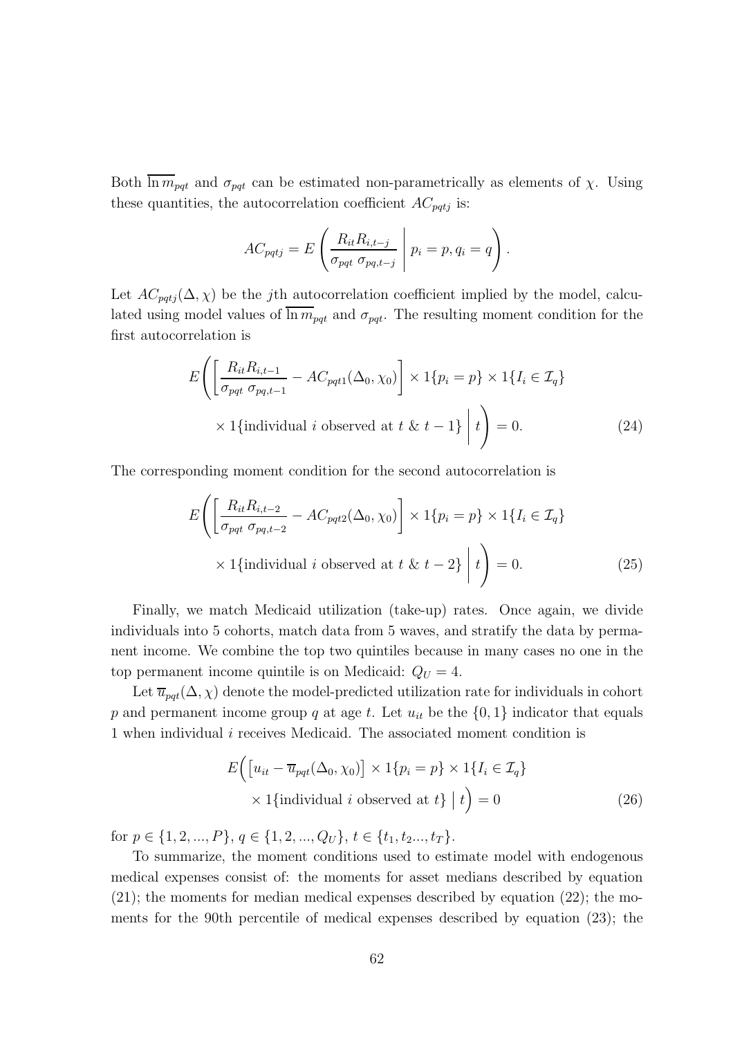Both $\overline{\ln m}_{pqt}$ and $\sigma_{pqt}$ can be estimated non-parametrically as elements of $\chi$. Using these quantities, the autocorrelation coefficient $AC_{pqtj}$ is:

$$AC_{pqtj} = E\left( \frac{R_{it}R_{i,t-j}}{\sigma_{pqt}\ \sigma_{pq,t-j}} \ \middle|\ p_i = p, q_i = q \right).$$

Let $AC_{pqtj}(\Delta, \chi)$ be the $j$th autocorrelation coefficient implied by the model, calculated using model values of $\overline{\ln m}_{pqt}$ and $\sigma_{pqt}$. The resulting moment condition for the first autocorrelation is

$$E\Bigg( \left[ \frac{R_{it}R_{i,t-1}}{\sigma_{pqt}\ \sigma_{pq,t-1}} - AC_{pqt1}(\Delta_0, \chi_0) \right] \times 1\{p_i = p\} \times 1\{I_i \in \mathcal{I}_q\} \\ \times 1\{\text{individual } i \text{ observed at } t \ \&\ t-1\} \ \Bigg|\ t \Bigg) = 0. \tag{24}$$

The corresponding moment condition for the second autocorrelation is

$$E\Bigg( \left[ \frac{R_{it}R_{i,t-2}}{\sigma_{pqt}\ \sigma_{pq,t-2}} - AC_{pqt2}(\Delta_0, \chi_0) \right] \times 1\{p_i = p\} \times 1\{I_i \in \mathcal{I}_q\} \\ \times 1\{\text{individual } i \text{ observed at } t \ \&\ t-2\} \ \Bigg|\ t \Bigg) = 0. \tag{25}$$

Finally, we match Medicaid utilization (take-up) rates. Once again, we divide individuals into 5 cohorts, match data from 5 waves, and stratify the data by permanent income. We combine the top two quintiles because in many cases no one in the top permanent income quintile is on Medicaid: $Q_U = 4$.

Let $\overline{u}_{pqt}(\Delta, \chi)$ denote the model-predicted utilization rate for individuals in cohort $p$ and permanent income group $q$ at age $t$. Let $u_{it}$ be the $\{0, 1\}$ indicator that equals 1 when individual $i$ receives Medicaid. The associated moment condition is

$$E\Big( \left[ u_{it} - \overline{u}_{pqt}(\Delta_0, \chi_0) \right] \times 1\{p_i = p\} \times 1\{I_i \in \mathcal{I}_q\} \\ \times 1\{\text{individual } i \text{ observed at } t\} \ \Big|\ t \Big) = 0 \tag{26}$$

for $p \in \{1, 2, ..., P\}$, $q \in \{1, 2, ..., Q_U\}$, $t \in \{t_1, t_2..., t_T\}$.

To summarize, the moment conditions used to estimate model with endogenous medical expenses consist of: the moments for asset medians described by equation (21); the moments for median medical expenses described by equation (22); the moments for the 90th percentile of medical expenses described by equation (23); the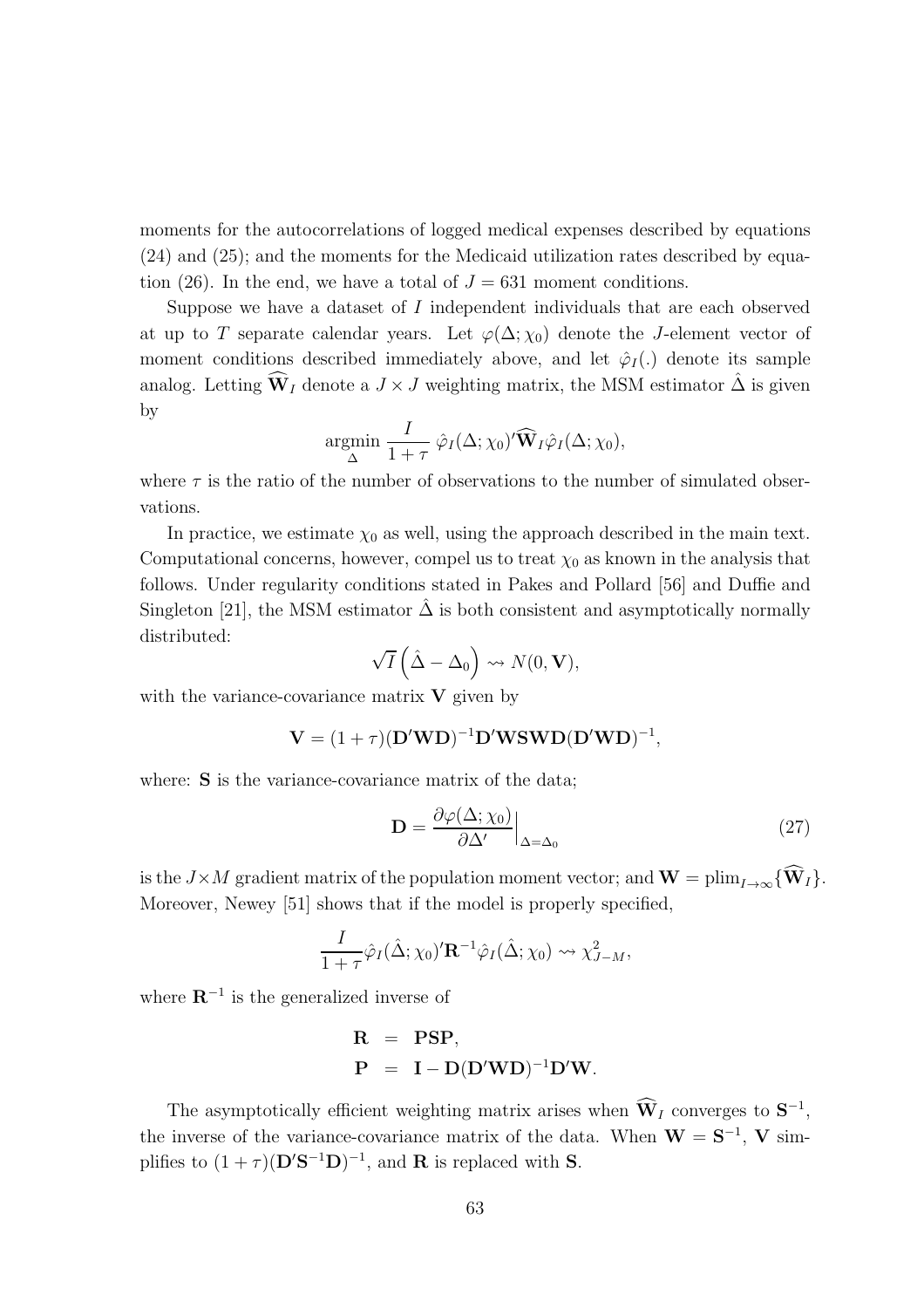moments for the autocorrelations of logged medical expenses described by equations (24) and (25); and the moments for the Medicaid utilization rates described by equation (26). In the end, we have a total of $J = 631$ moment conditions.

Suppose we have a dataset of $I$ independent individuals that are each observed at up to $T$ separate calendar years. Let $\varphi(\Delta; \chi_0)$ denote the $J$-element vector of moment conditions described immediately above, and let $\hat{\varphi}_I(.)$ denote its sample analog. Letting $\widehat{\mathbf{W}}_I$ denote a $J \times J$ weighting matrix, the MSM estimator $\hat{\Delta}$ is given by

$$\underset{\Delta}{\operatorname{argmin}} \; \frac{I}{1+\tau} \; \hat{\varphi}_I(\Delta; \chi_0)' \widehat{\mathbf{W}}_I \hat{\varphi}_I(\Delta; \chi_0),$$

where $\tau$ is the ratio of the number of observations to the number of simulated observations.

In practice, we estimate $\chi_0$ as well, using the approach described in the main text. Computational concerns, however, compel us to treat $\chi_0$ as known in the analysis that follows. Under regularity conditions stated in Pakes and Pollard [56] and Duffie and Singleton [21], the MSM estimator $\hat{\Delta}$ is both consistent and asymptotically normally distributed:

$$\sqrt{I}\left(\hat{\Delta} - \Delta_0\right) \rightsquigarrow N(0, \mathbf{V}),$$

with the variance-covariance matrix $\mathbf{V}$ given by

$$\mathbf{V} = (1+\tau)(\mathbf{D}'\mathbf{W}\mathbf{D})^{-1}\mathbf{D}'\mathbf{W}\mathbf{S}\mathbf{W}\mathbf{D}(\mathbf{D}'\mathbf{W}\mathbf{D})^{-1},$$

where: $\mathbf{S}$ is the variance-covariance matrix of the data;

$$\mathbf{D} = \frac{\partial \varphi(\Delta; \chi_0)}{\partial \Delta'}\Big|_{\Delta = \Delta_0} \tag{27}$$

is the $J \times M$ gradient matrix of the population moment vector; and $\mathbf{W} = \operatorname{plim}_{I \to \infty}\{\widehat{\mathbf{W}}_I\}$. Moreover, Newey [51] shows that if the model is properly specified,

$$\frac{I}{1+\tau}\hat{\varphi}_I(\hat{\Delta}; \chi_0)' \mathbf{R}^{-1} \hat{\varphi}_I(\hat{\Delta}; \chi_0) \rightsquigarrow \chi^2_{J-M},$$

where $\mathbf{R}^{-1}$ is the generalized inverse of

$$\begin{aligned} \mathbf{R} &= \mathbf{P}\mathbf{S}\mathbf{P}, \\ \mathbf{P} &= \mathbf{I} - \mathbf{D}(\mathbf{D}'\mathbf{W}\mathbf{D})^{-1}\mathbf{D}'\mathbf{W}. \end{aligned}$$

The asymptotically efficient weighting matrix arises when $\widehat{\mathbf{W}}_I$ converges to $\mathbf{S}^{-1}$, the inverse of the variance-covariance matrix of the data. When $\mathbf{W} = \mathbf{S}^{-1}$, $\mathbf{V}$ simplifies to $(1+\tau)(\mathbf{D}'\mathbf{S}^{-1}\mathbf{D})^{-1}$, and $\mathbf{R}$ is replaced with $\mathbf{S}$.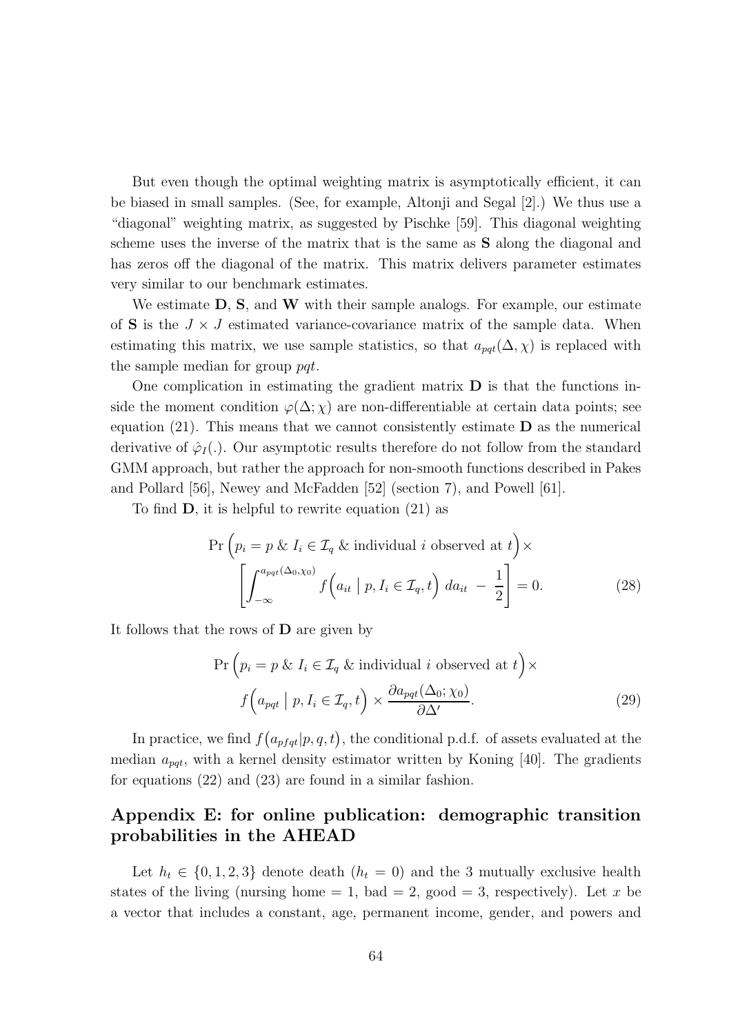But even though the optimal weighting matrix is asymptotically efficient, it can be biased in small samples. (See, for example, Altonji and Segal [2].) We thus use a "diagonal" weighting matrix, as suggested by Pischke [59]. This diagonal weighting scheme uses the inverse of the matrix that is the same as $\mathbf{S}$ along the diagonal and has zeros off the diagonal of the matrix. This matrix delivers parameter estimates very similar to our benchmark estimates.

We estimate $\mathbf{D}$, $\mathbf{S}$, and $\mathbf{W}$ with their sample analogs. For example, our estimate of $\mathbf{S}$ is the $J \times J$ estimated variance-covariance matrix of the sample data. When estimating this matrix, we use sample statistics, so that $a_{pqt}(\Delta, \chi)$ is replaced with the sample median for group $pqt$.

One complication in estimating the gradient matrix $\mathbf{D}$ is that the functions inside the moment condition $\varphi(\Delta; \chi)$ are non-differentiable at certain data points; see equation (21). This means that we cannot consistently estimate $\mathbf{D}$ as the numerical derivative of $\hat{\varphi}_I(.)$. Our asymptotic results therefore do not follow from the standard GMM approach, but rather the approach for non-smooth functions described in Pakes and Pollard [56], Newey and McFadden [52] (section 7), and Powell [61].

To find $\mathbf{D}$, it is helpful to rewrite equation (21) as

$$
\Pr\Big(p_i = p \;\&\; I_i \in \mathcal{I}_q \;\&\; \text{individual } i \text{ observed at } t\Big) \times
\left[\int_{-\infty}^{a_{pqt}(\Delta_0, \chi_0)} f\Big(a_{it} \mid p, I_i \in \mathcal{I}_q, t\Big)\, da_{it} \;-\; \frac{1}{2}\right] = 0. \tag{28}
$$

It follows that the rows of $\mathbf{D}$ are given by

$$
\Pr\Big(p_i = p \;\&\; I_i \in \mathcal{I}_q \;\&\; \text{individual } i \text{ observed at } t\Big) \times
f\Big(a_{pqt} \mid p, I_i \in \mathcal{I}_q, t\Big) \times \frac{\partial a_{pqt}(\Delta_0; \chi_0)}{\partial \Delta'}. \tag{29}
$$

In practice, we find $f\big(a_{pfqt} | p, q, t\big)$, the conditional p.d.f. of assets evaluated at the median $a_{pqt}$, with a kernel density estimator written by Koning [40]. The gradients for equations (22) and (23) are found in a similar fashion.

## Appendix E: for online publication: demographic transition probabilities in the AHEAD

Let $h_t \in \{0, 1, 2, 3\}$ denote death ($h_t = 0$) and the 3 mutually exclusive health states of the living (nursing home = 1, bad = 2, good = 3, respectively). Let $x$ be a vector that includes a constant, age, permanent income, gender, and powers and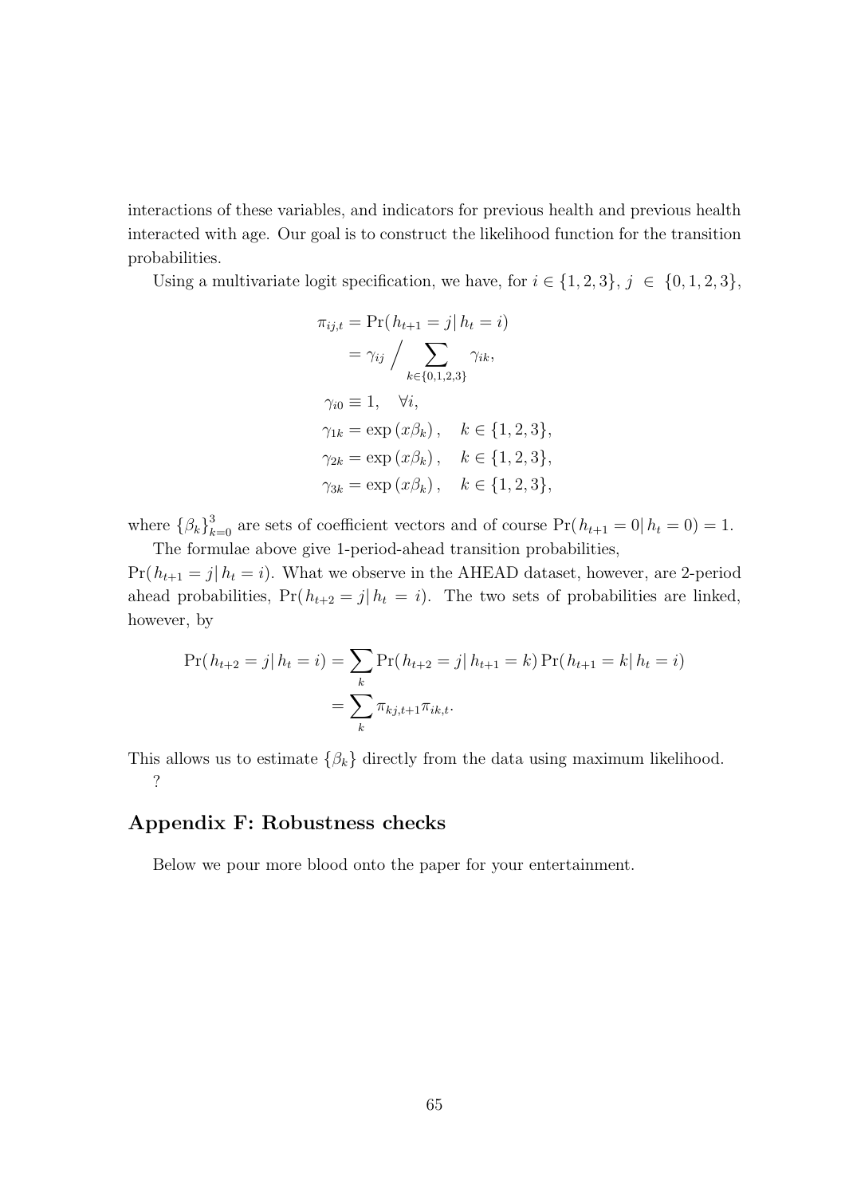interactions of these variables, and indicators for previous health and previous health interacted with age. Our goal is to construct the likelihood function for the transition probabilities.

Using a multivariate logit specification, we have, for $i \in \{1, 2, 3\}$, $j \in \{0, 1, 2, 3\}$,

$$
\begin{aligned}
\pi_{ij,t} &= \Pr(h_{t+1} = j | h_t = i) \\
&= \gamma_{ij} \Big/ \sum_{k \in \{0,1,2,3\}} \gamma_{ik}, \\
\gamma_{i0} &\equiv 1, \quad \forall i, \\
\gamma_{1k} &= \exp(x\beta_k), \quad k \in \{1, 2, 3\}, \\
\gamma_{2k} &= \exp(x\beta_k), \quad k \in \{1, 2, 3\}, \\
\gamma_{3k} &= \exp(x\beta_k), \quad k \in \{1, 2, 3\},
\end{aligned}
$$

where $\{\beta_k\}_{k=0}^{3}$ are sets of coefficient vectors and of course $\Pr(h_{t+1} = 0 | h_t = 0) = 1$.

The formulae above give 1-period-ahead transition probabilities, $\Pr(h_{t+1} = j | h_t = i)$. What we observe in the AHEAD dataset, however, are 2-period ahead probabilities, $\Pr(h_{t+2} = j | h_t = i)$. The two sets of probabilities are linked, however, by

$$
\begin{aligned}
\Pr(h_{t+2} = j | h_t = i) &= \sum_k \Pr(h_{t+2} = j | h_{t+1} = k) \Pr(h_{t+1} = k | h_t = i) \\
&= \sum_k \pi_{kj,t+1} \pi_{ik,t}.
\end{aligned}
$$

This allows us to estimate $\{\beta_k\}$ directly from the data using maximum likelihood.

?

## Appendix F: Robustness checks

Below we pour more blood onto the paper for your entertainment.